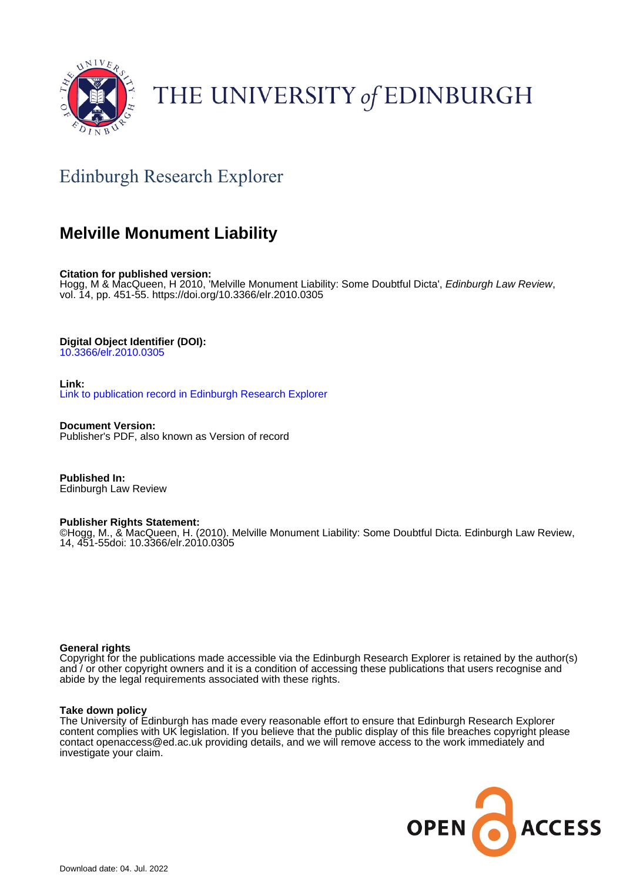# THE UNIVERSITY of EDINBURGH

## Edinburgh Research Explorer

# Melville Monument Liability

**Citation for published version:**
Hogg, M & MacQueen, H 2010, 'Melville Monument Liability: Some Doubtful Dicta', *Edinburgh Law Review*, vol. 14, pp. 451-55. https://doi.org/10.3366/elr.2010.0305

**Digital Object Identifier (DOI):**
10.3366/elr.2010.0305

**Link:**
Link to publication record in Edinburgh Research Explorer

**Document Version:**
Publisher's PDF, also known as Version of record

**Published In:**
Edinburgh Law Review

**Publisher Rights Statement:**
©Hogg, M., & MacQueen, H. (2010). Melville Monument Liability: Some Doubtful Dicta. Edinburgh Law Review, 14, 451-55doi: 10.3366/elr.2010.0305

**General rights**
Copyright for the publications made accessible via the Edinburgh Research Explorer is retained by the author(s) and / or other copyright owners and it is a condition of accessing these publications that users recognise and abide by the legal requirements associated with these rights.

**Take down policy**
The University of Edinburgh has made every reasonable effort to ensure that Edinburgh Research Explorer content complies with UK legislation. If you believe that the public display of this file breaches copyright please contact openaccess@ed.ac.uk providing details, and we will remove access to the work immediately and investigate your claim.

OPEN ACCESS

Download date: 04. Jul. 2022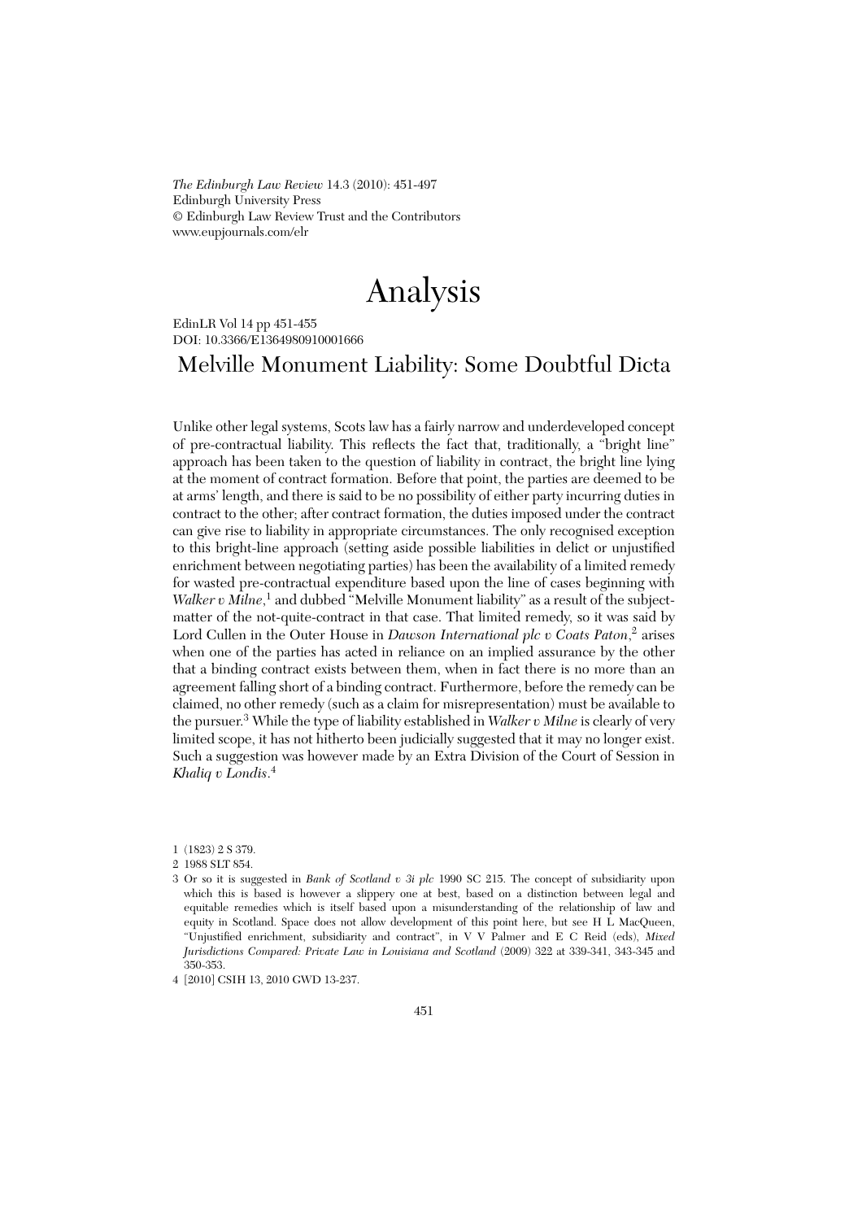# Analysis

EdinLR Vol 14 pp 451-455
DOI: 10.3366/E1364980910001666

## Melville Monument Liability: Some Doubtful Dicta

Unlike other legal systems, Scots law has a fairly narrow and underdeveloped concept of pre-contractual liability. This reflects the fact that, traditionally, a "bright line" approach has been taken to the question of liability in contract, the bright line lying at the moment of contract formation. Before that point, the parties are deemed to be at arms' length, and there is said to be no possibility of either party incurring duties in contract to the other; after contract formation, the duties imposed under the contract can give rise to liability in appropriate circumstances. The only recognised exception to this bright-line approach (setting aside possible liabilities in delict or unjustified enrichment between negotiating parties) has been the availability of a limited remedy for wasted pre-contractual expenditure based upon the line of cases beginning with *Walker v Milne*,[1] and dubbed "Melville Monument liability" as a result of the subject-matter of the not-quite-contract in that case. That limited remedy, so it was said by Lord Cullen in the Outer House in *Dawson International plc v Coats Paton*,[2] arises when one of the parties has acted in reliance on an implied assurance by the other that a binding contract exists between them, when in fact there is no more than an agreement falling short of a binding contract. Furthermore, before the remedy can be claimed, no other remedy (such as a claim for misrepresentation) must be available to the pursuer.[3] While the type of liability established in *Walker v Milne* is clearly of very limited scope, it has not hitherto been judicially suggested that it may no longer exist. Such a suggestion was however made by an Extra Division of the Court of Session in *Khaliq v Londis*.[4]

---

1 (1823) 2 S 379.

2 1988 SLT 854.

3 Or so it is suggested in *Bank of Scotland v 3i plc* 1990 SC 215. The concept of subsidiarity upon which this is based is however a slippery one at best, based on a distinction between legal and equitable remedies which is itself based upon a misunderstanding of the relationship of law and equity in Scotland. Space does not allow development of this point here, but see H L MacQueen, "Unjustified enrichment, subsidiarity and contract", in V V Palmer and E C Reid (eds), *Mixed Jurisdictions Compared: Private Law in Louisiana and Scotland* (2009) 322 at 339-341, 343-345 and 350-353.

4 [2010] CSIH 13, 2010 GWD 13-237.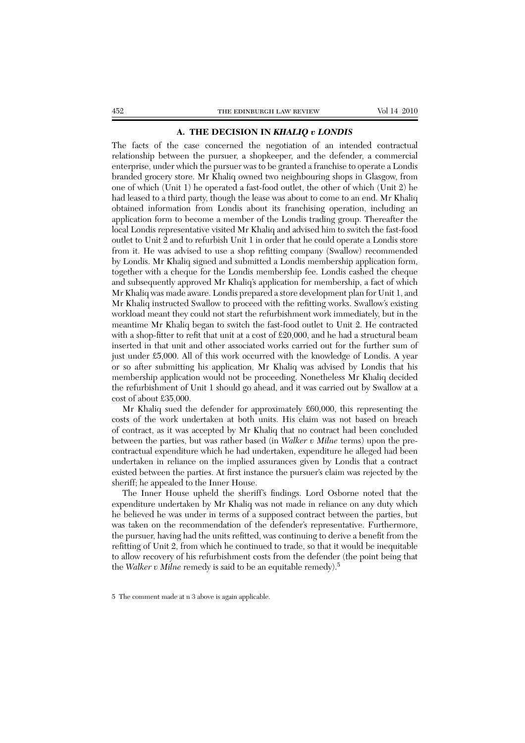## A. THE DECISION IN *KHALIQ v LONDIS*

The facts of the case concerned the negotiation of an intended contractual relationship between the pursuer, a shopkeeper, and the defender, a commercial enterprise, under which the pursuer was to be granted a franchise to operate a Londis branded grocery store. Mr Khaliq owned two neighbouring shops in Glasgow, from one of which (Unit 1) he operated a fast-food outlet, the other of which (Unit 2) he had leased to a third party, though the lease was about to come to an end. Mr Khaliq obtained information from Londis about its franchising operation, including an application form to become a member of the Londis trading group. Thereafter the local Londis representative visited Mr Khaliq and advised him to switch the fast-food outlet to Unit 2 and to refurbish Unit 1 in order that he could operate a Londis store from it. He was advised to use a shop refitting company (Swallow) recommended by Londis. Mr Khaliq signed and submitted a Londis membership application form, together with a cheque for the Londis membership fee. Londis cashed the cheque and subsequently approved Mr Khaliq's application for membership, a fact of which Mr Khaliq was made aware. Londis prepared a store development plan for Unit 1, and Mr Khaliq instructed Swallow to proceed with the refitting works. Swallow's existing workload meant they could not start the refurbishment work immediately, but in the meantime Mr Khaliq began to switch the fast-food outlet to Unit 2. He contracted with a shop-fitter to refit that unit at a cost of £20,000, and he had a structural beam inserted in that unit and other associated works carried out for the further sum of just under £5,000. All of this work occurred with the knowledge of Londis. A year or so after submitting his application, Mr Khaliq was advised by Londis that his membership application would not be proceeding. Nonetheless Mr Khaliq decided the refurbishment of Unit 1 should go ahead, and it was carried out by Swallow at a cost of about £35,000.

Mr Khaliq sued the defender for approximately £60,000, this representing the costs of the work undertaken at both units. His claim was not based on breach of contract, as it was accepted by Mr Khaliq that no contract had been concluded between the parties, but was rather based (in *Walker v Milne* terms) upon the pre-contractual expenditure which he had undertaken, expenditure he alleged had been undertaken in reliance on the implied assurances given by Londis that a contract existed between the parties. At first instance the pursuer's claim was rejected by the sheriff; he appealed to the Inner House.

The Inner House upheld the sheriff's findings. Lord Osborne noted that the expenditure undertaken by Mr Khaliq was not made in reliance on any duty which he believed he was under in terms of a supposed contract between the parties, but was taken on the recommendation of the defender's representative. Furthermore, the pursuer, having had the units refitted, was continuing to derive a benefit from the refitting of Unit 2, from which he continued to trade, so that it would be inequitable to allow recovery of his refurbishment costs from the defender (the point being that the *Walker v Milne* remedy is said to be an equitable remedy).[5]

5 The comment made at n 3 above is again applicable.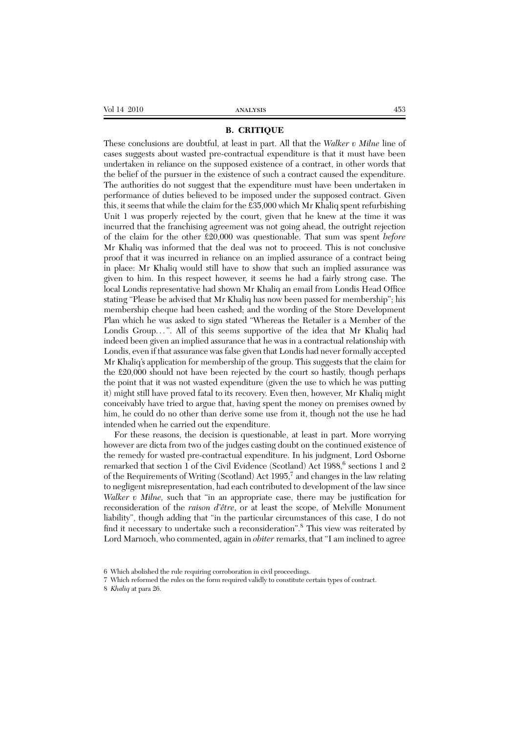## B. CRITIQUE

These conclusions are doubtful, at least in part. All that the *Walker v Milne* line of cases suggests about wasted pre-contractual expenditure is that it must have been undertaken in reliance on the supposed existence of a contract, in other words that the belief of the pursuer in the existence of such a contract caused the expenditure. The authorities do not suggest that the expenditure must have been undertaken in performance of duties believed to be imposed under the supposed contract. Given this, it seems that while the claim for the £35,000 which Mr Khaliq spent refurbishing Unit 1 was properly rejected by the court, given that he knew at the time it was incurred that the franchising agreement was not going ahead, the outright rejection of the claim for the other £20,000 was questionable. That sum was spent *before* Mr Khaliq was informed that the deal was not to proceed. This is not conclusive proof that it was incurred in reliance on an implied assurance of a contract being in place: Mr Khaliq would still have to show that such an implied assurance was given to him. In this respect however, it seems he had a fairly strong case. The local Londis representative had shown Mr Khaliq an email from Londis Head Office stating "Please be advised that Mr Khaliq has now been passed for membership"; his membership cheque had been cashed; and the wording of the Store Development Plan which he was asked to sign stated "Whereas the Retailer is a Member of the Londis Group…". All of this seems supportive of the idea that Mr Khaliq had indeed been given an implied assurance that he was in a contractual relationship with Londis, even if that assurance was false given that Londis had never formally accepted Mr Khaliq's application for membership of the group. This suggests that the claim for the £20,000 should not have been rejected by the court so hastily, though perhaps the point that it was not wasted expenditure (given the use to which he was putting it) might still have proved fatal to its recovery. Even then, however, Mr Khaliq might conceivably have tried to argue that, having spent the money on premises owned by him, he could do no other than derive some use from it, though not the use he had intended when he carried out the expenditure.

For these reasons, the decision is questionable, at least in part. More worrying however are dicta from two of the judges casting doubt on the continued existence of the remedy for wasted pre-contractual expenditure. In his judgment, Lord Osborne remarked that section 1 of the Civil Evidence (Scotland) Act 1988,[6] sections 1 and 2 of the Requirements of Writing (Scotland) Act 1995,[7] and changes in the law relating to negligent misrepresentation, had each contributed to development of the law since *Walker v Milne,* such that "in an appropriate case, there may be justification for reconsideration of the *raison d'être*, or at least the scope, of Melville Monument liability", though adding that "in the particular circumstances of this case, I do not find it necessary to undertake such a reconsideration".[8] This view was reiterated by Lord Marnoch, who commented, again in *obiter* remarks, that "I am inclined to agree

6 Which abolished the rule requiring corroboration in civil proceedings.

7 Which reformed the rules on the form required validly to constitute certain types of contract.

8 *Khaliq* at para 26.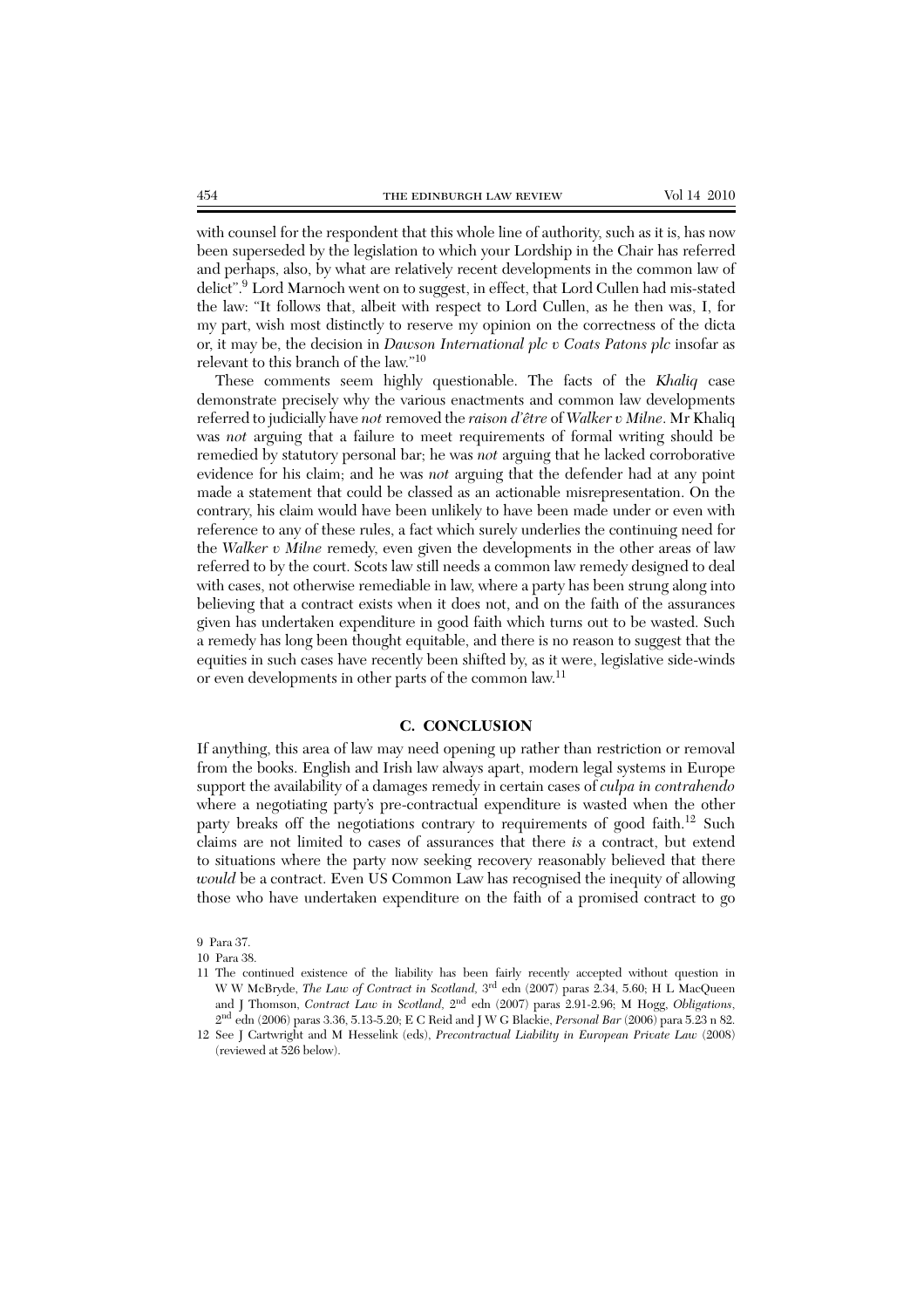with counsel for the respondent that this whole line of authority, such as it is, has now been superseded by the legislation to which your Lordship in the Chair has referred and perhaps, also, by what are relatively recent developments in the common law of delict".[9] Lord Marnoch went on to suggest, in effect, that Lord Cullen had mis-stated the law: "It follows that, albeit with respect to Lord Cullen, as he then was, I, for my part, wish most distinctly to reserve my opinion on the correctness of the dicta or, it may be, the decision in *Dawson International plc v Coats Patons plc* insofar as relevant to this branch of the law."[10]

These comments seem highly questionable. The facts of the *Khaliq* case demonstrate precisely why the various enactments and common law developments referred to judicially have *not* removed the *raison d'être* of *Walker v Milne*. Mr Khaliq was *not* arguing that a failure to meet requirements of formal writing should be remedied by statutory personal bar; he was *not* arguing that he lacked corroborative evidence for his claim; and he was *not* arguing that the defender had at any point made a statement that could be classed as an actionable misrepresentation. On the contrary, his claim would have been unlikely to have been made under or even with reference to any of these rules, a fact which surely underlies the continuing need for the *Walker v Milne* remedy, even given the developments in the other areas of law referred to by the court. Scots law still needs a common law remedy designed to deal with cases, not otherwise remediable in law, where a party has been strung along into believing that a contract exists when it does not, and on the faith of the assurances given has undertaken expenditure in good faith which turns out to be wasted. Such a remedy has long been thought equitable, and there is no reason to suggest that the equities in such cases have recently been shifted by, as it were, legislative side-winds or even developments in other parts of the common law.[11]

## C. CONCLUSION

If anything, this area of law may need opening up rather than restriction or removal from the books. English and Irish law always apart, modern legal systems in Europe support the availability of a damages remedy in certain cases of *culpa in contrahendo* where a negotiating party's pre-contractual expenditure is wasted when the other party breaks off the negotiations contrary to requirements of good faith.[12] Such claims are not limited to cases of assurances that there *is* a contract, but extend to situations where the party now seeking recovery reasonably believed that there *would* be a contract. Even US Common Law has recognised the inequity of allowing those who have undertaken expenditure on the faith of a promised contract to go

9 Para 37.

10 Para 38.

11 The continued existence of the liability has been fairly recently accepted without question in W W McBryde, *The Law of Contract in Scotland*, 3rd edn (2007) paras 2.34, 5.60; H L MacQueen and J Thomson, *Contract Law in Scotland*, 2nd edn (2007) paras 2.91-2.96; M Hogg, *Obligations*, 2nd edn (2006) paras 3.36, 5.13-5.20; E C Reid and J W G Blackie, *Personal Bar* (2006) para 5.23 n 82.

12 See J Cartwright and M Hesselink (eds), *Precontractual Liability in European Private Law* (2008) (reviewed at 526 below).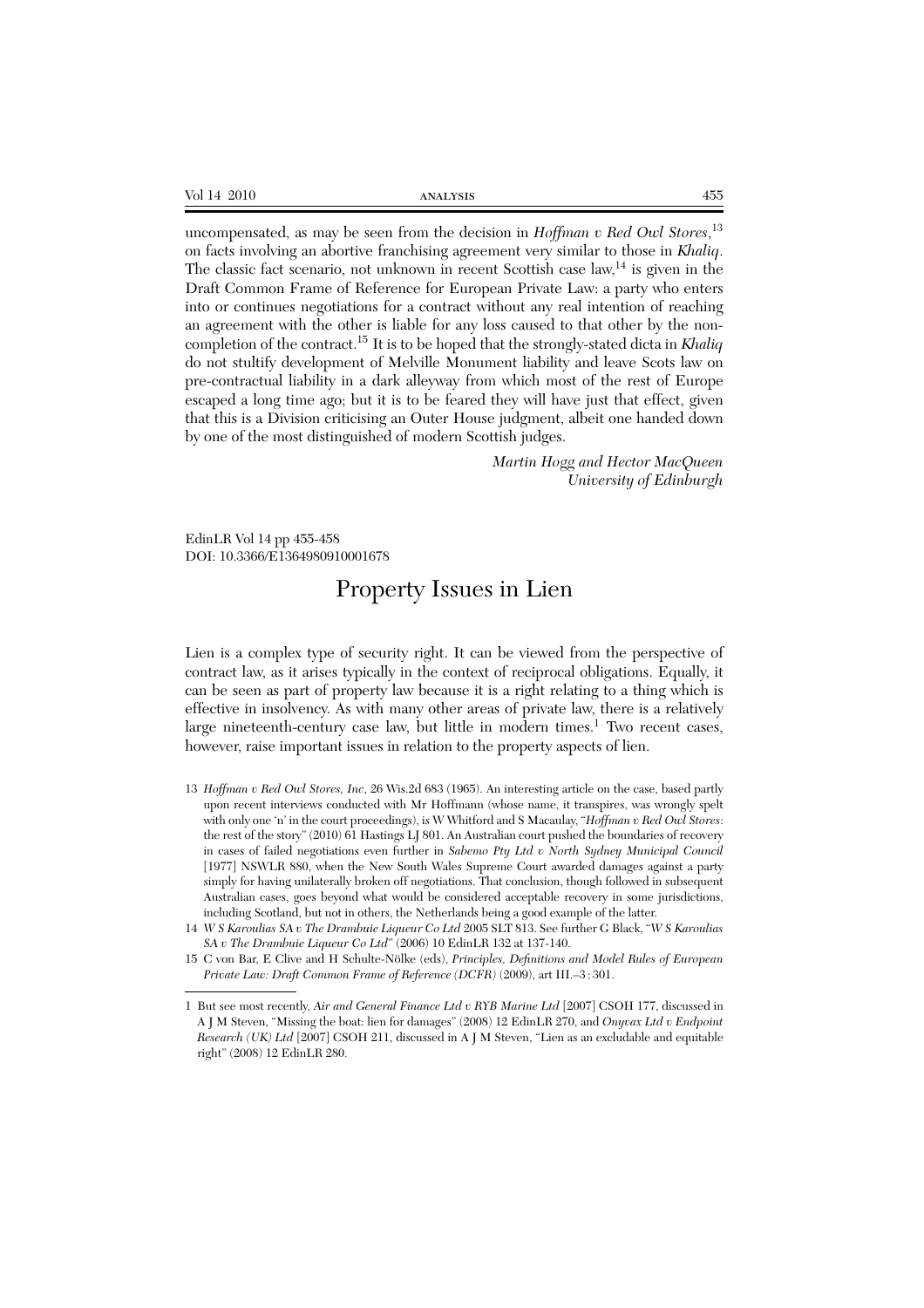uncompensated, as may be seen from the decision in *Hoffman v Red Owl Stores*,[13] on facts involving an abortive franchising agreement very similar to those in *Khaliq*. The classic fact scenario, not unknown in recent Scottish case law,[14] is given in the Draft Common Frame of Reference for European Private Law: a party who enters into or continues negotiations for a contract without any real intention of reaching an agreement with the other is liable for any loss caused to that other by the non-completion of the contract.[15] It is to be hoped that the strongly-stated dicta in *Khaliq* do not stultify development of Melville Monument liability and leave Scots law on pre-contractual liability in a dark alleyway from which most of the rest of Europe escaped a long time ago; but it is to be feared they will have just that effect, given that this is a Division criticising an Outer House judgment, albeit one handed down by one of the most distinguished of modern Scottish judges.

*Martin Hogg and Hector MacQueen*
*University of Edinburgh*

EdinLR Vol 14 pp 455-458
DOI: 10.3366/E1364980910001678

# Property Issues in Lien

Lien is a complex type of security right. It can be viewed from the perspective of contract law, as it arises typically in the context of reciprocal obligations. Equally, it can be seen as part of property law because it is a right relating to a thing which is effective in insolvency. As with many other areas of private law, there is a relatively large nineteenth-century case law, but little in modern times.[1] Two recent cases, however, raise important issues in relation to the property aspects of lien.

13 *Hoffman v Red Owl Stores, Inc*, 26 Wis.2d 683 (1965). An interesting article on the case, based partly upon recent interviews conducted with Mr Hoffmann (whose name, it transpires, was wrongly spelt with only one 'n' in the court proceedings), is W Whitford and S Macaulay, "*Hoffman v Red Owl Stores*: the rest of the story" (2010) 61 Hastings LJ 801. An Australian court pushed the boundaries of recovery in cases of failed negotiations even further in *Sabemo Pty Ltd v North Sydney Municipal Council* [1977] NSWLR 880, when the New South Wales Supreme Court awarded damages against a party simply for having unilaterally broken off negotiations. That conclusion, though followed in subsequent Australian cases, goes beyond what would be considered acceptable recovery in some jurisdictions, including Scotland, but not in others, the Netherlands being a good example of the latter.

14 *W S Karoulias SA v The Drambuie Liqueur Co Ltd* 2005 SLT 813. See further G Black, "*W S Karoulias SA v The Drambuie Liqueur Co Ltd*" (2006) 10 EdinLR 132 at 137-140.

15 C von Bar, E Clive and H Schulte-Nölke (eds), *Principles, Definitions and Model Rules of European Private Law: Draft Common Frame of Reference (DCFR)* (2009), art III.–3 : 301.

1 But see most recently, *Air and General Finance Ltd v RYB Marine Ltd* [2007] CSOH 177, discussed in A J M Steven, "Missing the boat: lien for damages" (2008) 12 EdinLR 270, and *Onyvax Ltd v Endpoint Research (UK) Ltd* [2007] CSOH 211, discussed in A J M Steven, "Lien as an excludable and equitable right" (2008) 12 EdinLR 280.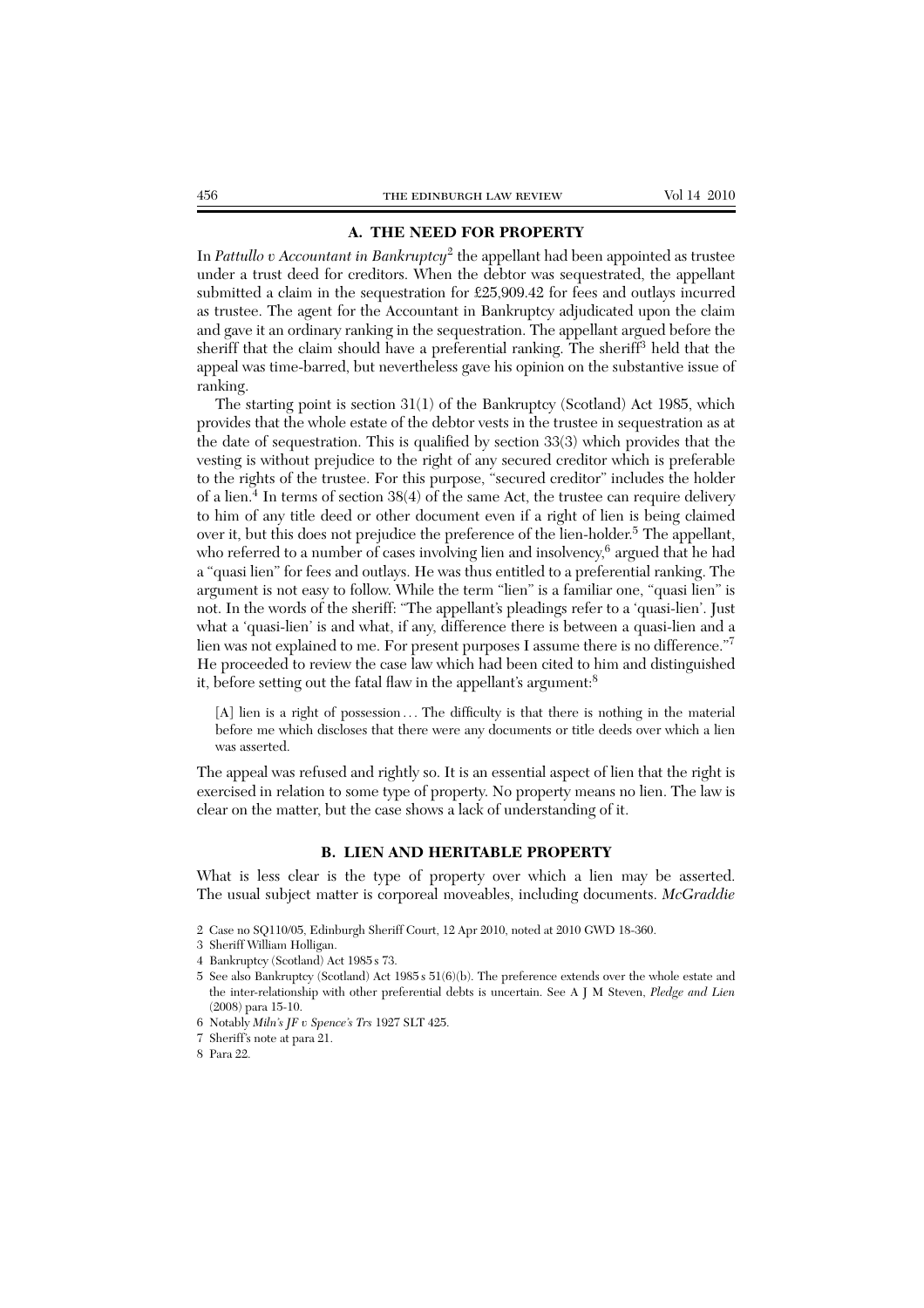## A. THE NEED FOR PROPERTY

In *Pattullo v Accountant in Bankruptcy*[2] the appellant had been appointed as trustee under a trust deed for creditors. When the debtor was sequestrated, the appellant submitted a claim in the sequestration for £25,909.42 for fees and outlays incurred as trustee. The agent for the Accountant in Bankruptcy adjudicated upon the claim and gave it an ordinary ranking in the sequestration. The appellant argued before the sheriff that the claim should have a preferential ranking. The sheriff[3] held that the appeal was time-barred, but nevertheless gave his opinion on the substantive issue of ranking.

The starting point is section 31(1) of the Bankruptcy (Scotland) Act 1985, which provides that the whole estate of the debtor vests in the trustee in sequestration as at the date of sequestration. This is qualified by section 33(3) which provides that the vesting is without prejudice to the right of any secured creditor which is preferable to the rights of the trustee. For this purpose, "secured creditor" includes the holder of a lien.[4] In terms of section 38(4) of the same Act, the trustee can require delivery to him of any title deed or other document even if a right of lien is being claimed over it, but this does not prejudice the preference of the lien-holder.[5] The appellant, who referred to a number of cases involving lien and insolvency,[6] argued that he had a "quasi lien" for fees and outlays. He was thus entitled to a preferential ranking. The argument is not easy to follow. While the term "lien" is a familiar one, "quasi lien" is not. In the words of the sheriff: "The appellant's pleadings refer to a 'quasi-lien'. Just what a 'quasi-lien' is and what, if any, difference there is between a quasi-lien and a lien was not explained to me. For present purposes I assume there is no difference."[7] He proceeded to review the case law which had been cited to him and distinguished it, before setting out the fatal flaw in the appellant's argument:[8]

> [A] lien is a right of possession . . . The difficulty is that there is nothing in the material before me which discloses that there were any documents or title deeds over which a lien was asserted.

The appeal was refused and rightly so. It is an essential aspect of lien that the right is exercised in relation to some type of property. No property means no lien. The law is clear on the matter, but the case shows a lack of understanding of it.

## B. LIEN AND HERITABLE PROPERTY

What is less clear is the type of property over which a lien may be asserted. The usual subject matter is corporeal moveables, including documents. *McGraddie*

2 Case no SQ110/05, Edinburgh Sheriff Court, 12 Apr 2010, noted at 2010 GWD 18-360.

3 Sheriff William Holligan.

4 Bankruptcy (Scotland) Act 1985 s 73.

5 See also Bankruptcy (Scotland) Act 1985 s 51(6)(b). The preference extends over the whole estate and the inter-relationship with other preferential debts is uncertain. See A J M Steven, *Pledge and Lien* (2008) para 15-10.

6 Notably *Miln's JF v Spence's Trs* 1927 SLT 425.

7 Sheriff's note at para 21.

8 Para 22.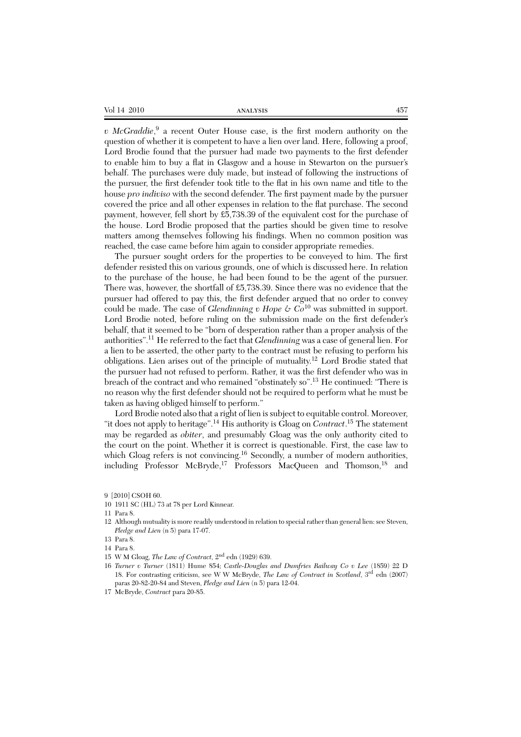*v McGraddie*,[9] a recent Outer House case, is the first modern authority on the question of whether it is competent to have a lien over land. Here, following a proof, Lord Brodie found that the pursuer had made two payments to the first defender to enable him to buy a flat in Glasgow and a house in Stewarton on the pursuer's behalf. The purchases were duly made, but instead of following the instructions of the pursuer, the first defender took title to the flat in his own name and title to the house *pro indiviso* with the second defender. The first payment made by the pursuer covered the price and all other expenses in relation to the flat purchase. The second payment, however, fell short by £5,738.39 of the equivalent cost for the purchase of the house. Lord Brodie proposed that the parties should be given time to resolve matters among themselves following his findings. When no common position was reached, the case came before him again to consider appropriate remedies.

The pursuer sought orders for the properties to be conveyed to him. The first defender resisted this on various grounds, one of which is discussed here. In relation to the purchase of the house, he had been found to be the agent of the pursuer. There was, however, the shortfall of £5,738.39. Since there was no evidence that the pursuer had offered to pay this, the first defender argued that no order to convey could be made. The case of *Glendinning v Hope & Co*[10] was submitted in support. Lord Brodie noted, before ruling on the submission made on the first defender's behalf, that it seemed to be "born of desperation rather than a proper analysis of the authorities".[11] He referred to the fact that *Glendinning* was a case of general lien. For a lien to be asserted, the other party to the contract must be refusing to perform his obligations. Lien arises out of the principle of mutuality.[12] Lord Brodie stated that the pursuer had not refused to perform. Rather, it was the first defender who was in breach of the contract and who remained "obstinately so".[13] He continued: "There is no reason why the first defender should not be required to perform what he must be taken as having obliged himself to perform."

Lord Brodie noted also that a right of lien is subject to equitable control. Moreover, "it does not apply to heritage".[14] His authority is Gloag on *Contract*.[15] The statement may be regarded as *obiter*, and presumably Gloag was the only authority cited to the court on the point. Whether it is correct is questionable. First, the case law to which Gloag refers is not convincing.[16] Secondly, a number of modern authorities, including Professor McBryde,[17] Professors MacQueen and Thomson,[18] and

9 [2010] CSOH 60.

10 1911 SC (HL) 73 at 78 per Lord Kinnear.

11 Para 8.

12 Although mutuality is more readily understood in relation to special rather than general lien: see Steven, *Pledge and Lien* (n 5) para 17-07.

13 Para 8.

14 Para 8.

15 W M Gloag, *The Law of Contract*, 2nd edn (1929) 639.

16 *Turner v Turner* (1811) Hume 854; *Castle-Douglas and Dumfries Railway Co v Lee* (1859) 22 D 18. For contrasting criticism, see W W McBryde, *The Law of Contract in Scotland*, 3rd edn (2007) paras 20-82-20-84 and Steven, *Pledge and Lien* (n 5) para 12-04.

17 McBryde, *Contract* para 20-85.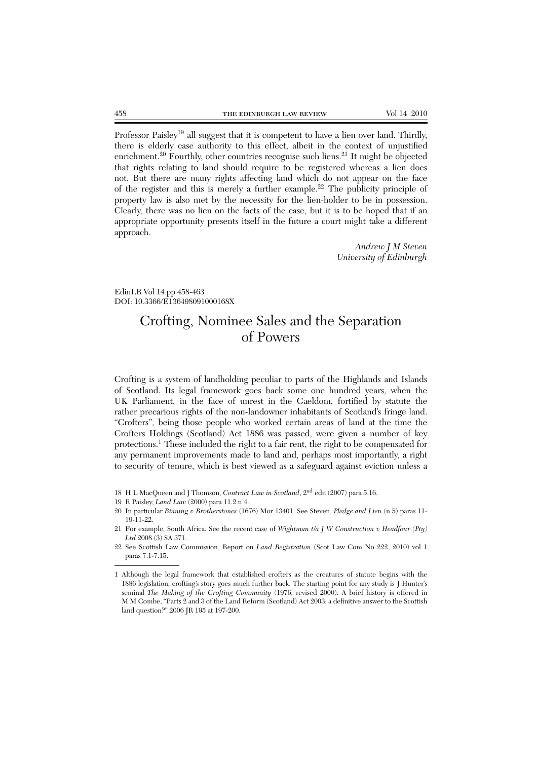Professor Paisley[19] all suggest that it is competent to have a lien over land. Thirdly, there is elderly case authority to this effect, albeit in the context of unjustified enrichment.[20] Fourthly, other countries recognise such liens.[21] It might be objected that rights relating to land should require to be registered whereas a lien does not. But there are many rights affecting land which do not appear on the face of the register and this is merely a further example.[22] The publicity principle of property law is also met by the necessity for the lien-holder to be in possession. Clearly, there was no lien on the facts of the case, but it is to be hoped that if an appropriate opportunity presents itself in the future a court might take a different approach.

*Andrew J M Steven*
*University of Edinburgh*

EdinLR Vol 14 pp 458-463
DOI: 10.3366/E136498091000168X

# Crofting, Nominee Sales and the Separation of Powers

Crofting is a system of landholding peculiar to parts of the Highlands and Islands of Scotland. Its legal framework goes back some one hundred years, when the UK Parliament, in the face of unrest in the Gaeldom, fortified by statute the rather precarious rights of the non-landowner inhabitants of Scotland's fringe land. "Crofters", being those people who worked certain areas of land at the time the Crofters Holdings (Scotland) Act 1886 was passed, were given a number of key protections.[1] These included the right to a fair rent, the right to be compensated for any permanent improvements made to land and, perhaps most importantly, a right to security of tenure, which is best viewed as a safeguard against eviction unless a

18 H L MacQueen and J Thomson, *Contract Law in Scotland*, 2nd edn (2007) para 5.16.

19 R Paisley, *Land Law* (2000) para 11.2 n 4.

20 In particular *Binning v Brotherstones* (1676) Mor 13401. See Steven, *Pledge and Lien* (n 5) paras 11-19-11-22.

21 For example, South Africa. See the recent case of *Wightman t/a J W Construction v Headfour (Pty) Ltd* 2008 (3) SA 371.

22 See Scottish Law Commission, Report on *Land Registration* (Scot Law Com No 222, 2010) vol 1 paras 7.1-7.15.

1 Although the legal framework that established crofters as the creatures of statute begins with the 1886 legislation, crofting's story goes much further back. The starting point for any study is J Hunter's seminal *The Making of the Crofting Community* (1976, revised 2000). A brief history is offered in M M Combe, "Parts 2 and 3 of the Land Reform (Scotland) Act 2003: a definitive answer to the Scottish land question?" 2006 JR 195 at 197-200.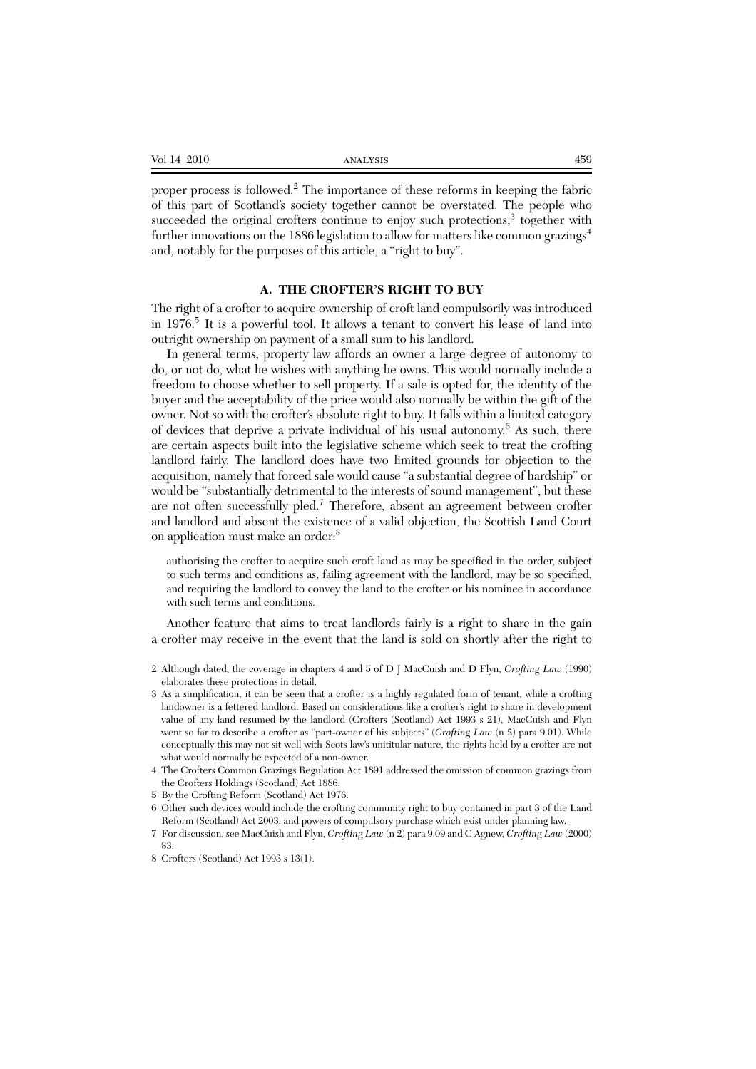proper process is followed.[2] The importance of these reforms in keeping the fabric of this part of Scotland's society together cannot be overstated. The people who succeeded the original crofters continue to enjoy such protections,[3] together with further innovations on the 1886 legislation to allow for matters like common grazings[4] and, notably for the purposes of this article, a "right to buy".

### A. THE CROFTER'S RIGHT TO BUY

The right of a crofter to acquire ownership of croft land compulsorily was introduced in 1976.[5] It is a powerful tool. It allows a tenant to convert his lease of land into outright ownership on payment of a small sum to his landlord.

In general terms, property law affords an owner a large degree of autonomy to do, or not do, what he wishes with anything he owns. This would normally include a freedom to choose whether to sell property. If a sale is opted for, the identity of the buyer and the acceptability of the price would also normally be within the gift of the owner. Not so with the crofter's absolute right to buy. It falls within a limited category of devices that deprive a private individual of his usual autonomy.[6] As such, there are certain aspects built into the legislative scheme which seek to treat the crofting landlord fairly. The landlord does have two limited grounds for objection to the acquisition, namely that forced sale would cause "a substantial degree of hardship" or would be "substantially detrimental to the interests of sound management", but these are not often successfully pled.[7] Therefore, absent an agreement between crofter and landlord and absent the existence of a valid objection, the Scottish Land Court on application must make an order:[8]

> authorising the crofter to acquire such croft land as may be specified in the order, subject to such terms and conditions as, failing agreement with the landlord, may be so specified, and requiring the landlord to convey the land to the crofter or his nominee in accordance with such terms and conditions.

Another feature that aims to treat landlords fairly is a right to share in the gain a crofter may receive in the event that the land is sold on shortly after the right to

2 Although dated, the coverage in chapters 4 and 5 of D J MacCuish and D Flyn, *Crofting Law* (1990) elaborates these protections in detail.

3 As a simplification, it can be seen that a crofter is a highly regulated form of tenant, while a crofting landowner is a fettered landlord. Based on considerations like a crofter's right to share in development value of any land resumed by the landlord (Crofters (Scotland) Act 1993 s 21), MacCuish and Flyn went so far to describe a crofter as "part-owner of his subjects" (*Crofting Law* (n 2) para 9.01). While conceptually this may not sit well with Scots law's unititular nature, the rights held by a crofter are not what would normally be expected of a non-owner.

4 The Crofters Common Grazings Regulation Act 1891 addressed the omission of common grazings from the Crofters Holdings (Scotland) Act 1886.

5 By the Crofting Reform (Scotland) Act 1976.

6 Other such devices would include the crofting community right to buy contained in part 3 of the Land Reform (Scotland) Act 2003, and powers of compulsory purchase which exist under planning law.

7 For discussion, see MacCuish and Flyn, *Crofting Law* (n 2) para 9.09 and C Agnew, *Crofting Law* (2000) 83.

8 Crofters (Scotland) Act 1993 s 13(1).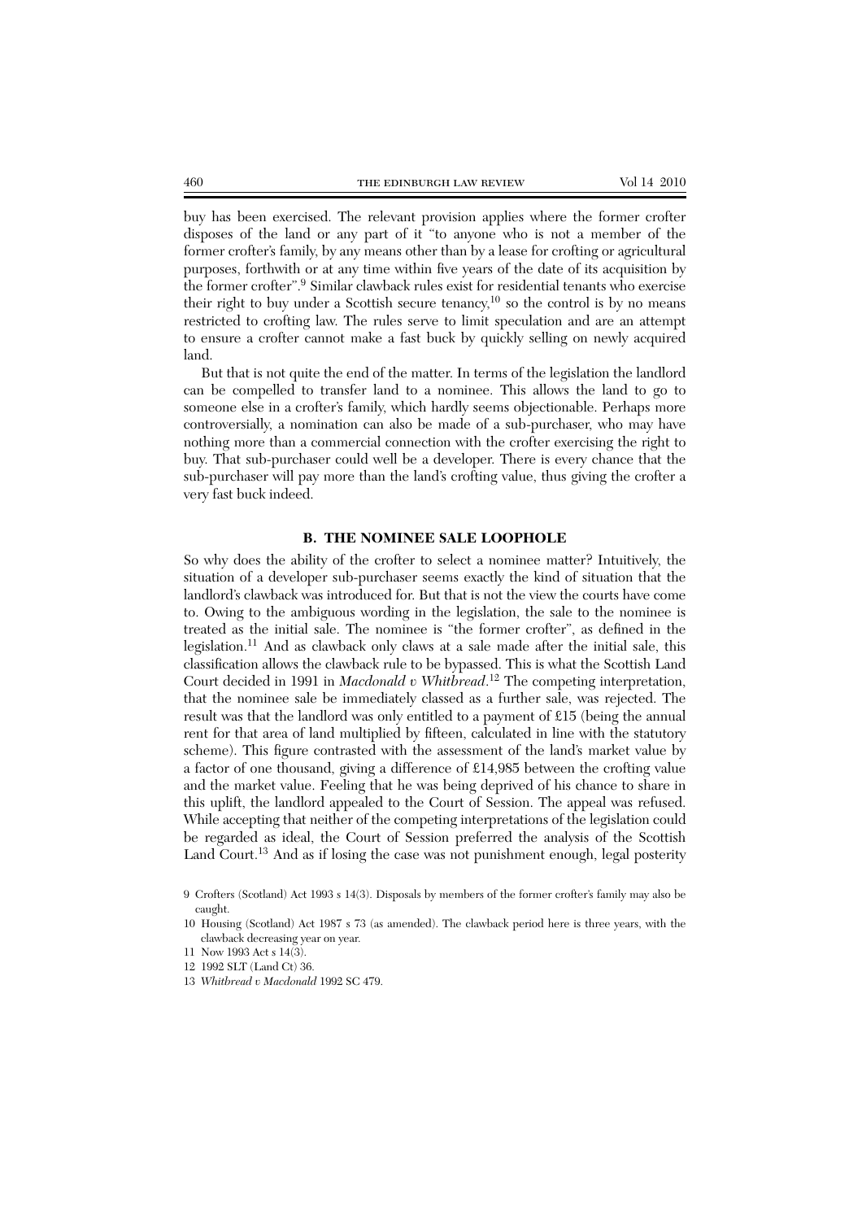buy has been exercised. The relevant provision applies where the former crofter disposes of the land or any part of it "to anyone who is not a member of the former crofter's family, by any means other than by a lease for crofting or agricultural purposes, forthwith or at any time within five years of the date of its acquisition by the former crofter".[9] Similar clawback rules exist for residential tenants who exercise their right to buy under a Scottish secure tenancy,[10] so the control is by no means restricted to crofting law. The rules serve to limit speculation and are an attempt to ensure a crofter cannot make a fast buck by quickly selling on newly acquired land.

But that is not quite the end of the matter. In terms of the legislation the landlord can be compelled to transfer land to a nominee. This allows the land to go to someone else in a crofter's family, which hardly seems objectionable. Perhaps more controversially, a nomination can also be made of a sub-purchaser, who may have nothing more than a commercial connection with the crofter exercising the right to buy. That sub-purchaser could well be a developer. There is every chance that the sub-purchaser will pay more than the land's crofting value, thus giving the crofter a very fast buck indeed.

### B. THE NOMINEE SALE LOOPHOLE

So why does the ability of the crofter to select a nominee matter? Intuitively, the situation of a developer sub-purchaser seems exactly the kind of situation that the landlord's clawback was introduced for. But that is not the view the courts have come to. Owing to the ambiguous wording in the legislation, the sale to the nominee is treated as the initial sale. The nominee is "the former crofter", as defined in the legislation.[11] And as clawback only claws at a sale made after the initial sale, this classification allows the clawback rule to be bypassed. This is what the Scottish Land Court decided in 1991 in *Macdonald v Whitbread*.[12] The competing interpretation, that the nominee sale be immediately classed as a further sale, was rejected. The result was that the landlord was only entitled to a payment of £15 (being the annual rent for that area of land multiplied by fifteen, calculated in line with the statutory scheme). This figure contrasted with the assessment of the land's market value by a factor of one thousand, giving a difference of £14,985 between the crofting value and the market value. Feeling that he was being deprived of his chance to share in this uplift, the landlord appealed to the Court of Session. The appeal was refused. While accepting that neither of the competing interpretations of the legislation could be regarded as ideal, the Court of Session preferred the analysis of the Scottish Land Court.[13] And as if losing the case was not punishment enough, legal posterity

9 Crofters (Scotland) Act 1993 s 14(3). Disposals by members of the former crofter's family may also be caught.

10 Housing (Scotland) Act 1987 s 73 (as amended). The clawback period here is three years, with the clawback decreasing year on year.

11 Now 1993 Act s 14(3).

12 1992 SLT (Land Ct) 36.

13 *Whitbread v Macdonald* 1992 SC 479.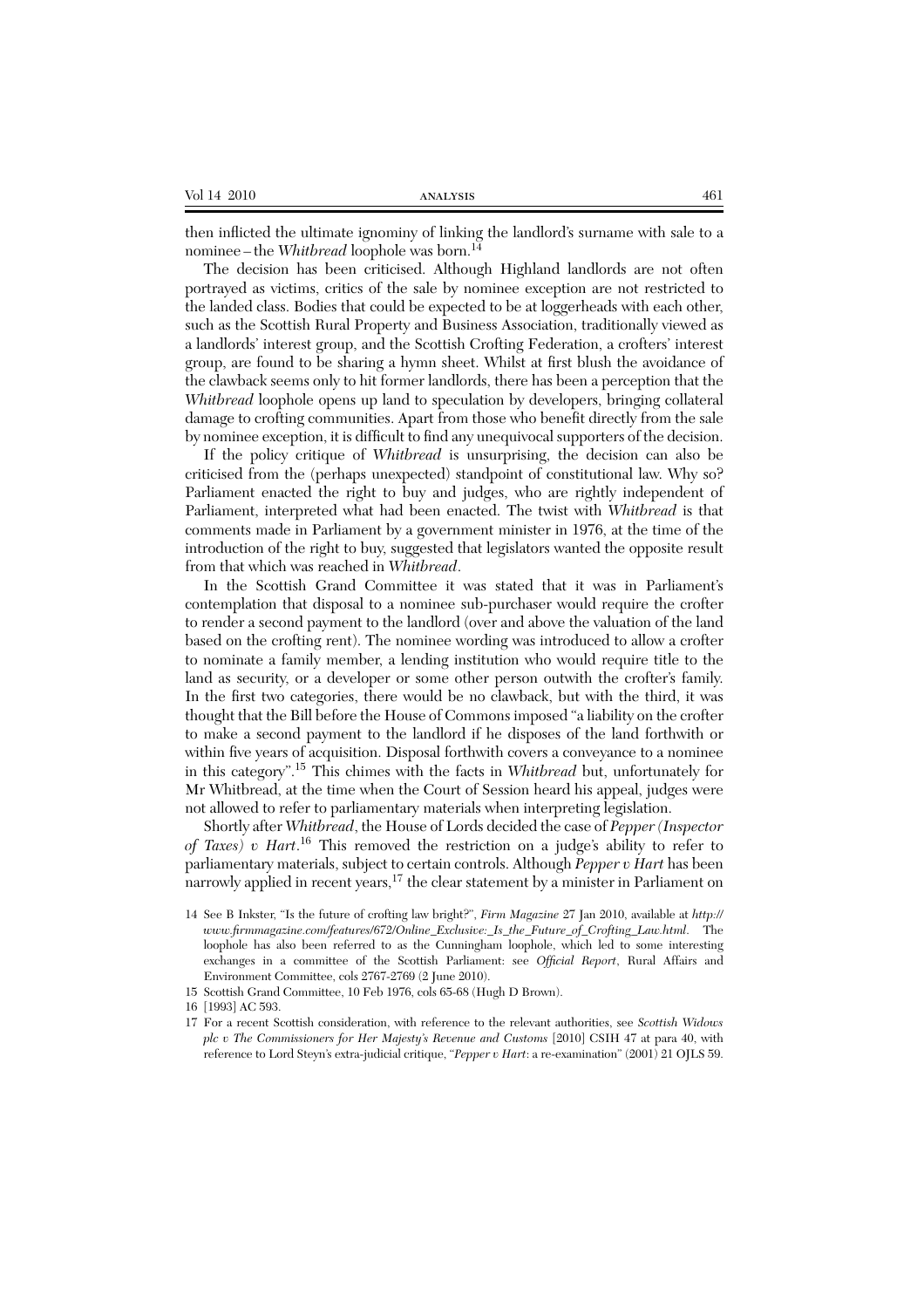then inflicted the ultimate ignominy of linking the landlord's surname with sale to a nominee – the *Whitbread* loophole was born.[14]

The decision has been criticised. Although Highland landlords are not often portrayed as victims, critics of the sale by nominee exception are not restricted to the landed class. Bodies that could be expected to be at loggerheads with each other, such as the Scottish Rural Property and Business Association, traditionally viewed as a landlords' interest group, and the Scottish Crofting Federation, a crofters' interest group, are found to be sharing a hymn sheet. Whilst at first blush the avoidance of the clawback seems only to hit former landlords, there has been a perception that the *Whitbread* loophole opens up land to speculation by developers, bringing collateral damage to crofting communities. Apart from those who benefit directly from the sale by nominee exception, it is difficult to find any unequivocal supporters of the decision.

If the policy critique of *Whitbread* is unsurprising, the decision can also be criticised from the (perhaps unexpected) standpoint of constitutional law. Why so? Parliament enacted the right to buy and judges, who are rightly independent of Parliament, interpreted what had been enacted. The twist with *Whitbread* is that comments made in Parliament by a government minister in 1976, at the time of the introduction of the right to buy, suggested that legislators wanted the opposite result from that which was reached in *Whitbread*.

In the Scottish Grand Committee it was stated that it was in Parliament's contemplation that disposal to a nominee sub-purchaser would require the crofter to render a second payment to the landlord (over and above the valuation of the land based on the crofting rent). The nominee wording was introduced to allow a crofter to nominate a family member, a lending institution who would require title to the land as security, or a developer or some other person outwith the crofter's family. In the first two categories, there would be no clawback, but with the third, it was thought that the Bill before the House of Commons imposed "a liability on the crofter to make a second payment to the landlord if he disposes of the land forthwith or within five years of acquisition. Disposal forthwith covers a conveyance to a nominee in this category".[15] This chimes with the facts in *Whitbread* but, unfortunately for Mr Whitbread, at the time when the Court of Session heard his appeal, judges were not allowed to refer to parliamentary materials when interpreting legislation.

Shortly after *Whitbread*, the House of Lords decided the case of *Pepper (Inspector of Taxes) v Hart*.[16] This removed the restriction on a judge's ability to refer to parliamentary materials, subject to certain controls. Although *Pepper v Hart* has been narrowly applied in recent years,[17] the clear statement by a minister in Parliament on

14 See B Inkster, "Is the future of crofting law bright?", *Firm Magazine* 27 Jan 2010, available at *http://www.firmmagazine.com/features/672/Online_Exclusive:_Is_the_Future_of_Crofting_Law.html*. The loophole has also been referred to as the Cunningham loophole, which led to some interesting exchanges in a committee of the Scottish Parliament: see *Official Report*, Rural Affairs and Environment Committee, cols 2767-2769 (2 June 2010).

15 Scottish Grand Committee, 10 Feb 1976, cols 65-68 (Hugh D Brown).

16 [1993] AC 593.

17 For a recent Scottish consideration, with reference to the relevant authorities, see *Scottish Widows plc v The Commissioners for Her Majesty's Revenue and Customs* [2010] CSIH 47 at para 40, with reference to Lord Steyn's extra-judicial critique, "*Pepper v Hart*: a re-examination" (2001) 21 OJLS 59.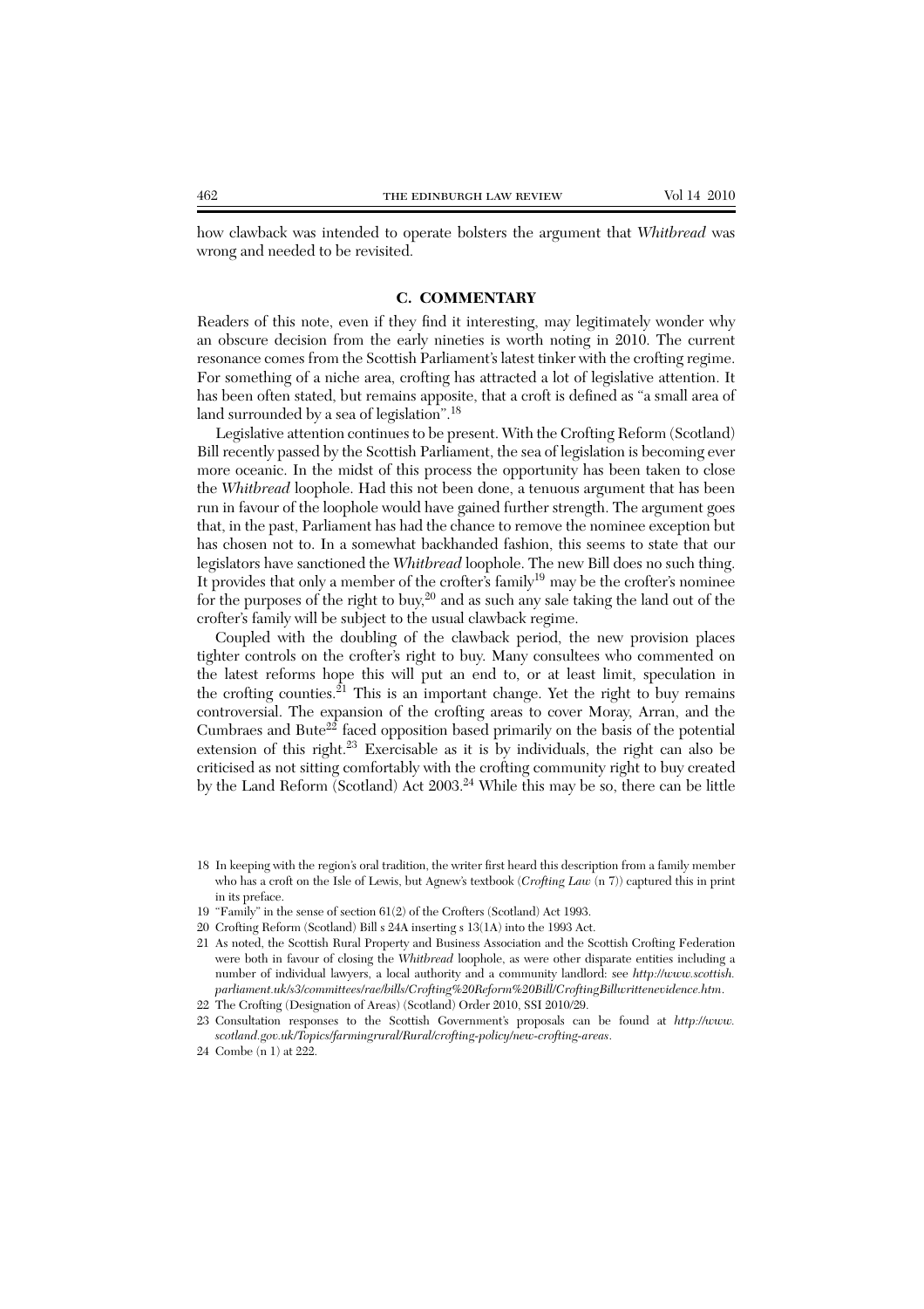how clawback was intended to operate bolsters the argument that *Whitbread* was wrong and needed to be revisited.

## C. COMMENTARY

Readers of this note, even if they find it interesting, may legitimately wonder why an obscure decision from the early nineties is worth noting in 2010. The current resonance comes from the Scottish Parliament's latest tinker with the crofting regime. For something of a niche area, crofting has attracted a lot of legislative attention. It has been often stated, but remains apposite, that a croft is defined as "a small area of land surrounded by a sea of legislation".[18]

Legislative attention continues to be present. With the Crofting Reform (Scotland) Bill recently passed by the Scottish Parliament, the sea of legislation is becoming ever more oceanic. In the midst of this process the opportunity has been taken to close the *Whitbread* loophole. Had this not been done, a tenuous argument that has been run in favour of the loophole would have gained further strength. The argument goes that, in the past, Parliament has had the chance to remove the nominee exception but has chosen not to. In a somewhat backhanded fashion, this seems to state that our legislators have sanctioned the *Whitbread* loophole. The new Bill does no such thing. It provides that only a member of the crofter's family[19] may be the crofter's nominee for the purposes of the right to buy,[20] and as such any sale taking the land out of the crofter's family will be subject to the usual clawback regime.

Coupled with the doubling of the clawback period, the new provision places tighter controls on the crofter's right to buy. Many consultees who commented on the latest reforms hope this will put an end to, or at least limit, speculation in the crofting counties.[21] This is an important change. Yet the right to buy remains controversial. The expansion of the crofting areas to cover Moray, Arran, and the Cumbraes and Bute[22] faced opposition based primarily on the basis of the potential extension of this right.[23] Exercisable as it is by individuals, the right can also be criticised as not sitting comfortably with the crofting community right to buy created by the Land Reform (Scotland) Act 2003.[24] While this may be so, there can be little

---

18 In keeping with the region's oral tradition, the writer first heard this description from a family member who has a croft on the Isle of Lewis, but Agnew's textbook (*Crofting Law* (n 7)) captured this in print in its preface.

19 "Family" in the sense of section 61(2) of the Crofters (Scotland) Act 1993.

20 Crofting Reform (Scotland) Bill s 24A inserting s 13(1A) into the 1993 Act.

21 As noted, the Scottish Rural Property and Business Association and the Scottish Crofting Federation were both in favour of closing the *Whitbread* loophole, as were other disparate entities including a number of individual lawyers, a local authority and a community landlord: see *http://www.scottish.parliament.uk/s3/committees/rae/bills/Crofting%20Reform%20Bill/CroftingBillwrittenevidence.htm*.

22 The Crofting (Designation of Areas) (Scotland) Order 2010, SSI 2010/29.

23 Consultation responses to the Scottish Government's proposals can be found at *http://www.scotland.gov.uk/Topics/farmingrural/Rural/crofting-policy/new-crofting-areas*.

24 Combe (n 1) at 222.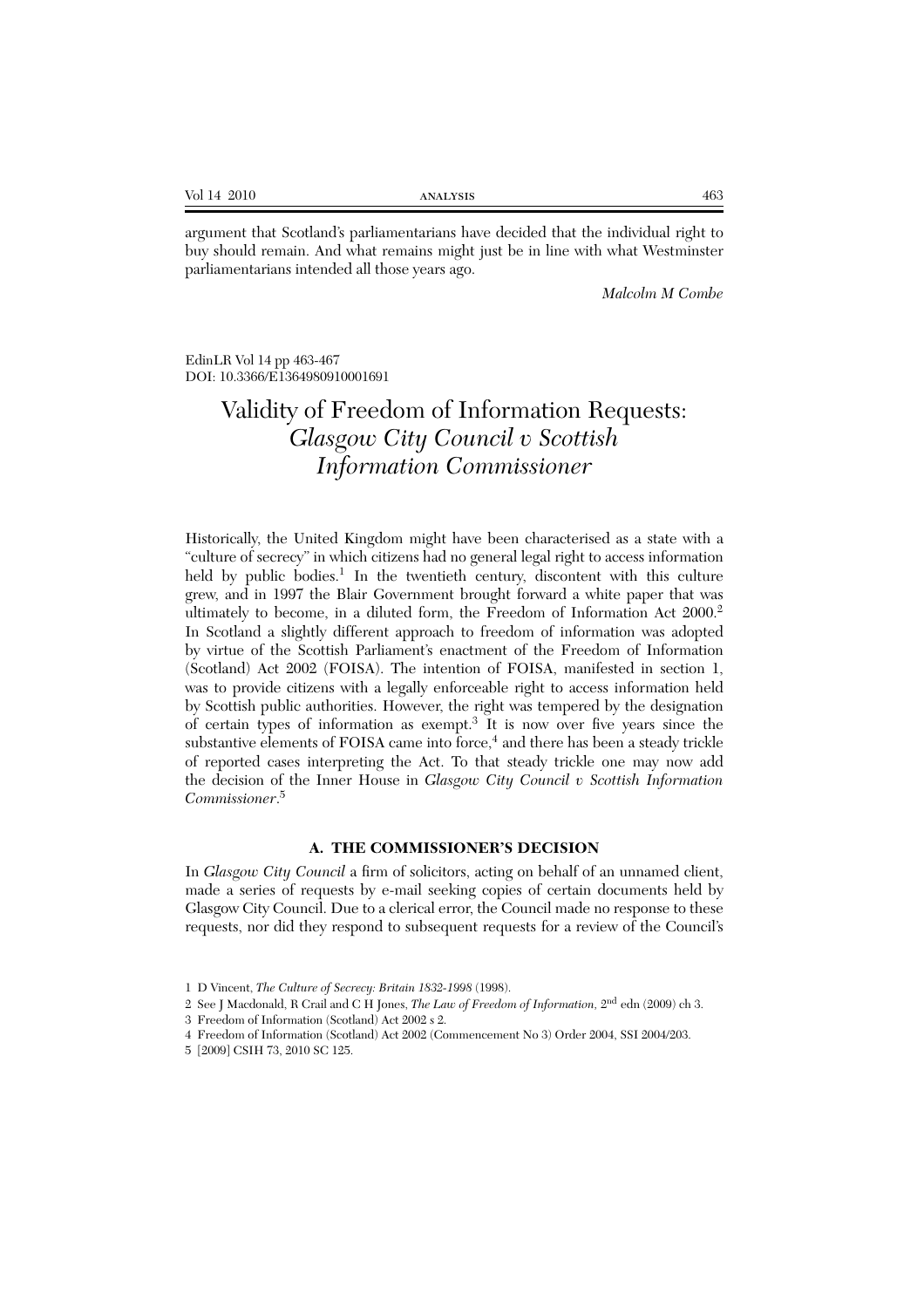argument that Scotland's parliamentarians have decided that the individual right to buy should remain. And what remains might just be in line with what Westminster parliamentarians intended all those years ago.

*Malcolm M Combe*

EdinLR Vol 14 pp 463-467
DOI: 10.3366/E1364980910001691

# Validity of Freedom of Information Requests: *Glasgow City Council v Scottish Information Commissioner*

Historically, the United Kingdom might have been characterised as a state with a "culture of secrecy" in which citizens had no general legal right to access information held by public bodies.[1] In the twentieth century, discontent with this culture grew, and in 1997 the Blair Government brought forward a white paper that was ultimately to become, in a diluted form, the Freedom of Information Act 2000.[2] In Scotland a slightly different approach to freedom of information was adopted by virtue of the Scottish Parliament's enactment of the Freedom of Information (Scotland) Act 2002 (FOISA). The intention of FOISA, manifested in section 1, was to provide citizens with a legally enforceable right to access information held by Scottish public authorities. However, the right was tempered by the designation of certain types of information as exempt.[3] It is now over five years since the substantive elements of FOISA came into force,[4] and there has been a steady trickle of reported cases interpreting the Act. To that steady trickle one may now add the decision of the Inner House in *Glasgow City Council v Scottish Information Commissioner*.[5]

## A. THE COMMISSIONER'S DECISION

In *Glasgow City Council* a firm of solicitors, acting on behalf of an unnamed client, made a series of requests by e-mail seeking copies of certain documents held by Glasgow City Council. Due to a clerical error, the Council made no response to these requests, nor did they respond to subsequent requests for a review of the Council's

1 D Vincent, *The Culture of Secrecy: Britain 1832-1998* (1998).

2 See J Macdonald, R Crail and C H Jones, *The Law of Freedom of Information*, 2nd edn (2009) ch 3.

3 Freedom of Information (Scotland) Act 2002 s 2.

4 Freedom of Information (Scotland) Act 2002 (Commencement No 3) Order 2004, SSI 2004/203.

5 [2009] CSIH 73, 2010 SC 125.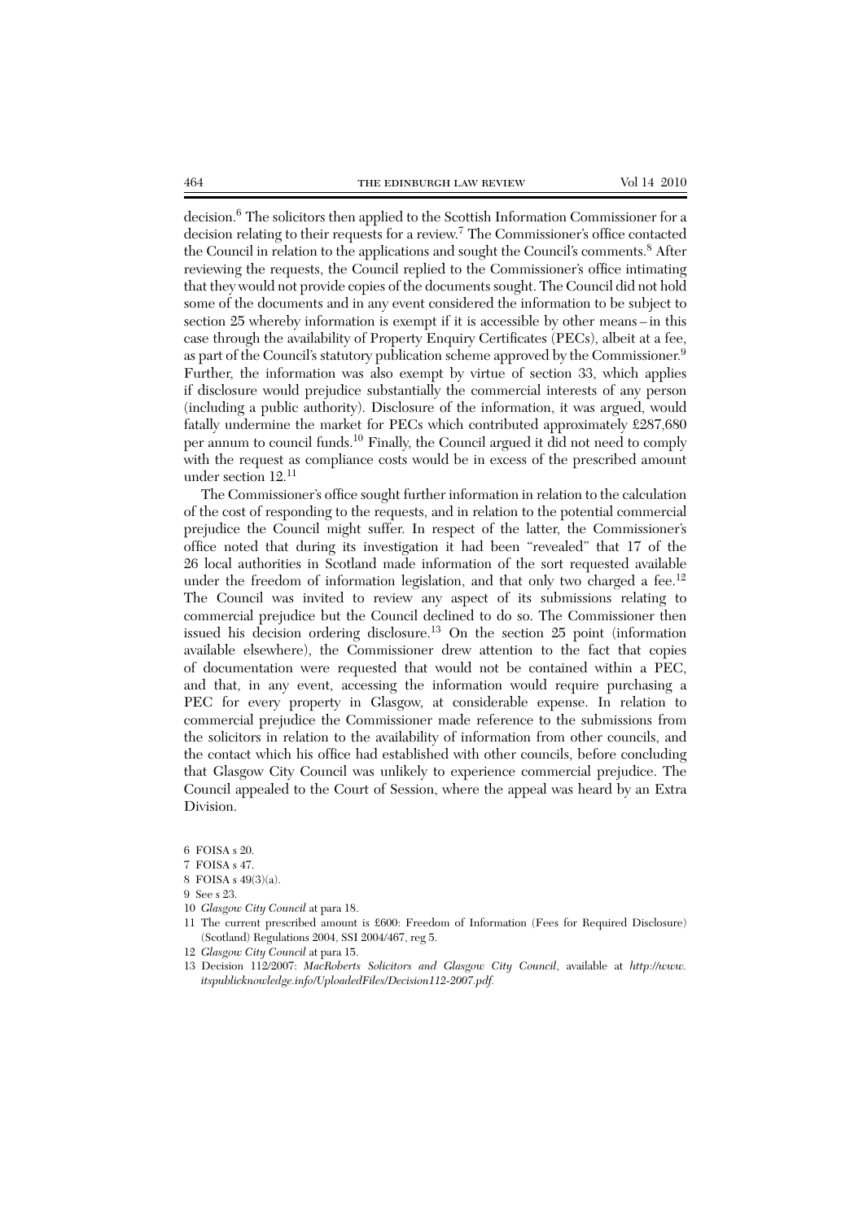decision.[6] The solicitors then applied to the Scottish Information Commissioner for a decision relating to their requests for a review.[7] The Commissioner's office contacted the Council in relation to the applications and sought the Council's comments.[8] After reviewing the requests, the Council replied to the Commissioner's office intimating that they would not provide copies of the documents sought. The Council did not hold some of the documents and in any event considered the information to be subject to section 25 whereby information is exempt if it is accessible by other means – in this case through the availability of Property Enquiry Certificates (PECs), albeit at a fee, as part of the Council's statutory publication scheme approved by the Commissioner.[9] Further, the information was also exempt by virtue of section 33, which applies if disclosure would prejudice substantially the commercial interests of any person (including a public authority). Disclosure of the information, it was argued, would fatally undermine the market for PECs which contributed approximately £287,680 per annum to council funds.[10] Finally, the Council argued it did not need to comply with the request as compliance costs would be in excess of the prescribed amount under section 12.[11]

The Commissioner's office sought further information in relation to the calculation of the cost of responding to the requests, and in relation to the potential commercial prejudice the Council might suffer. In respect of the latter, the Commissioner's office noted that during its investigation it had been "revealed" that 17 of the 26 local authorities in Scotland made information of the sort requested available under the freedom of information legislation, and that only two charged a fee.[12] The Council was invited to review any aspect of its submissions relating to commercial prejudice but the Council declined to do so. The Commissioner then issued his decision ordering disclosure.[13] On the section 25 point (information available elsewhere), the Commissioner drew attention to the fact that copies of documentation were requested that would not be contained within a PEC, and that, in any event, accessing the information would require purchasing a PEC for every property in Glasgow, at considerable expense. In relation to commercial prejudice the Commissioner made reference to the submissions from the solicitors in relation to the availability of information from other councils, and the contact which his office had established with other councils, before concluding that Glasgow City Council was unlikely to experience commercial prejudice. The Council appealed to the Court of Session, where the appeal was heard by an Extra Division.

6 FOISA s 20.

7 FOISA s 47.

8 FOISA s 49(3)(a).

9 See s 23.

10 *Glasgow City Council* at para 18.

11 The current prescribed amount is £600: Freedom of Information (Fees for Required Disclosure) (Scotland) Regulations 2004, SSI 2004/467, reg 5.

12 *Glasgow City Council* at para 15.

13 Decision 112/2007: *MacRoberts Solicitors and Glasgow City Council*, available at *http://www.itspublicknowledge.info/UploadedFiles/Decision112-2007.pdf.*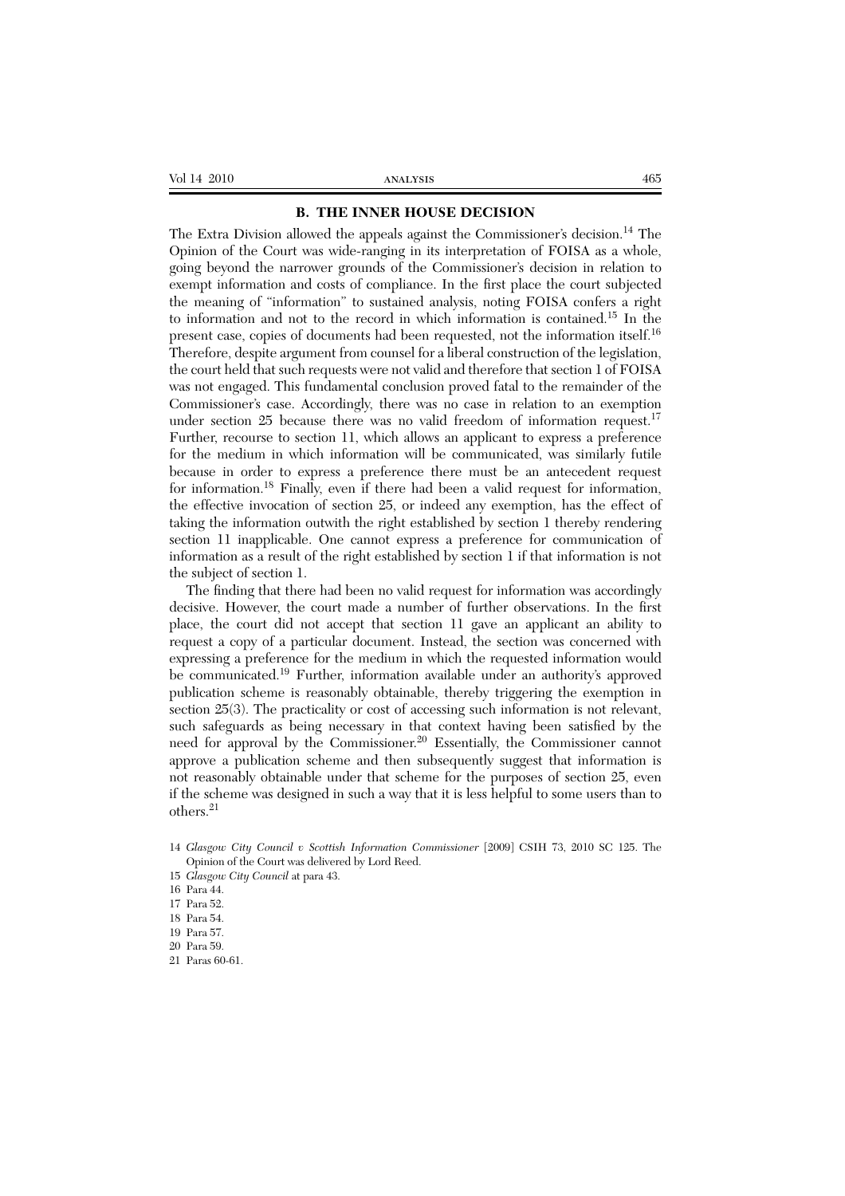### B. THE INNER HOUSE DECISION

The Extra Division allowed the appeals against the Commissioner's decision.[14] The Opinion of the Court was wide-ranging in its interpretation of FOISA as a whole, going beyond the narrower grounds of the Commissioner's decision in relation to exempt information and costs of compliance. In the first place the court subjected the meaning of "information" to sustained analysis, noting FOISA confers a right to information and not to the record in which information is contained.[15] In the present case, copies of documents had been requested, not the information itself.[16] Therefore, despite argument from counsel for a liberal construction of the legislation, the court held that such requests were not valid and therefore that section 1 of FOISA was not engaged. This fundamental conclusion proved fatal to the remainder of the Commissioner's case. Accordingly, there was no case in relation to an exemption under section 25 because there was no valid freedom of information request.[17] Further, recourse to section 11, which allows an applicant to express a preference for the medium in which information will be communicated, was similarly futile because in order to express a preference there must be an antecedent request for information.[18] Finally, even if there had been a valid request for information, the effective invocation of section 25, or indeed any exemption, has the effect of taking the information outwith the right established by section 1 thereby rendering section 11 inapplicable. One cannot express a preference for communication of information as a result of the right established by section 1 if that information is not the subject of section 1.

The finding that there had been no valid request for information was accordingly decisive. However, the court made a number of further observations. In the first place, the court did not accept that section 11 gave an applicant an ability to request a copy of a particular document. Instead, the section was concerned with expressing a preference for the medium in which the requested information would be communicated.[19] Further, information available under an authority's approved publication scheme is reasonably obtainable, thereby triggering the exemption in section 25(3). The practicality or cost of accessing such information is not relevant, such safeguards as being necessary in that context having been satisfied by the need for approval by the Commissioner.[20] Essentially, the Commissioner cannot approve a publication scheme and then subsequently suggest that information is not reasonably obtainable under that scheme for the purposes of section 25, even if the scheme was designed in such a way that it is less helpful to some users than to others.[21]

---

14 *Glasgow City Council v Scottish Information Commissioner* [2009] CSIH 73, 2010 SC 125. The Opinion of the Court was delivered by Lord Reed.

15 *Glasgow City Council* at para 43.

16 Para 44.

17 Para 52.

18 Para 54.

19 Para 57.

20 Para 59.

21 Paras 60-61.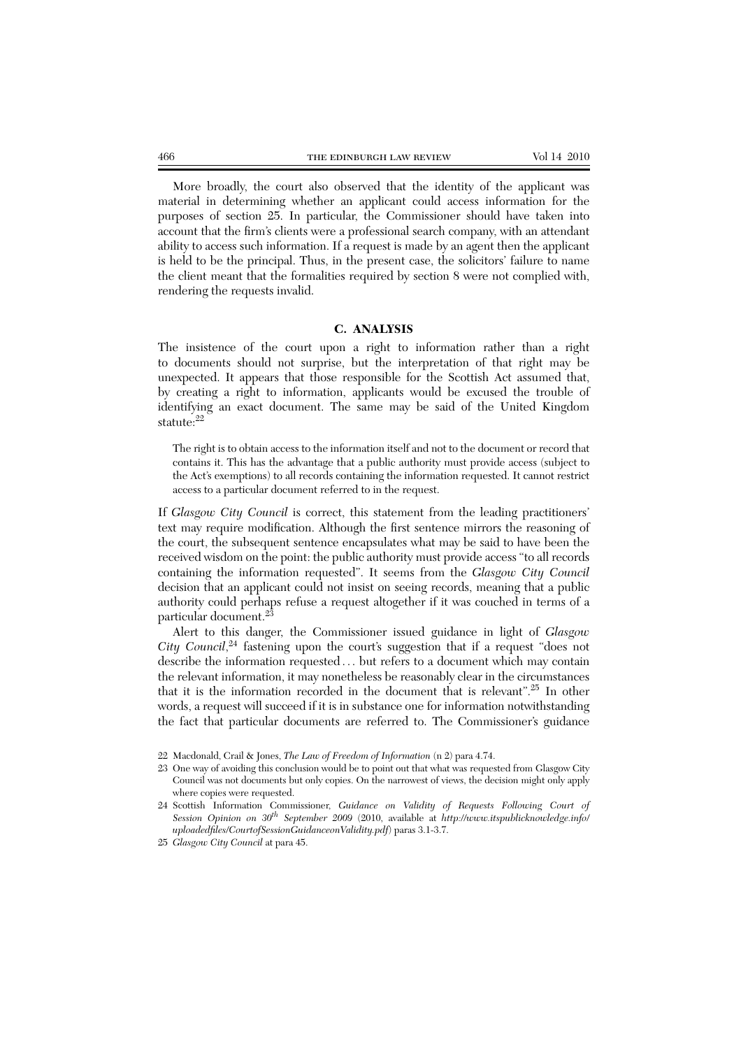More broadly, the court also observed that the identity of the applicant was material in determining whether an applicant could access information for the purposes of section 25. In particular, the Commissioner should have taken into account that the firm's clients were a professional search company, with an attendant ability to access such information. If a request is made by an agent then the applicant is held to be the principal. Thus, in the present case, the solicitors' failure to name the client meant that the formalities required by section 8 were not complied with, rendering the requests invalid.

## C. ANALYSIS

The insistence of the court upon a right to information rather than a right to documents should not surprise, but the interpretation of that right may be unexpected. It appears that those responsible for the Scottish Act assumed that, by creating a right to information, applicants would be excused the trouble of identifying an exact document. The same may be said of the United Kingdom statute:[22]

> The right is to obtain access to the information itself and not to the document or record that contains it. This has the advantage that a public authority must provide access (subject to the Act's exemptions) to all records containing the information requested. It cannot restrict access to a particular document referred to in the request.

If *Glasgow City Council* is correct, this statement from the leading practitioners' text may require modification. Although the first sentence mirrors the reasoning of the court, the subsequent sentence encapsulates what may be said to have been the received wisdom on the point: the public authority must provide access "to all records containing the information requested". It seems from the *Glasgow City Council* decision that an applicant could not insist on seeing records, meaning that a public authority could perhaps refuse a request altogether if it was couched in terms of a particular document.[23]

Alert to this danger, the Commissioner issued guidance in light of *Glasgow City Council*,[24] fastening upon the court's suggestion that if a request "does not describe the information requested . . . but refers to a document which may contain the relevant information, it may nonetheless be reasonably clear in the circumstances that it is the information recorded in the document that is relevant".[25] In other words, a request will succeed if it is in substance one for information notwithstanding the fact that particular documents are referred to. The Commissioner's guidance

22 Macdonald, Crail & Jones, *The Law of Freedom of Information* (n 2) para 4.74.

23 One way of avoiding this conclusion would be to point out that what was requested from Glasgow City Council was not documents but only copies. On the narrowest of views, the decision might only apply where copies were requested.

24 Scottish Information Commissioner, *Guidance on Validity of Requests Following Court of Session Opinion on 30th September 2009* (2010, available at *http://www.itspublicknowledge.info/uploadedfiles/CourtofSessionGuidanceonValidity.pdf*) paras 3.1-3.7.

25 *Glasgow City Council* at para 45.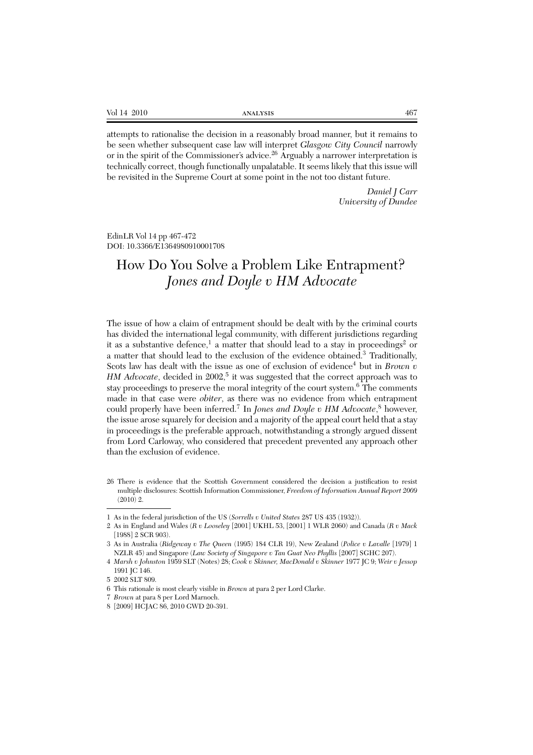attempts to rationalise the decision in a reasonably broad manner, but it remains to be seen whether subsequent case law will interpret *Glasgow City Council* narrowly or in the spirit of the Commissioner's advice.[26] Arguably a narrower interpretation is technically correct, though functionally unpalatable. It seems likely that this issue will be revisited in the Supreme Court at some point in the not too distant future.

*Daniel J Carr*
*University of Dundee*

EdinLR Vol 14 pp 467-472
DOI: 10.3366/E1364980910001708

# How Do You Solve a Problem Like Entrapment? *Jones and Doyle v HM Advocate*

The issue of how a claim of entrapment should be dealt with by the criminal courts has divided the international legal community, with different jurisdictions regarding it as a substantive defence,[1] a matter that should lead to a stay in proceedings[2] or a matter that should lead to the exclusion of the evidence obtained.[3] Traditionally, Scots law has dealt with the issue as one of exclusion of evidence[4] but in *Brown v HM Advocate*, decided in 2002,[5] it was suggested that the correct approach was to stay proceedings to preserve the moral integrity of the court system.[6] The comments made in that case were *obiter*, as there was no evidence from which entrapment could properly have been inferred.[7] In *Jones and Doyle v HM Advocate*,[8] however, the issue arose squarely for decision and a majority of the appeal court held that a stay in proceedings is the preferable approach, notwithstanding a strongly argued dissent from Lord Carloway, who considered that precedent prevented any approach other than the exclusion of evidence.

26 There is evidence that the Scottish Government considered the decision a justification to resist multiple disclosures: Scottish Information Commissioner, *Freedom of Information Annual Report 2009* (2010) 2.

1 As in the federal jurisdiction of the US (*Sorrells v United States* 287 US 435 (1932)).
2 As in England and Wales (*R v Looseley* [2001] UKHL 53, [2001] 1 WLR 2060) and Canada (*R v Mack* [1988] 2 SCR 903).
3 As in Australia (*Ridgeway v The Queen* (1995) 184 CLR 19), New Zealand (*Police v Lavalle* [1979] 1 NZLR 45) and Singapore (*Law Society of Singapore v Tan Guat Neo Phyllis* [2007] SGHC 207).
4 *Marsh v Johnston* 1959 SLT (Notes) 28; *Cook v Skinner, MacDonald v Skinner* 1977 JC 9; *Weir v Jessop* 1991 JC 146.
5 2002 SLT 809.
6 This rationale is most clearly visible in *Brown* at para 2 per Lord Clarke.
7 *Brown* at para 8 per Lord Marnoch.
8 [2009] HCJAC 86, 2010 GWD 20-391.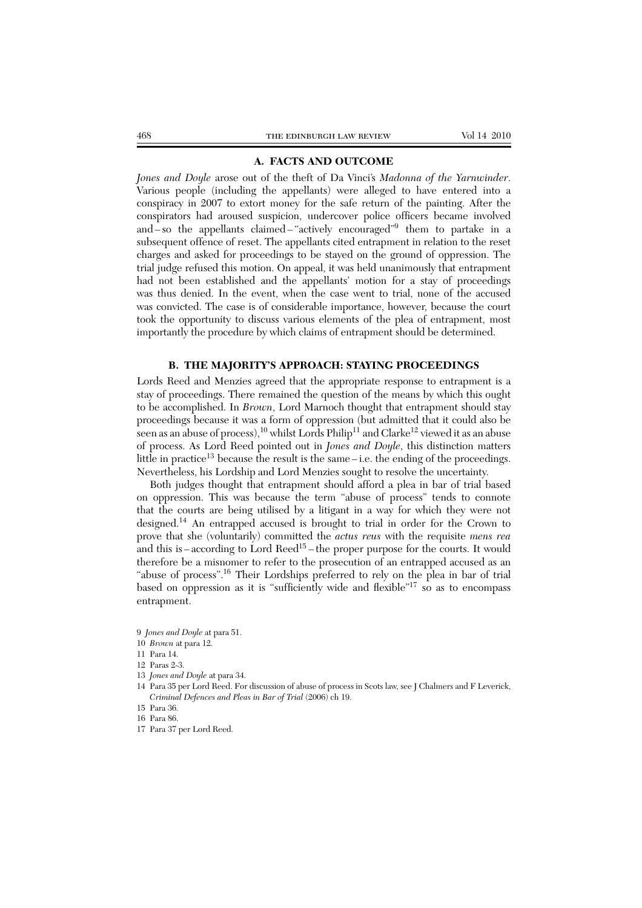### A. FACTS AND OUTCOME

*Jones and Doyle* arose out of the theft of Da Vinci's *Madonna of the Yarnwinder*. Various people (including the appellants) were alleged to have entered into a conspiracy in 2007 to extort money for the safe return of the painting. After the conspirators had aroused suspicion, undercover police officers became involved and – so the appellants claimed – "actively encouraged"[9] them to partake in a subsequent offence of reset. The appellants cited entrapment in relation to the reset charges and asked for proceedings to be stayed on the ground of oppression. The trial judge refused this motion. On appeal, it was held unanimously that entrapment had not been established and the appellants' motion for a stay of proceedings was thus denied. In the event, when the case went to trial, none of the accused was convicted. The case is of considerable importance, however, because the court took the opportunity to discuss various elements of the plea of entrapment, most importantly the procedure by which claims of entrapment should be determined.

### B. THE MAJORITY'S APPROACH: STAYING PROCEEDINGS

Lords Reed and Menzies agreed that the appropriate response to entrapment is a stay of proceedings. There remained the question of the means by which this ought to be accomplished. In *Brown*, Lord Marnoch thought that entrapment should stay proceedings because it was a form of oppression (but admitted that it could also be seen as an abuse of process),[10] whilst Lords Philip[11] and Clarke[12] viewed it as an abuse of process. As Lord Reed pointed out in *Jones and Doyle*, this distinction matters little in practice[13] because the result is the same – i.e. the ending of the proceedings. Nevertheless, his Lordship and Lord Menzies sought to resolve the uncertainty.

Both judges thought that entrapment should afford a plea in bar of trial based on oppression. This was because the term "abuse of process" tends to connote that the courts are being utilised by a litigant in a way for which they were not designed.[14] An entrapped accused is brought to trial in order for the Crown to prove that she (voluntarily) committed the *actus reus* with the requisite *mens rea* and this is – according to Lord Reed[15] – the proper purpose for the courts. It would therefore be a misnomer to refer to the prosecution of an entrapped accused as an "abuse of process".[16] Their Lordships preferred to rely on the plea in bar of trial based on oppression as it is "sufficiently wide and flexible"[17] so as to encompass entrapment.

9 *Jones and Doyle* at para 51.

10 *Brown* at para 12.

11 Para 14.

12 Paras 2-3.

13 *Jones and Doyle* at para 34.

14 Para 35 per Lord Reed. For discussion of abuse of process in Scots law, see J Chalmers and F Leverick, *Criminal Defences and Pleas in Bar of Trial* (2006) ch 19.

15 Para 36.

16 Para 86.

17 Para 37 per Lord Reed.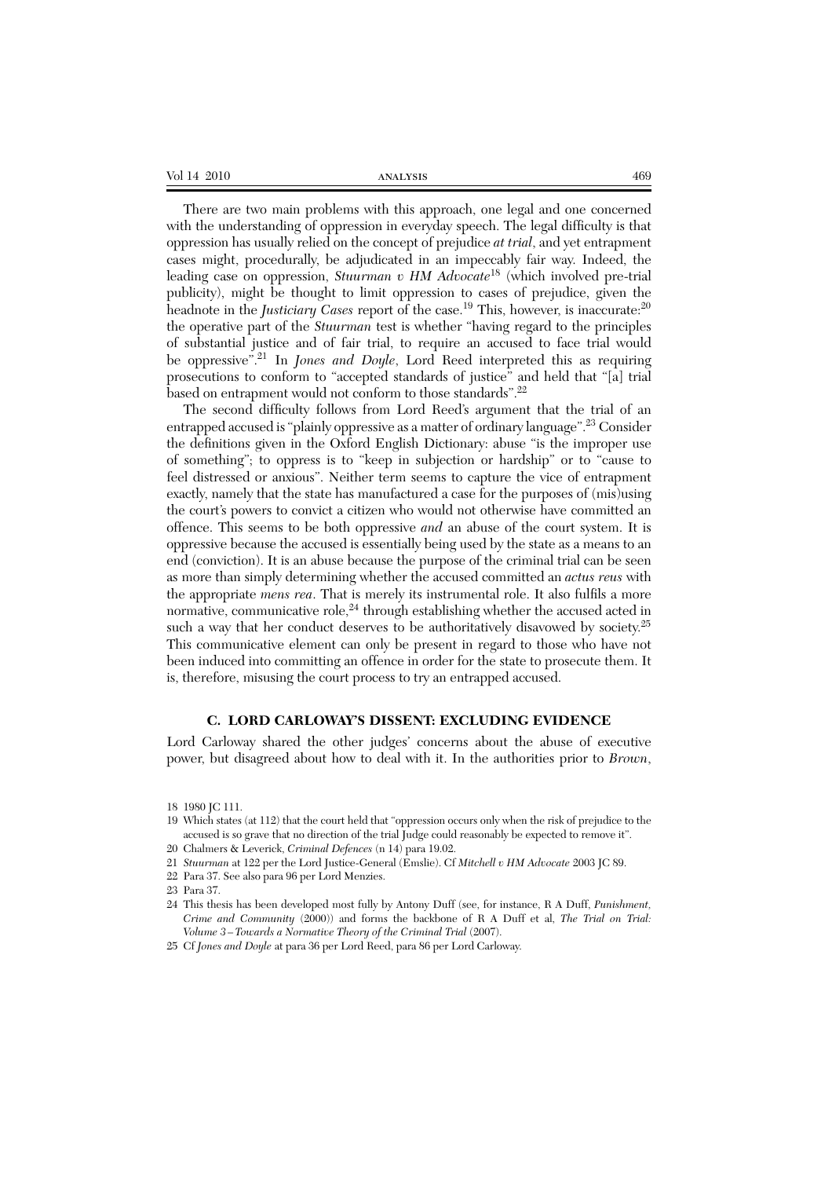There are two main problems with this approach, one legal and one concerned with the understanding of oppression in everyday speech. The legal difficulty is that oppression has usually relied on the concept of prejudice *at trial*, and yet entrapment cases might, procedurally, be adjudicated in an impeccably fair way. Indeed, the leading case on oppression, *Stuurman v HM Advocate*[18] (which involved pre-trial publicity), might be thought to limit oppression to cases of prejudice, given the headnote in the *Justiciary Cases* report of the case.[19] This, however, is inaccurate:[20] the operative part of the *Stuurman* test is whether "having regard to the principles of substantial justice and of fair trial, to require an accused to face trial would be oppressive".[21] In *Jones and Doyle*, Lord Reed interpreted this as requiring prosecutions to conform to "accepted standards of justice" and held that "[a] trial based on entrapment would not conform to those standards".[22]

The second difficulty follows from Lord Reed's argument that the trial of an entrapped accused is "plainly oppressive as a matter of ordinary language".[23] Consider the definitions given in the Oxford English Dictionary: abuse "is the improper use of something"; to oppress is to "keep in subjection or hardship" or to "cause to feel distressed or anxious". Neither term seems to capture the vice of entrapment exactly, namely that the state has manufactured a case for the purposes of (mis)using the court's powers to convict a citizen who would not otherwise have committed an offence. This seems to be both oppressive *and* an abuse of the court system. It is oppressive because the accused is essentially being used by the state as a means to an end (conviction). It is an abuse because the purpose of the criminal trial can be seen as more than simply determining whether the accused committed an *actus reus* with the appropriate *mens rea*. That is merely its instrumental role. It also fulfils a more normative, communicative role,[24] through establishing whether the accused acted in such a way that her conduct deserves to be authoritatively disavowed by society.[25] This communicative element can only be present in regard to those who have not been induced into committing an offence in order for the state to prosecute them. It is, therefore, misusing the court process to try an entrapped accused.

### C. LORD CARLOWAY'S DISSENT: EXCLUDING EVIDENCE

Lord Carloway shared the other judges' concerns about the abuse of executive power, but disagreed about how to deal with it. In the authorities prior to *Brown*,

18 1980 JC 111.

19 Which states (at 112) that the court held that "oppression occurs only when the risk of prejudice to the accused is so grave that no direction of the trial Judge could reasonably be expected to remove it".

20 Chalmers & Leverick, *Criminal Defences* (n 14) para 19.02.

21 *Stuurman* at 122 per the Lord Justice-General (Emslie). Cf *Mitchell v HM Advocate* 2003 JC 89.

22 Para 37. See also para 96 per Lord Menzies.

23 Para 37.

24 This thesis has been developed most fully by Antony Duff (see, for instance, R A Duff, *Punishment, Crime and Community* (2000)) and forms the backbone of R A Duff et al, *The Trial on Trial: Volume 3 – Towards a Normative Theory of the Criminal Trial* (2007).

25 Cf *Jones and Doyle* at para 36 per Lord Reed, para 86 per Lord Carloway.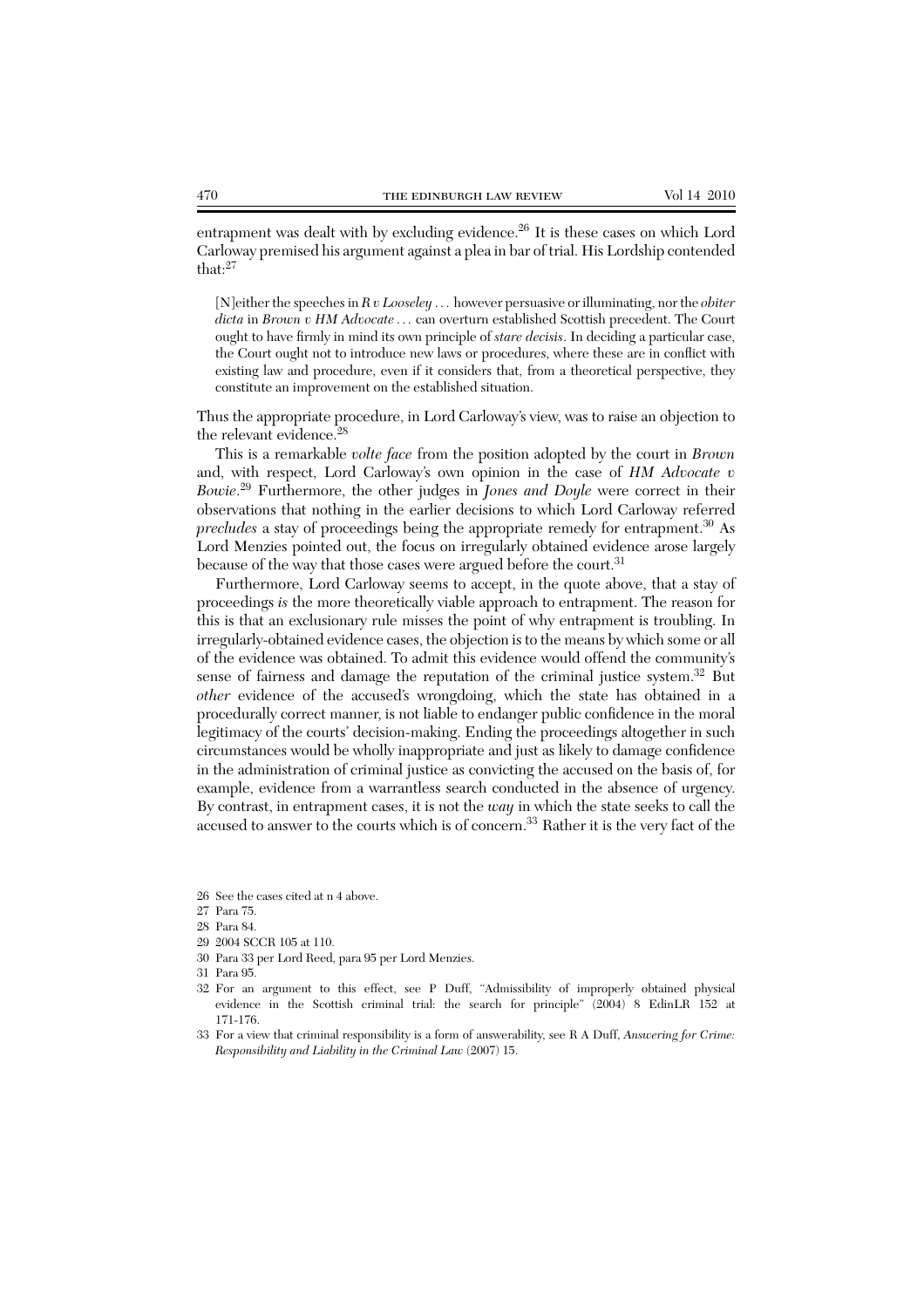entrapment was dealt with by excluding evidence.[26] It is these cases on which Lord Carloway premised his argument against a plea in bar of trial. His Lordship contended that:[27]

> [N]either the speeches in *R v Looseley* … however persuasive or illuminating, nor the *obiter dicta* in *Brown v HM Advocate* … can overturn established Scottish precedent. The Court ought to have firmly in mind its own principle of *stare decisis*. In deciding a particular case, the Court ought not to introduce new laws or procedures, where these are in conflict with existing law and procedure, even if it considers that, from a theoretical perspective, they constitute an improvement on the established situation.

Thus the appropriate procedure, in Lord Carloway's view, was to raise an objection to the relevant evidence.[28]

This is a remarkable *volte face* from the position adopted by the court in *Brown* and, with respect, Lord Carloway's own opinion in the case of *HM Advocate v Bowie*.[29] Furthermore, the other judges in *Jones and Doyle* were correct in their observations that nothing in the earlier decisions to which Lord Carloway referred *precludes* a stay of proceedings being the appropriate remedy for entrapment.[30] As Lord Menzies pointed out, the focus on irregularly obtained evidence arose largely because of the way that those cases were argued before the court.[31]

Furthermore, Lord Carloway seems to accept, in the quote above, that a stay of proceedings *is* the more theoretically viable approach to entrapment. The reason for this is that an exclusionary rule misses the point of why entrapment is troubling. In irregularly-obtained evidence cases, the objection is to the means by which some or all of the evidence was obtained. To admit this evidence would offend the community's sense of fairness and damage the reputation of the criminal justice system.[32] But *other* evidence of the accused's wrongdoing, which the state has obtained in a procedurally correct manner, is not liable to endanger public confidence in the moral legitimacy of the courts' decision-making. Ending the proceedings altogether in such circumstances would be wholly inappropriate and just as likely to damage confidence in the administration of criminal justice as convicting the accused on the basis of, for example, evidence from a warrantless search conducted in the absence of urgency. By contrast, in entrapment cases, it is not the *way* in which the state seeks to call the accused to answer to the courts which is of concern.[33] Rather it is the very fact of the

26 See the cases cited at n 4 above.

27 Para 75.

28 Para 84.

29 2004 SCCR 105 at 110.

30 Para 33 per Lord Reed, para 95 per Lord Menzies.

31 Para 95.

32 For an argument to this effect, see P Duff, "Admissibility of improperly obtained physical evidence in the Scottish criminal trial: the search for principle" (2004) 8 EdinLR 152 at 171-176.

33 For a view that criminal responsibility is a form of answerability, see R A Duff, *Answering for Crime: Responsibility and Liability in the Criminal Law* (2007) 15.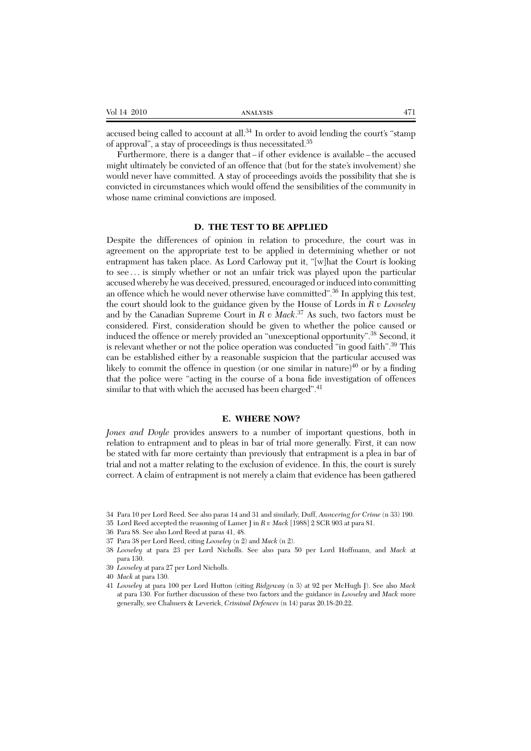accused being called to account at all.[34] In order to avoid lending the court's "stamp of approval", a stay of proceedings is thus necessitated.[35]

Furthermore, there is a danger that – if other evidence is available – the accused might ultimately be convicted of an offence that (but for the state's involvement) she would never have committed. A stay of proceedings avoids the possibility that she is convicted in circumstances which would offend the sensibilities of the community in whose name criminal convictions are imposed.

## D. THE TEST TO BE APPLIED

Despite the differences of opinion in relation to procedure, the court was in agreement on the appropriate test to be applied in determining whether or not entrapment has taken place. As Lord Carloway put it, "[w]hat the Court is looking to see … is simply whether or not an unfair trick was played upon the particular accused whereby he was deceived, pressured, encouraged or induced into committing an offence which he would never otherwise have committed".[36] In applying this test, the court should look to the guidance given by the House of Lords in *R v Looseley* and by the Canadian Supreme Court in *R v Mack*.[37] As such, two factors must be considered. First, consideration should be given to whether the police caused or induced the offence or merely provided an "unexceptional opportunity".[38] Second, it is relevant whether or not the police operation was conducted "in good faith".[39] This can be established either by a reasonable suspicion that the particular accused was likely to commit the offence in question (or one similar in nature)[40] or by a finding that the police were "acting in the course of a bona fide investigation of offences similar to that with which the accused has been charged".[41]

## E. WHERE NOW?

*Jones and Doyle* provides answers to a number of important questions, both in relation to entrapment and to pleas in bar of trial more generally. First, it can now be stated with far more certainty than previously that entrapment is a plea in bar of trial and not a matter relating to the exclusion of evidence. In this, the court is surely correct. A claim of entrapment is not merely a claim that evidence has been gathered

34 Para 10 per Lord Reed. See also paras 14 and 31 and similarly, Duff, *Answering for Crime* (n 33) 190.

35 Lord Reed accepted the reasoning of Lamer J in *R v Mack* [1988] 2 SCR 903 at para 81.

36 Para 88. See also Lord Reed at paras 41, 48.

37 Para 38 per Lord Reed, citing *Looseley* (n 2) and *Mack* (n 2).

38 *Looseley* at para 23 per Lord Nicholls. See also para 50 per Lord Hoffmann, and *Mack* at para 130.

39 *Looseley* at para 27 per Lord Nicholls.

40 *Mack* at para 130.

41 *Looseley* at para 100 per Lord Hutton (citing *Ridgeway* (n 3) at 92 per McHugh J). See also *Mack* at para 130. For further discussion of these two factors and the guidance in *Looseley* and *Mack* more generally, see Chalmers & Leverick, *Criminal Defences* (n 14) paras 20.18-20.22.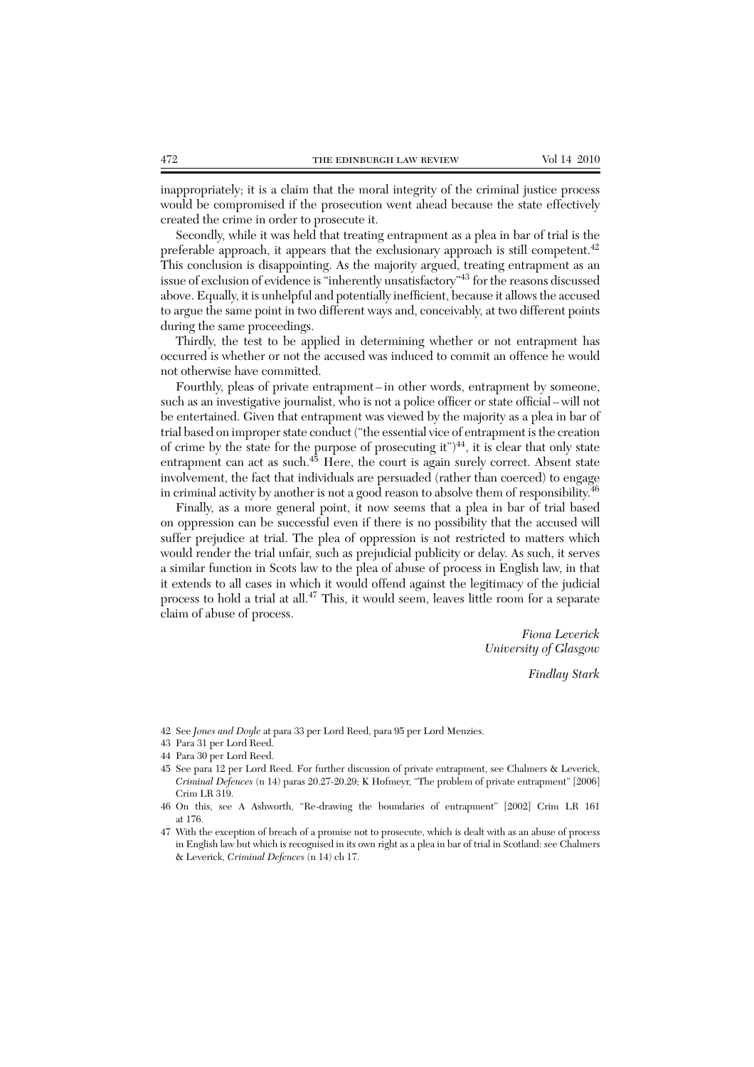inappropriately; it is a claim that the moral integrity of the criminal justice process would be compromised if the prosecution went ahead because the state effectively created the crime in order to prosecute it.

Secondly, while it was held that treating entrapment as a plea in bar of trial is the preferable approach, it appears that the exclusionary approach is still competent.[42] This conclusion is disappointing. As the majority argued, treating entrapment as an issue of exclusion of evidence is "inherently unsatisfactory"[43] for the reasons discussed above. Equally, it is unhelpful and potentially inefficient, because it allows the accused to argue the same point in two different ways and, conceivably, at two different points during the same proceedings.

Thirdly, the test to be applied in determining whether or not entrapment has occurred is whether or not the accused was induced to commit an offence he would not otherwise have committed.

Fourthly, pleas of private entrapment – in other words, entrapment by someone, such as an investigative journalist, who is not a police officer or state official – will not be entertained. Given that entrapment was viewed by the majority as a plea in bar of trial based on improper state conduct ("the essential vice of entrapment is the creation of crime by the state for the purpose of prosecuting it")[44], it is clear that only state entrapment can act as such.[45] Here, the court is again surely correct. Absent state involvement, the fact that individuals are persuaded (rather than coerced) to engage in criminal activity by another is not a good reason to absolve them of responsibility.[46]

Finally, as a more general point, it now seems that a plea in bar of trial based on oppression can be successful even if there is no possibility that the accused will suffer prejudice at trial. The plea of oppression is not restricted to matters which would render the trial unfair, such as prejudicial publicity or delay. As such, it serves a similar function in Scots law to the plea of abuse of process in English law, in that it extends to all cases in which it would offend against the legitimacy of the judicial process to hold a trial at all.[47] This, it would seem, leaves little room for a separate claim of abuse of process.

*Fiona Leverick*
*University of Glasgow*

*Findlay Stark*

42 See *Jones and Doyle* at para 33 per Lord Reed, para 95 per Lord Menzies.

43 Para 31 per Lord Reed.

44 Para 30 per Lord Reed.

45 See para 12 per Lord Reed. For further discussion of private entrapment, see Chalmers & Leverick, *Criminal Defences* (n 14) paras 20.27-20.29; K Hofmeyr, "The problem of private entrapment" [2006] Crim LR 319.

46 On this, see A Ashworth, "Re-drawing the boundaries of entrapment" [2002] Crim LR 161 at 176.

47 With the exception of breach of a promise not to prosecute, which is dealt with as an abuse of process in English law but which is recognised in its own right as a plea in bar of trial in Scotland: see Chalmers & Leverick, *Criminal Defences* (n 14) ch 17.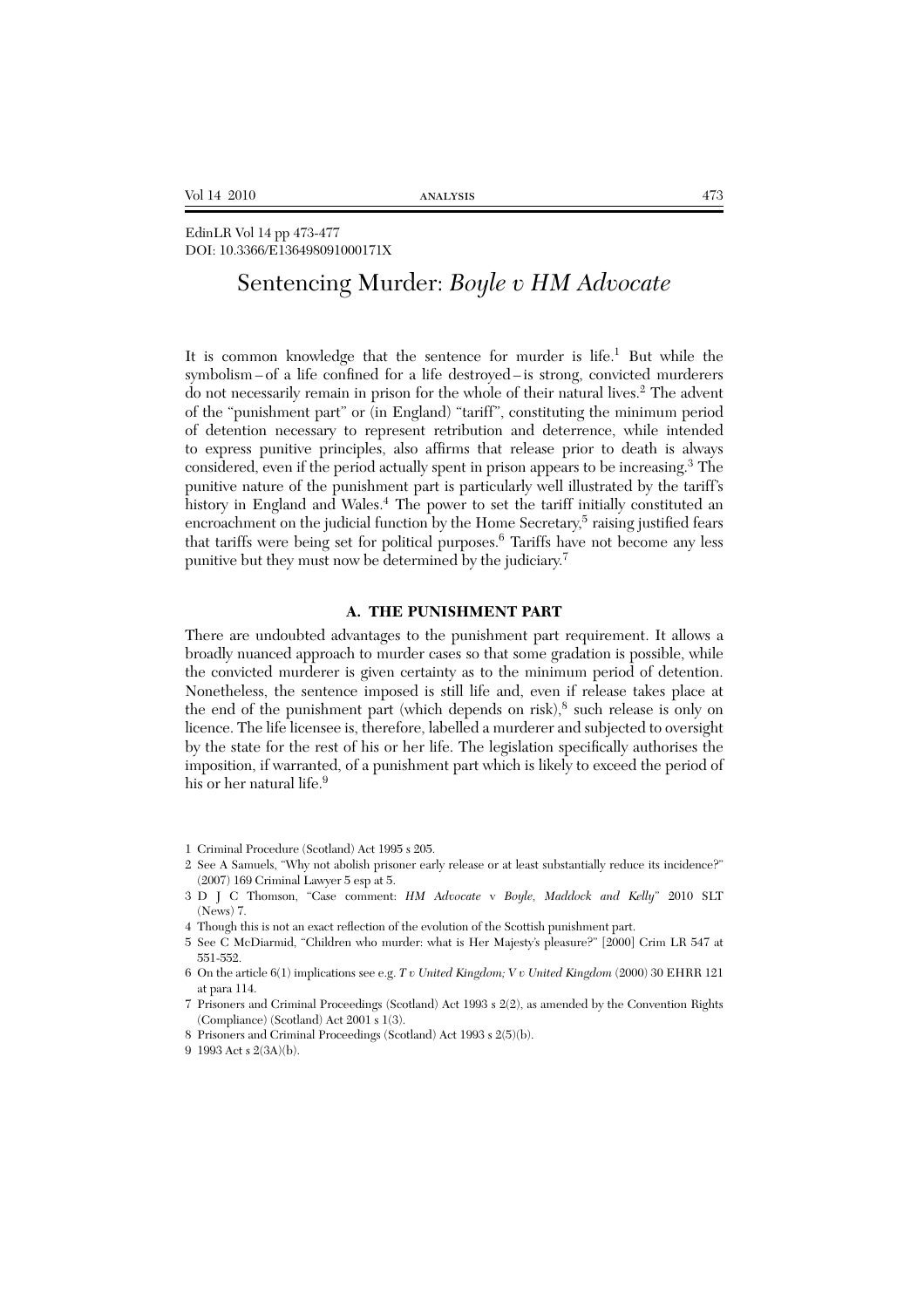EdinLR Vol 14 pp 473-477
DOI: 10.3366/E136498091000171X

# Sentencing Murder: *Boyle v HM Advocate*

It is common knowledge that the sentence for murder is life.[1] But while the symbolism – of a life confined for a life destroyed – is strong, convicted murderers do not necessarily remain in prison for the whole of their natural lives.[2] The advent of the "punishment part" or (in England) "tariff", constituting the minimum period of detention necessary to represent retribution and deterrence, while intended to express punitive principles, also affirms that release prior to death is always considered, even if the period actually spent in prison appears to be increasing.[3] The punitive nature of the punishment part is particularly well illustrated by the tariff's history in England and Wales.[4] The power to set the tariff initially constituted an encroachment on the judicial function by the Home Secretary,[5] raising justified fears that tariffs were being set for political purposes.[6] Tariffs have not become any less punitive but they must now be determined by the judiciary.[7]

## A. THE PUNISHMENT PART

There are undoubted advantages to the punishment part requirement. It allows a broadly nuanced approach to murder cases so that some gradation is possible, while the convicted murderer is given certainty as to the minimum period of detention. Nonetheless, the sentence imposed is still life and, even if release takes place at the end of the punishment part (which depends on risk),[8] such release is only on licence. The life licensee is, therefore, labelled a murderer and subjected to oversight by the state for the rest of his or her life. The legislation specifically authorises the imposition, if warranted, of a punishment part which is likely to exceed the period of his or her natural life.[9]

1 Criminal Procedure (Scotland) Act 1995 s 205.

2 See A Samuels, "Why not abolish prisoner early release or at least substantially reduce its incidence?" (2007) 169 Criminal Lawyer 5 esp at 5.

3 D J C Thomson, "Case comment: *HM Advocate* v *Boyle, Maddock and Kelly*" 2010 SLT (News) 7.

4 Though this is not an exact reflection of the evolution of the Scottish punishment part.

5 See C McDiarmid, "Children who murder: what is Her Majesty's pleasure?" [2000] Crim LR 547 at 551-552.

6 On the article 6(1) implications see e.g. *T v United Kingdom; V v United Kingdom* (2000) 30 EHRR 121 at para 114.

7 Prisoners and Criminal Proceedings (Scotland) Act 1993 s 2(2), as amended by the Convention Rights (Compliance) (Scotland) Act 2001 s 1(3).

8 Prisoners and Criminal Proceedings (Scotland) Act 1993 s 2(5)(b).

9 1993 Act s 2(3A)(b).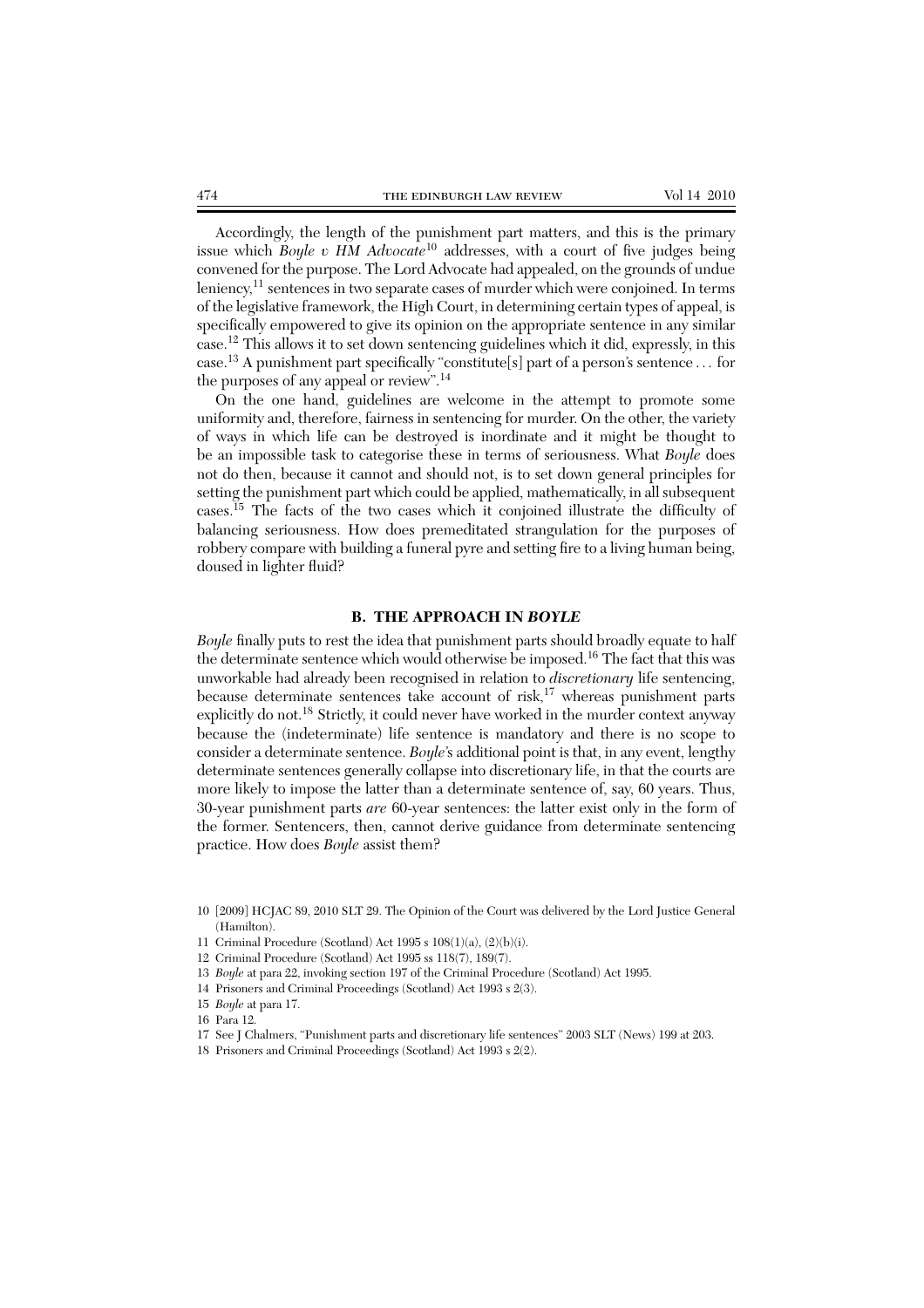Accordingly, the length of the punishment part matters, and this is the primary issue which *Boyle v HM Advocate*[10] addresses, with a court of five judges being convened for the purpose. The Lord Advocate had appealed, on the grounds of undue leniency,[11] sentences in two separate cases of murder which were conjoined. In terms of the legislative framework, the High Court, in determining certain types of appeal, is specifically empowered to give its opinion on the appropriate sentence in any similar case.[12] This allows it to set down sentencing guidelines which it did, expressly, in this case.[13] A punishment part specifically "constitute[s] part of a person's sentence ... for the purposes of any appeal or review".[14]

On the one hand, guidelines are welcome in the attempt to promote some uniformity and, therefore, fairness in sentencing for murder. On the other, the variety of ways in which life can be destroyed is inordinate and it might be thought to be an impossible task to categorise these in terms of seriousness. What *Boyle* does not do then, because it cannot and should not, is to set down general principles for setting the punishment part which could be applied, mathematically, in all subsequent cases.[15] The facts of the two cases which it conjoined illustrate the difficulty of balancing seriousness. How does premeditated strangulation for the purposes of robbery compare with building a funeral pyre and setting fire to a living human being, doused in lighter fluid?

## B. THE APPROACH IN *BOYLE*

*Boyle* finally puts to rest the idea that punishment parts should broadly equate to half the determinate sentence which would otherwise be imposed.[16] The fact that this was unworkable had already been recognised in relation to *discretionary* life sentencing, because determinate sentences take account of risk,[17] whereas punishment parts explicitly do not.[18] Strictly, it could never have worked in the murder context anyway because the (indeterminate) life sentence is mandatory and there is no scope to consider a determinate sentence. *Boyle*'s additional point is that, in any event, lengthy determinate sentences generally collapse into discretionary life, in that the courts are more likely to impose the latter than a determinate sentence of, say, 60 years. Thus, 30-year punishment parts *are* 60-year sentences: the latter exist only in the form of the former. Sentencers, then, cannot derive guidance from determinate sentencing practice. How does *Boyle* assist them?

---

10 [2009] HCJAC 89, 2010 SLT 29. The Opinion of the Court was delivered by the Lord Justice General (Hamilton).

11 Criminal Procedure (Scotland) Act 1995 s 108(1)(a), (2)(b)(i).

12 Criminal Procedure (Scotland) Act 1995 ss 118(7), 189(7).

13 *Boyle* at para 22, invoking section 197 of the Criminal Procedure (Scotland) Act 1995.

14 Prisoners and Criminal Proceedings (Scotland) Act 1993 s 2(3).

15 *Boyle* at para 17.

16 Para 12.

17 See J Chalmers, "Punishment parts and discretionary life sentences" 2003 SLT (News) 199 at 203.

18 Prisoners and Criminal Proceedings (Scotland) Act 1993 s 2(2).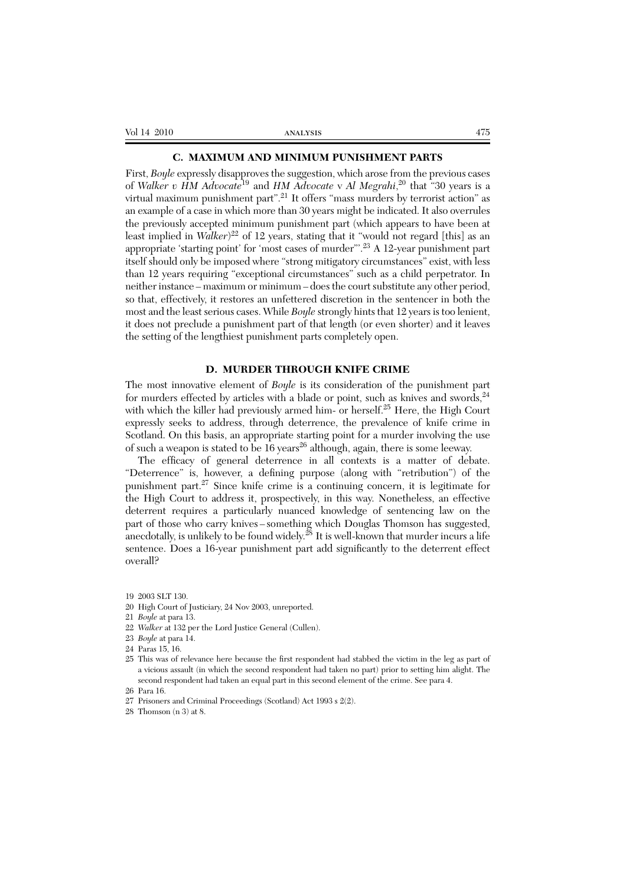### C. MAXIMUM AND MINIMUM PUNISHMENT PARTS

First, *Boyle* expressly disapproves the suggestion, which arose from the previous cases of *Walker v HM Advocate*[19] and *HM Advocate* v *Al Megrahi*,[20] that "30 years is a virtual maximum punishment part".[21] It offers "mass murders by terrorist action" as an example of a case in which more than 30 years might be indicated. It also overrules the previously accepted minimum punishment part (which appears to have been at least implied in *Walker*)[22] of 12 years, stating that it "would not regard [this] as an appropriate 'starting point' for 'most cases of murder'".[23] A 12-year punishment part itself should only be imposed where "strong mitigatory circumstances" exist, with less than 12 years requiring "exceptional circumstances" such as a child perpetrator. In neither instance – maximum or minimum – does the court substitute any other period, so that, effectively, it restores an unfettered discretion in the sentencer in both the most and the least serious cases. While *Boyle* strongly hints that 12 years is too lenient, it does not preclude a punishment part of that length (or even shorter) and it leaves the setting of the lengthiest punishment parts completely open.

### D. MURDER THROUGH KNIFE CRIME

The most innovative element of *Boyle* is its consideration of the punishment part for murders effected by articles with a blade or point, such as knives and swords,[24] with which the killer had previously armed him- or herself.[25] Here, the High Court expressly seeks to address, through deterrence, the prevalence of knife crime in Scotland. On this basis, an appropriate starting point for a murder involving the use of such a weapon is stated to be 16 years[26] although, again, there is some leeway.

The efficacy of general deterrence in all contexts is a matter of debate. "Deterrence" is, however, a defining purpose (along with "retribution") of the punishment part.[27] Since knife crime is a continuing concern, it is legitimate for the High Court to address it, prospectively, in this way. Nonetheless, an effective deterrent requires a particularly nuanced knowledge of sentencing law on the part of those who carry knives – something which Douglas Thomson has suggested, anecdotally, is unlikely to be found widely.[28] It is well-known that murder incurs a life sentence. Does a 16-year punishment part add significantly to the deterrent effect overall?

19 2003 SLT 130.

20 High Court of Justiciary, 24 Nov 2003, unreported.

21 *Boyle* at para 13.

22 *Walker* at 132 per the Lord Justice General (Cullen).

23 *Boyle* at para 14.

24 Paras 15, 16.

25 This was of relevance here because the first respondent had stabbed the victim in the leg as part of a vicious assault (in which the second respondent had taken no part) prior to setting him alight. The second respondent had taken an equal part in this second element of the crime. See para 4.

26 Para 16.

27 Prisoners and Criminal Proceedings (Scotland) Act 1993 s 2(2).

28 Thomson (n 3) at 8.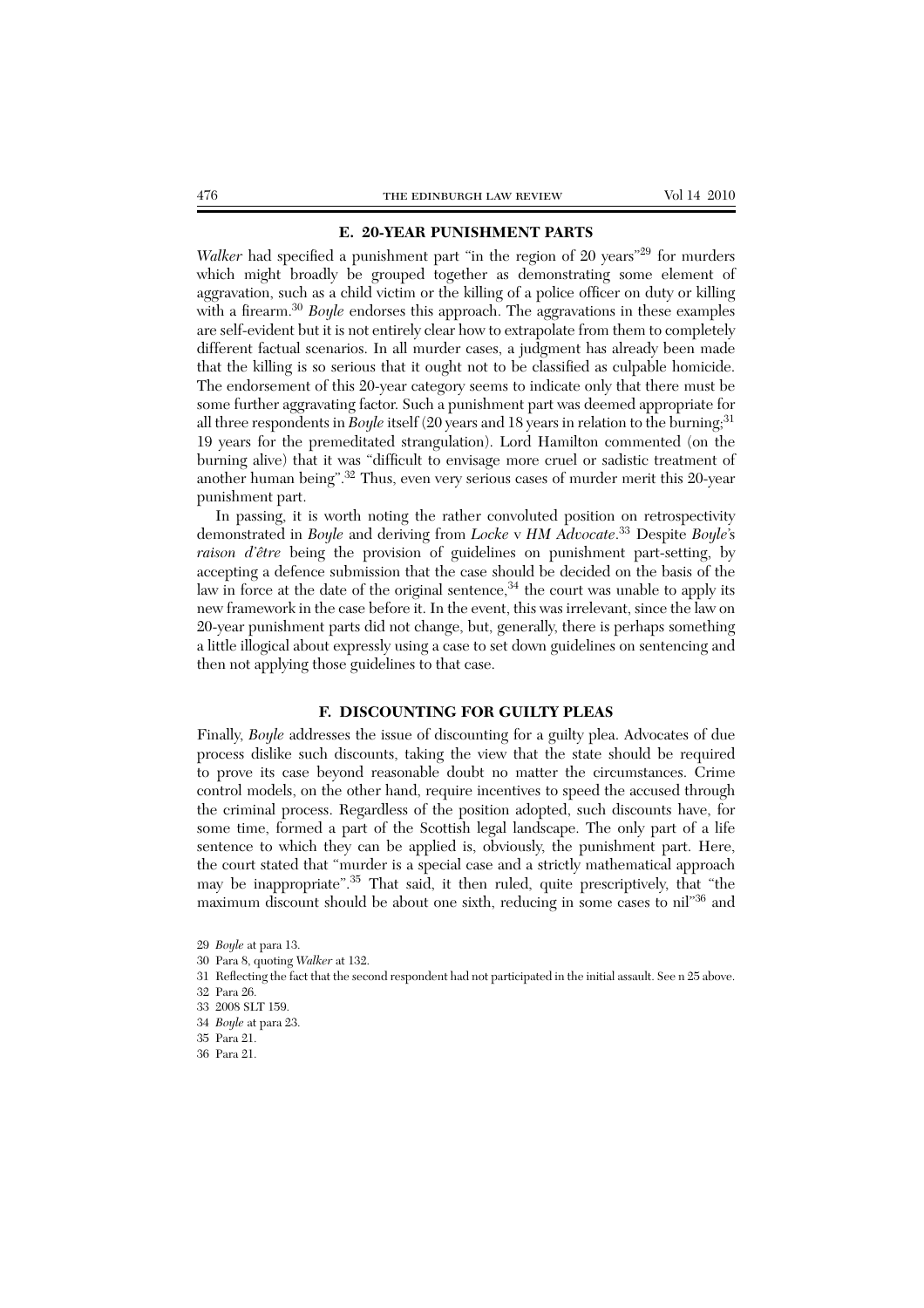## E. 20-YEAR PUNISHMENT PARTS

*Walker* had specified a punishment part "in the region of 20 years"[29] for murders which might broadly be grouped together as demonstrating some element of aggravation, such as a child victim or the killing of a police officer on duty or killing with a firearm.[30] *Boyle* endorses this approach. The aggravations in these examples are self-evident but it is not entirely clear how to extrapolate from them to completely different factual scenarios. In all murder cases, a judgment has already been made that the killing is so serious that it ought not to be classified as culpable homicide. The endorsement of this 20-year category seems to indicate only that there must be some further aggravating factor. Such a punishment part was deemed appropriate for all three respondents in *Boyle* itself (20 years and 18 years in relation to the burning;[31] 19 years for the premeditated strangulation). Lord Hamilton commented (on the burning alive) that it was "difficult to envisage more cruel or sadistic treatment of another human being".[32] Thus, even very serious cases of murder merit this 20-year punishment part.

In passing, it is worth noting the rather convoluted position on retrospectivity demonstrated in *Boyle* and deriving from *Locke* v *HM Advocate*.[33] Despite *Boyle*'s *raison d'être* being the provision of guidelines on punishment part-setting, by accepting a defence submission that the case should be decided on the basis of the law in force at the date of the original sentence,[34] the court was unable to apply its new framework in the case before it. In the event, this was irrelevant, since the law on 20-year punishment parts did not change, but, generally, there is perhaps something a little illogical about expressly using a case to set down guidelines on sentencing and then not applying those guidelines to that case.

## F. DISCOUNTING FOR GUILTY PLEAS

Finally, *Boyle* addresses the issue of discounting for a guilty plea. Advocates of due process dislike such discounts, taking the view that the state should be required to prove its case beyond reasonable doubt no matter the circumstances. Crime control models, on the other hand, require incentives to speed the accused through the criminal process. Regardless of the position adopted, such discounts have, for some time, formed a part of the Scottish legal landscape. The only part of a life sentence to which they can be applied is, obviously, the punishment part. Here, the court stated that "murder is a special case and a strictly mathematical approach may be inappropriate".[35] That said, it then ruled, quite prescriptively, that "the maximum discount should be about one sixth, reducing in some cases to nil"[36] and

29 *Boyle* at para 13.

30 Para 8, quoting *Walker* at 132.

31 Reflecting the fact that the second respondent had not participated in the initial assault. See n 25 above.

32 Para 26.

33 2008 SLT 159.

34 *Boyle* at para 23.

35 Para 21.

36 Para 21.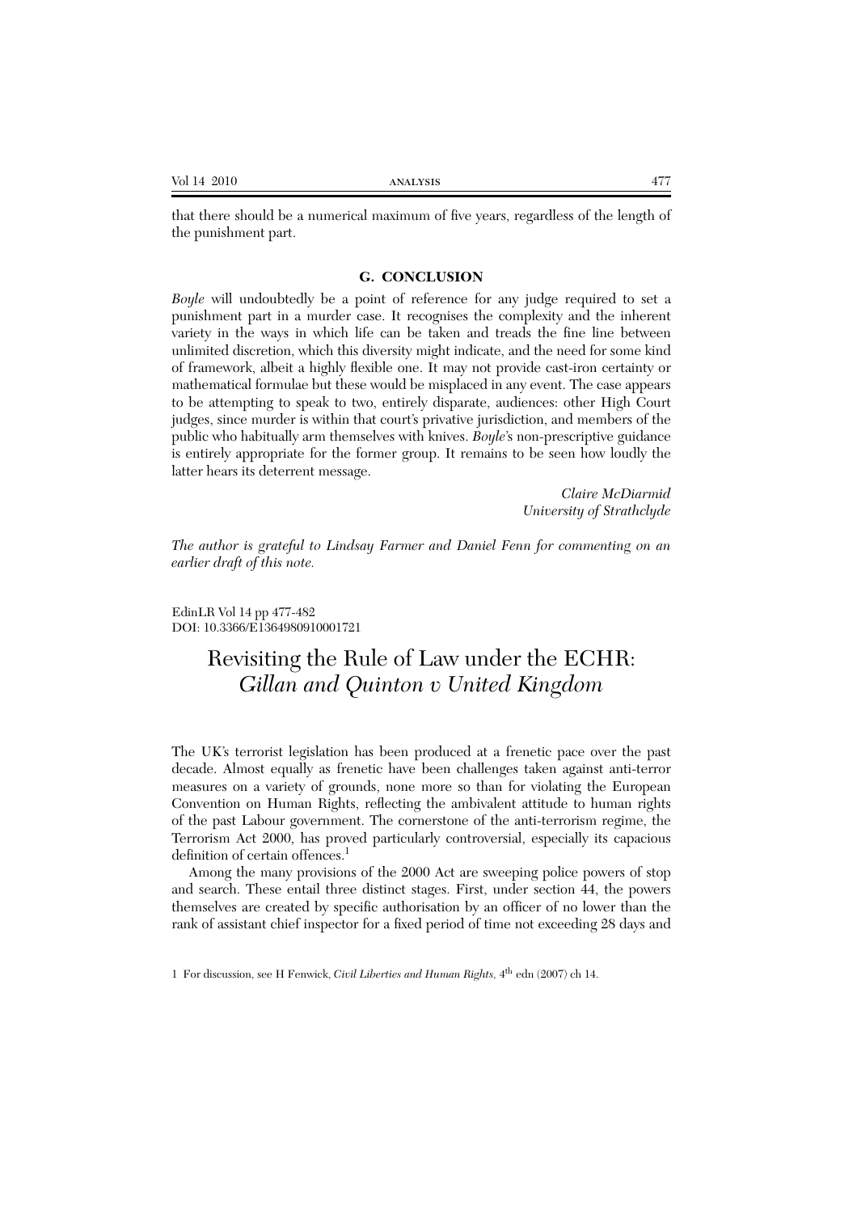that there should be a numerical maximum of five years, regardless of the length of the punishment part.

### G. CONCLUSION

*Boyle* will undoubtedly be a point of reference for any judge required to set a punishment part in a murder case. It recognises the complexity and the inherent variety in the ways in which life can be taken and treads the fine line between unlimited discretion, which this diversity might indicate, and the need for some kind of framework, albeit a highly flexible one. It may not provide cast-iron certainty or mathematical formulae but these would be misplaced in any event. The case appears to be attempting to speak to two, entirely disparate, audiences: other High Court judges, since murder is within that court's privative jurisdiction, and members of the public who habitually arm themselves with knives. *Boyle*'s non-prescriptive guidance is entirely appropriate for the former group. It remains to be seen how loudly the latter hears its deterrent message.

*Claire McDiarmid*
*University of Strathclyde*

*The author is grateful to Lindsay Farmer and Daniel Fenn for commenting on an earlier draft of this note.*

EdinLR Vol 14 pp 477-482
DOI: 10.3366/E1364980910001721

# Revisiting the Rule of Law under the ECHR: *Gillan and Quinton v United Kingdom*

The UK's terrorist legislation has been produced at a frenetic pace over the past decade. Almost equally as frenetic have been challenges taken against anti-terror measures on a variety of grounds, none more so than for violating the European Convention on Human Rights, reflecting the ambivalent attitude to human rights of the past Labour government. The cornerstone of the anti-terrorism regime, the Terrorism Act 2000, has proved particularly controversial, especially its capacious definition of certain offences.[1]

Among the many provisions of the 2000 Act are sweeping police powers of stop and search. These entail three distinct stages. First, under section 44, the powers themselves are created by specific authorisation by an officer of no lower than the rank of assistant chief inspector for a fixed period of time not exceeding 28 days and

1 For discussion, see H Fenwick, *Civil Liberties and Human Rights*, 4th edn (2007) ch 14.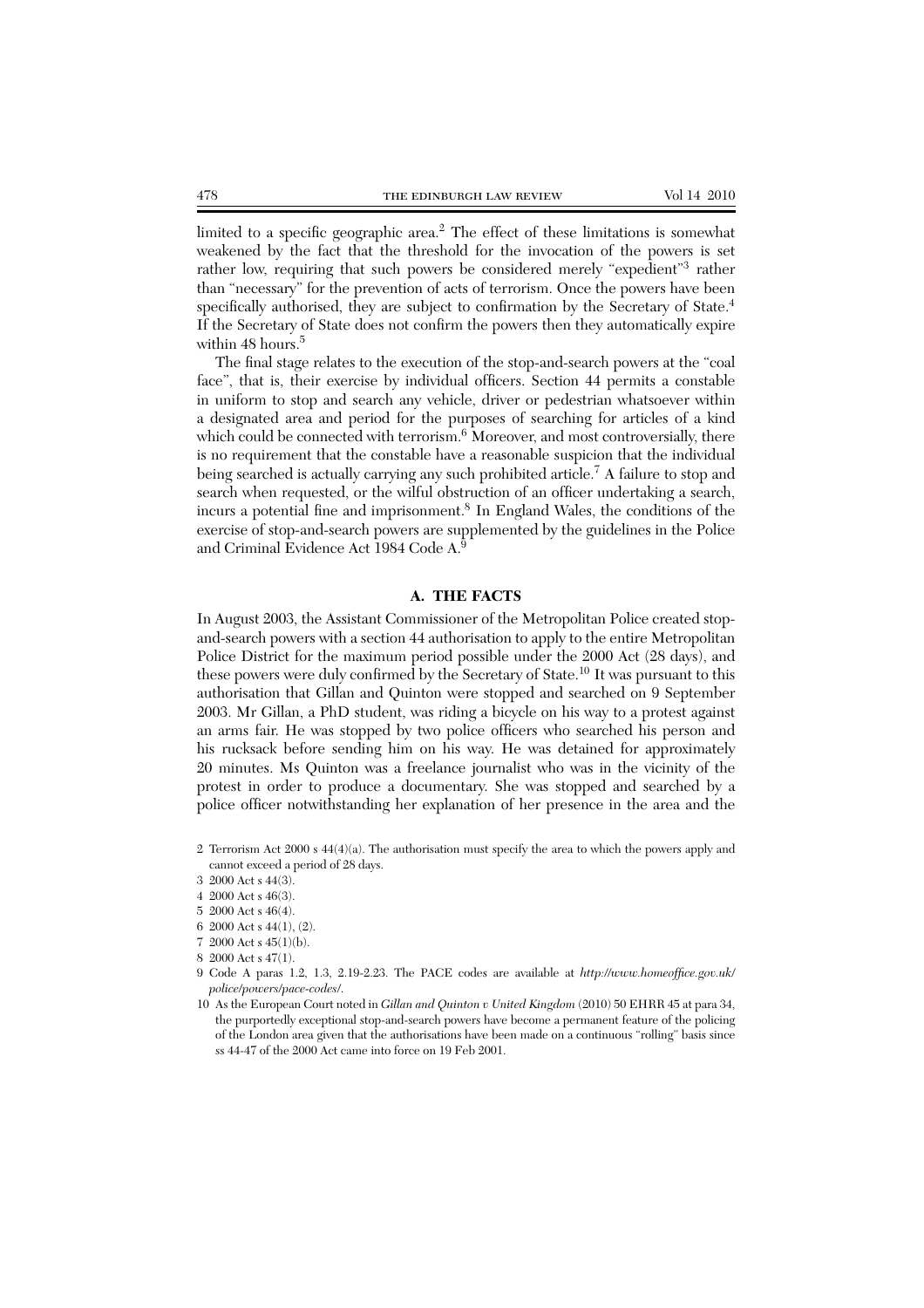limited to a specific geographic area.[2] The effect of these limitations is somewhat weakened by the fact that the threshold for the invocation of the powers is set rather low, requiring that such powers be considered merely "expedient"[3] rather than "necessary" for the prevention of acts of terrorism. Once the powers have been specifically authorised, they are subject to confirmation by the Secretary of State.[4] If the Secretary of State does not confirm the powers then they automatically expire within 48 hours.[5]

The final stage relates to the execution of the stop-and-search powers at the "coal face", that is, their exercise by individual officers. Section 44 permits a constable in uniform to stop and search any vehicle, driver or pedestrian whatsoever within a designated area and period for the purposes of searching for articles of a kind which could be connected with terrorism.[6] Moreover, and most controversially, there is no requirement that the constable have a reasonable suspicion that the individual being searched is actually carrying any such prohibited article.[7] A failure to stop and search when requested, or the wilful obstruction of an officer undertaking a search, incurs a potential fine and imprisonment.[8] In England Wales, the conditions of the exercise of stop-and-search powers are supplemented by the guidelines in the Police and Criminal Evidence Act 1984 Code A.[9]

## A. THE FACTS

In August 2003, the Assistant Commissioner of the Metropolitan Police created stop-and-search powers with a section 44 authorisation to apply to the entire Metropolitan Police District for the maximum period possible under the 2000 Act (28 days), and these powers were duly confirmed by the Secretary of State.[10] It was pursuant to this authorisation that Gillan and Quinton were stopped and searched on 9 September 2003. Mr Gillan, a PhD student, was riding a bicycle on his way to a protest against an arms fair. He was stopped by two police officers who searched his person and his rucksack before sending him on his way. He was detained for approximately 20 minutes. Ms Quinton was a freelance journalist who was in the vicinity of the protest in order to produce a documentary. She was stopped and searched by a police officer notwithstanding her explanation of her presence in the area and the

---

2 Terrorism Act 2000 s 44(4)(a). The authorisation must specify the area to which the powers apply and cannot exceed a period of 28 days.

3 2000 Act s 44(3).

4 2000 Act s 46(3).

5 2000 Act s 46(4).

6 2000 Act s 44(1), (2).

7 2000 Act s 45(1)(b).

8 2000 Act s 47(1).

9 Code A paras 1.2, 1.3, 2.19-2.23. The PACE codes are available at *http://www.homeoffice.gov.uk/police/powers/pace-codes/*.

10 As the European Court noted in *Gillan and Quinton v United Kingdom* (2010) 50 EHRR 45 at para 34, the purportedly exceptional stop-and-search powers have become a permanent feature of the policing of the London area given that the authorisations have been made on a continuous "rolling" basis since ss 44-47 of the 2000 Act came into force on 19 Feb 2001.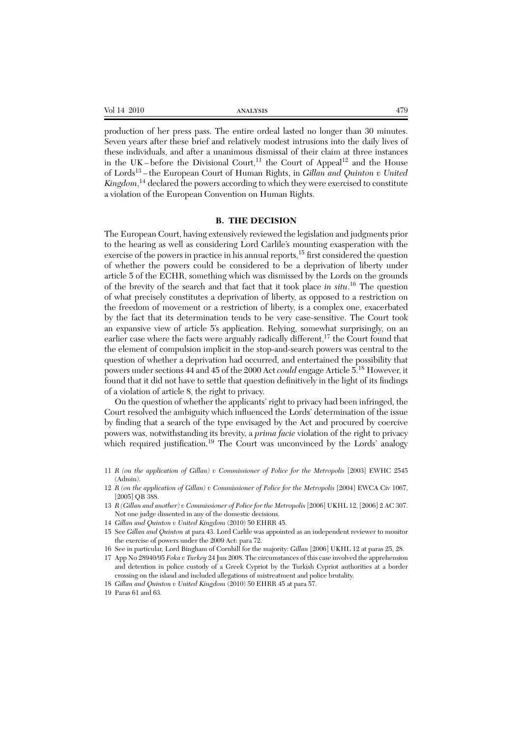production of her press pass. The entire ordeal lasted no longer than 30 minutes. Seven years after these brief and relatively modest intrusions into the daily lives of these individuals, and after a unanimous dismissal of their claim at three instances in the UK – before the Divisional Court,[11] the Court of Appeal[12] and the House of Lords[13] – the European Court of Human Rights, in *Gillan and Quinton v United Kingdom*,[14] declared the powers according to which they were exercised to constitute a violation of the European Convention on Human Rights.

## B. THE DECISION

The European Court, having extensively reviewed the legislation and judgments prior to the hearing as well as considering Lord Carlile's mounting exasperation with the exercise of the powers in practice in his annual reports,[15] first considered the question of whether the powers could be considered to be a deprivation of liberty under article 5 of the ECHR, something which was dismissed by the Lords on the grounds of the brevity of the search and that fact that it took place *in situ*.[16] The question of what precisely constitutes a deprivation of liberty, as opposed to a restriction on the freedom of movement or a restriction of liberty, is a complex one, exacerbated by the fact that its determination tends to be very case-sensitive. The Court took an expansive view of article 5's application. Relying, somewhat surprisingly, on an earlier case where the facts were arguably radically different,[17] the Court found that the element of compulsion implicit in the stop-and-search powers was central to the question of whether a deprivation had occurred, and entertained the possibility that powers under sections 44 and 45 of the 2000 Act *could* engage Article 5.[18] However, it found that it did not have to settle that question definitively in the light of its findings of a violation of article 8, the right to privacy.

On the question of whether the applicants' right to privacy had been infringed, the Court resolved the ambiguity which influenced the Lords' determination of the issue by finding that a search of the type envisaged by the Act and procured by coercive powers was, notwithstanding its brevity, a *prima facie* violation of the right to privacy which required justification.[19] The Court was unconvinced by the Lords' analogy

---

11 *R (on the application of Gillan) v Commissioner of Police for the Metropolis* [2003] EWHC 2545 (Admin).

12 *R (on the application of Gillan) v Commissioner of Police for the Metropolis* [2004] EWCA Civ 1067, [2005] QB 388.

13 *R (Gillan and another) v Commissioner of Police for the Metropolis* [2006] UKHL 12, [2006] 2 AC 307. Not one judge dissented in any of the domestic decisions.

14 *Gillan and Quinton v United Kingdom* (2010) 50 EHRR 45.

15 See *Gillan and Quinton* at para 43. Lord Carlile was appointed as an independent reviewer to monitor the exercise of powers under the 2009 Act: para 72.

16 See in particular, Lord Bingham of Cornhill for the majority: *Gillan* [2006] UKHL 12 at paras 25, 28.

17 App No 28940/95 *Foka v Turkey* 24 Jun 2008. The circumstances of this case involved the apprehension and detention in police custody of a Greek Cypriot by the Turkish Cypriot authorities at a border crossing on the island and included allegations of mistreatment and police brutality.

18 *Gillan and Quinton v United Kingdom* (2010) 50 EHRR 45 at para 57.

19 Paras 61 and 63.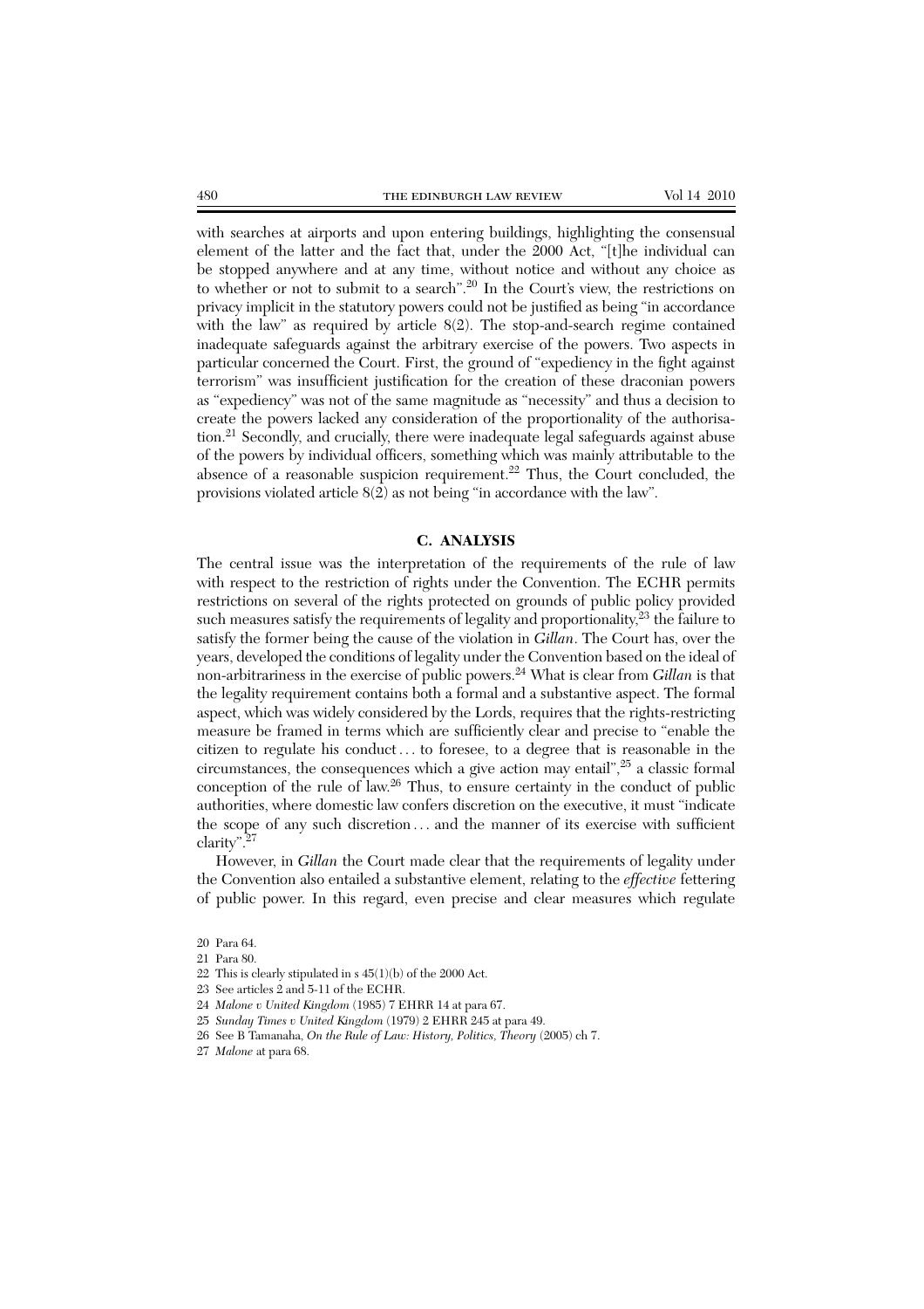with searches at airports and upon entering buildings, highlighting the consensual element of the latter and the fact that, under the 2000 Act, "[t]he individual can be stopped anywhere and at any time, without notice and without any choice as to whether or not to submit to a search".[20] In the Court's view, the restrictions on privacy implicit in the statutory powers could not be justified as being "in accordance with the law" as required by article 8(2). The stop-and-search regime contained inadequate safeguards against the arbitrary exercise of the powers. Two aspects in particular concerned the Court. First, the ground of "expediency in the fight against terrorism" was insufficient justification for the creation of these draconian powers as "expediency" was not of the same magnitude as "necessity" and thus a decision to create the powers lacked any consideration of the proportionality of the authorisation.[21] Secondly, and crucially, there were inadequate legal safeguards against abuse of the powers by individual officers, something which was mainly attributable to the absence of a reasonable suspicion requirement.[22] Thus, the Court concluded, the provisions violated article 8(2) as not being "in accordance with the law".

## C. ANALYSIS

The central issue was the interpretation of the requirements of the rule of law with respect to the restriction of rights under the Convention. The ECHR permits restrictions on several of the rights protected on grounds of public policy provided such measures satisfy the requirements of legality and proportionality,[23] the failure to satisfy the former being the cause of the violation in *Gillan*. The Court has, over the years, developed the conditions of legality under the Convention based on the ideal of non-arbitrariness in the exercise of public powers.[24] What is clear from *Gillan* is that the legality requirement contains both a formal and a substantive aspect. The formal aspect, which was widely considered by the Lords, requires that the rights-restricting measure be framed in terms which are sufficiently clear and precise to "enable the citizen to regulate his conduct . . . to foresee, to a degree that is reasonable in the circumstances, the consequences which a give action may entail",[25] a classic formal conception of the rule of law.[26] Thus, to ensure certainty in the conduct of public authorities, where domestic law confers discretion on the executive, it must "indicate the scope of any such discretion . . . and the manner of its exercise with sufficient clarity".[27]

However, in *Gillan* the Court made clear that the requirements of legality under the Convention also entailed a substantive element, relating to the *effective* fettering of public power. In this regard, even precise and clear measures which regulate

20 Para 64.

21 Para 80.

22 This is clearly stipulated in s 45(1)(b) of the 2000 Act.

23 See articles 2 and 5-11 of the ECHR.

24 *Malone v United Kingdom* (1985) 7 EHRR 14 at para 67.

25 *Sunday Times v United Kingdom* (1979) 2 EHRR 245 at para 49.

26 See B Tamanaha, *On the Rule of Law: History, Politics, Theory* (2005) ch 7.

27 *Malone* at para 68.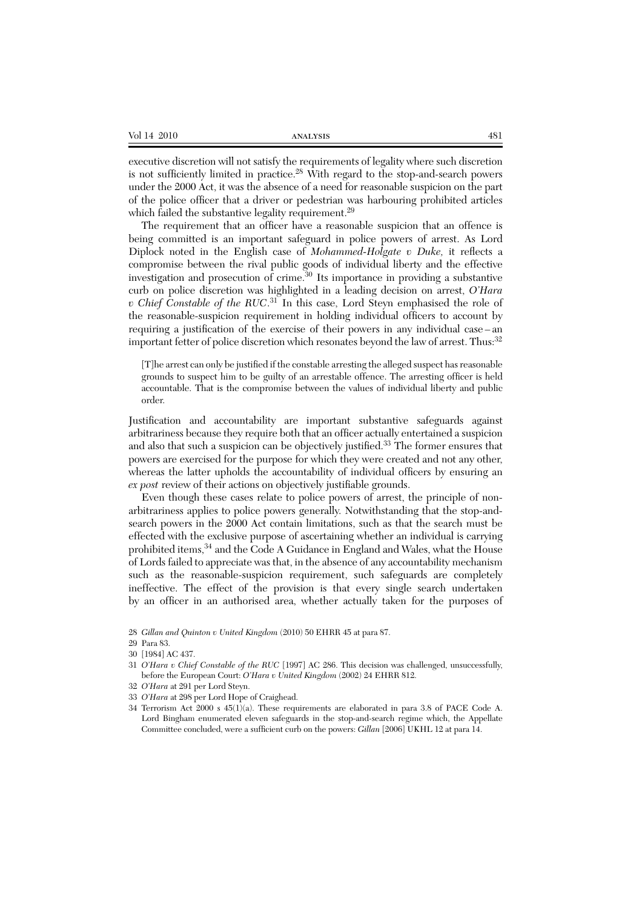executive discretion will not satisfy the requirements of legality where such discretion is not sufficiently limited in practice.[28] With regard to the stop-and-search powers under the 2000 Act, it was the absence of a need for reasonable suspicion on the part of the police officer that a driver or pedestrian was harbouring prohibited articles which failed the substantive legality requirement.[29]

The requirement that an officer have a reasonable suspicion that an offence is being committed is an important safeguard in police powers of arrest. As Lord Diplock noted in the English case of *Mohammed-Holgate v Duke*, it reflects a compromise between the rival public goods of individual liberty and the effective investigation and prosecution of crime.[30] Its importance in providing a substantive curb on police discretion was highlighted in a leading decision on arrest, *O'Hara v Chief Constable of the RUC*.[31] In this case, Lord Steyn emphasised the role of the reasonable-suspicion requirement in holding individual officers to account by requiring a justification of the exercise of their powers in any individual case – an important fetter of police discretion which resonates beyond the law of arrest. Thus:[32]

> [T]he arrest can only be justified if the constable arresting the alleged suspect has reasonable grounds to suspect him to be guilty of an arrestable offence. The arresting officer is held accountable. That is the compromise between the values of individual liberty and public order.

Justification and accountability are important substantive safeguards against arbitrariness because they require both that an officer actually entertained a suspicion and also that such a suspicion can be objectively justified.[33] The former ensures that powers are exercised for the purpose for which they were created and not any other, whereas the latter upholds the accountability of individual officers by ensuring an *ex post* review of their actions on objectively justifiable grounds.

Even though these cases relate to police powers of arrest, the principle of non-arbitrariness applies to police powers generally. Notwithstanding that the stop-and-search powers in the 2000 Act contain limitations, such as that the search must be effected with the exclusive purpose of ascertaining whether an individual is carrying prohibited items,[34] and the Code A Guidance in England and Wales, what the House of Lords failed to appreciate was that, in the absence of any accountability mechanism such as the reasonable-suspicion requirement, such safeguards are completely ineffective. The effect of the provision is that every single search undertaken by an officer in an authorised area, whether actually taken for the purposes of

---

28 *Gillan and Quinton v United Kingdom* (2010) 50 EHRR 45 at para 87.

29 Para 83.

30 [1984] AC 437.

31 *O'Hara v Chief Constable of the RUC* [1997] AC 286. This decision was challenged, unsuccessfully, before the European Court: *O'Hara v United Kingdom* (2002) 24 EHRR 812.

32 *O'Hara* at 291 per Lord Steyn.

33 *O'Hara* at 298 per Lord Hope of Craighead.

34 Terrorism Act 2000 s 45(1)(a). These requirements are elaborated in para 3.8 of PACE Code A. Lord Bingham enumerated eleven safeguards in the stop-and-search regime which, the Appellate Committee concluded, were a sufficient curb on the powers: *Gillan* [2006] UKHL 12 at para 14.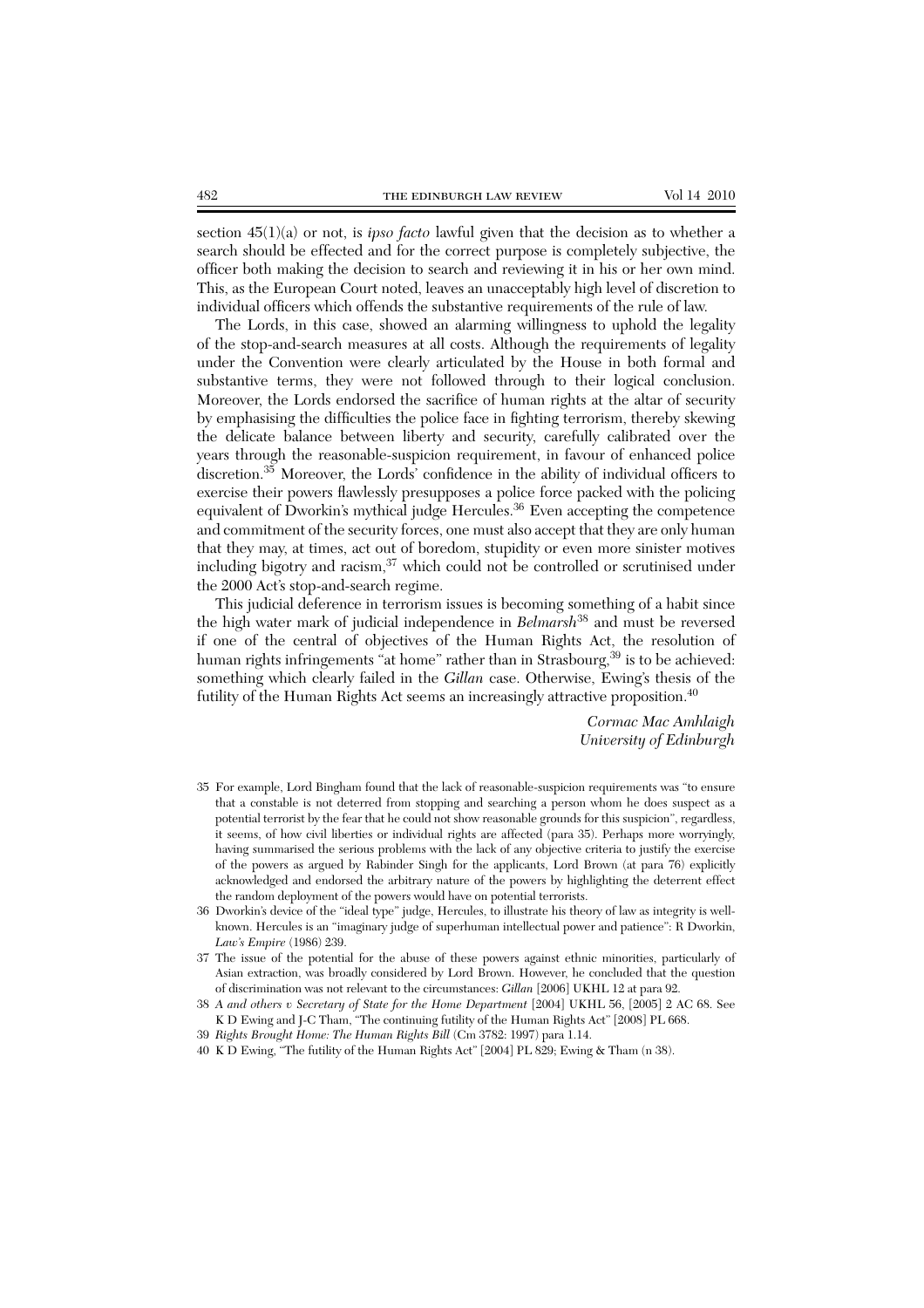section 45(1)(a) or not, is *ipso facto* lawful given that the decision as to whether a search should be effected and for the correct purpose is completely subjective, the officer both making the decision to search and reviewing it in his or her own mind. This, as the European Court noted, leaves an unacceptably high level of discretion to individual officers which offends the substantive requirements of the rule of law.

The Lords, in this case, showed an alarming willingness to uphold the legality of the stop-and-search measures at all costs. Although the requirements of legality under the Convention were clearly articulated by the House in both formal and substantive terms, they were not followed through to their logical conclusion. Moreover, the Lords endorsed the sacrifice of human rights at the altar of security by emphasising the difficulties the police face in fighting terrorism, thereby skewing the delicate balance between liberty and security, carefully calibrated over the years through the reasonable-suspicion requirement, in favour of enhanced police discretion.[35] Moreover, the Lords' confidence in the ability of individual officers to exercise their powers flawlessly presupposes a police force packed with the policing equivalent of Dworkin's mythical judge Hercules.[36] Even accepting the competence and commitment of the security forces, one must also accept that they are only human that they may, at times, act out of boredom, stupidity or even more sinister motives including bigotry and racism,[37] which could not be controlled or scrutinised under the 2000 Act's stop-and-search regime.

This judicial deference in terrorism issues is becoming something of a habit since the high water mark of judicial independence in *Belmarsh*[38] and must be reversed if one of the central of objectives of the Human Rights Act, the resolution of human rights infringements "at home" rather than in Strasbourg,[39] is to be achieved: something which clearly failed in the *Gillan* case. Otherwise, Ewing's thesis of the futility of the Human Rights Act seems an increasingly attractive proposition.[40]

*Cormac Mac Amhlaigh*
*University of Edinburgh*

35 For example, Lord Bingham found that the lack of reasonable-suspicion requirements was "to ensure that a constable is not deterred from stopping and searching a person whom he does suspect as a potential terrorist by the fear that he could not show reasonable grounds for this suspicion", regardless, it seems, of how civil liberties or individual rights are affected (para 35). Perhaps more worryingly, having summarised the serious problems with the lack of any objective criteria to justify the exercise of the powers as argued by Rabinder Singh for the applicants, Lord Brown (at para 76) explicitly acknowledged and endorsed the arbitrary nature of the powers by highlighting the deterrent effect the random deployment of the powers would have on potential terrorists.

36 Dworkin's device of the "ideal type" judge, Hercules, to illustrate his theory of law as integrity is well-known. Hercules is an "imaginary judge of superhuman intellectual power and patience": R Dworkin, *Law's Empire* (1986) 239.

37 The issue of the potential for the abuse of these powers against ethnic minorities, particularly of Asian extraction, was broadly considered by Lord Brown. However, he concluded that the question of discrimination was not relevant to the circumstances: *Gillan* [2006] UKHL 12 at para 92.

38 *A and others v Secretary of State for the Home Department* [2004] UKHL 56, [2005] 2 AC 68. See K D Ewing and J-C Tham, "The continuing futility of the Human Rights Act" [2008] PL 668.

39 *Rights Brought Home: The Human Rights Bill* (Cm 3782: 1997) para 1.14.

40 K D Ewing, "The futility of the Human Rights Act" [2004] PL 829; Ewing & Tham (n 38).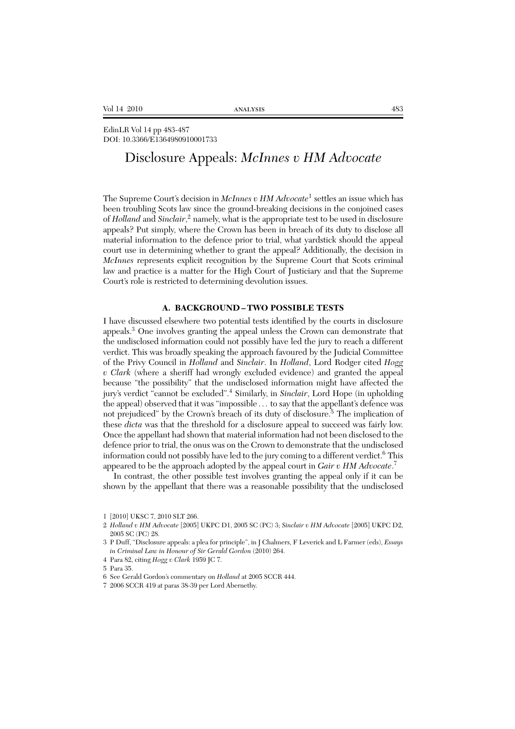EdinLR Vol 14 pp 483-487
DOI: 10.3366/E1364980910001733

# Disclosure Appeals: *McInnes v HM Advocate*

The Supreme Court's decision in *McInnes v HM Advocate*[1] settles an issue which has been troubling Scots law since the ground-breaking decisions in the conjoined cases of *Holland* and *Sinclair*,[2] namely, what is the appropriate test to be used in disclosure appeals? Put simply, where the Crown has been in breach of its duty to disclose all material information to the defence prior to trial, what yardstick should the appeal court use in determining whether to grant the appeal? Additionally, the decision in *McInnes* represents explicit recognition by the Supreme Court that Scots criminal law and practice is a matter for the High Court of Justiciary and that the Supreme Court's role is restricted to determining devolution issues.

## A. BACKGROUND – TWO POSSIBLE TESTS

I have discussed elsewhere two potential tests identified by the courts in disclosure appeals.[3] One involves granting the appeal unless the Crown can demonstrate that the undisclosed information could not possibly have led the jury to reach a different verdict. This was broadly speaking the approach favoured by the Judicial Committee of the Privy Council in *Holland* and *Sinclair*. In *Holland*, Lord Rodger cited *Hogg v Clark* (where a sheriff had wrongly excluded evidence) and granted the appeal because "the possibility" that the undisclosed information might have affected the jury's verdict "cannot be excluded".[4] Similarly, in *Sinclair*, Lord Hope (in upholding the appeal) observed that it was "impossible . . . to say that the appellant's defence was not prejudiced" by the Crown's breach of its duty of disclosure.[5] The implication of these *dicta* was that the threshold for a disclosure appeal to succeed was fairly low. Once the appellant had shown that material information had not been disclosed to the defence prior to trial, the onus was on the Crown to demonstrate that the undisclosed information could not possibly have led to the jury coming to a different verdict.[6] This appeared to be the approach adopted by the appeal court in *Gair v HM Advocate*.[7]

In contrast, the other possible test involves granting the appeal only if it can be shown by the appellant that there was a reasonable possibility that the undisclosed

1 [2010] UKSC 7, 2010 SLT 266.

2 *Holland v HM Advocate* [2005] UKPC D1, 2005 SC (PC) 3; *Sinclair v HM Advocate* [2005] UKPC D2, 2005 SC (PC) 28.

3 P Duff, "Disclosure appeals: a plea for principle", in J Chalmers, F Leverick and L Farmer (eds), *Essays in Criminal Law in Honour of Sir Gerald Gordon* (2010) 264.

4 Para 82, citing *Hogg v Clark* 1959 JC 7.

5 Para 35.

6 See Gerald Gordon's commentary on *Holland* at 2005 SCCR 444.

7 2006 SCCR 419 at paras 38-39 per Lord Abernethy.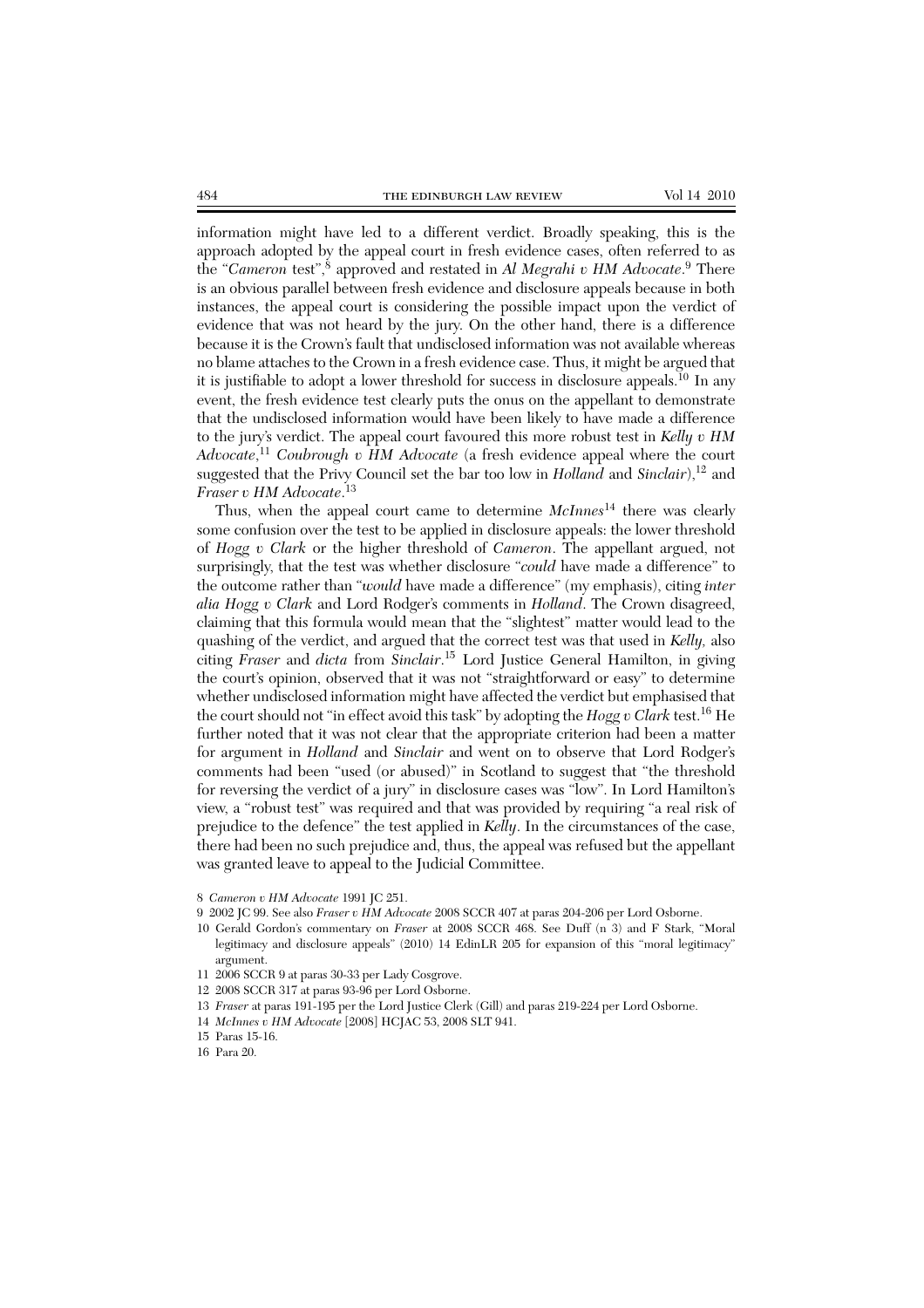information might have led to a different verdict. Broadly speaking, this is the approach adopted by the appeal court in fresh evidence cases, often referred to as the "*Cameron* test",[8] approved and restated in *Al Megrahi v HM Advocate*.[9] There is an obvious parallel between fresh evidence and disclosure appeals because in both instances, the appeal court is considering the possible impact upon the verdict of evidence that was not heard by the jury. On the other hand, there is a difference because it is the Crown's fault that undisclosed information was not available whereas no blame attaches to the Crown in a fresh evidence case. Thus, it might be argued that it is justifiable to adopt a lower threshold for success in disclosure appeals.[10] In any event, the fresh evidence test clearly puts the onus on the appellant to demonstrate that the undisclosed information would have been likely to have made a difference to the jury's verdict. The appeal court favoured this more robust test in *Kelly v HM Advocate*,[11] *Coubrough v HM Advocate* (a fresh evidence appeal where the court suggested that the Privy Council set the bar too low in *Holland* and *Sinclair*),[12] and *Fraser v HM Advocate*.[13]

Thus, when the appeal court came to determine *McInnes*[14] there was clearly some confusion over the test to be applied in disclosure appeals: the lower threshold of *Hogg v Clark* or the higher threshold of *Cameron*. The appellant argued, not surprisingly, that the test was whether disclosure "*could* have made a difference" to the outcome rather than "*would* have made a difference" (my emphasis), citing *inter alia Hogg v Clark* and Lord Rodger's comments in *Holland*. The Crown disagreed, claiming that this formula would mean that the "slightest" matter would lead to the quashing of the verdict, and argued that the correct test was that used in *Kelly,* also citing *Fraser* and *dicta* from *Sinclair*.[15] Lord Justice General Hamilton, in giving the court's opinion, observed that it was not "straightforward or easy" to determine whether undisclosed information might have affected the verdict but emphasised that the court should not "in effect avoid this task" by adopting the *Hogg v Clark* test.[16] He further noted that it was not clear that the appropriate criterion had been a matter for argument in *Holland* and *Sinclair* and went on to observe that Lord Rodger's comments had been "used (or abused)" in Scotland to suggest that "the threshold for reversing the verdict of a jury" in disclosure cases was "low". In Lord Hamilton's view, a "robust test" was required and that was provided by requiring "a real risk of prejudice to the defence" the test applied in *Kelly*. In the circumstances of the case, there had been no such prejudice and, thus, the appeal was refused but the appellant was granted leave to appeal to the Judicial Committee.

8 *Cameron v HM Advocate* 1991 JC 251.

9 2002 JC 99. See also *Fraser v HM Advocate* 2008 SCCR 407 at paras 204-206 per Lord Osborne.

10 Gerald Gordon's commentary on *Fraser* at 2008 SCCR 468. See Duff (n 3) and F Stark, "Moral legitimacy and disclosure appeals" (2010) 14 EdinLR 205 for expansion of this "moral legitimacy" argument.

11 2006 SCCR 9 at paras 30-33 per Lady Cosgrove.

12 2008 SCCR 317 at paras 93-96 per Lord Osborne.

13 *Fraser* at paras 191-195 per the Lord Justice Clerk (Gill) and paras 219-224 per Lord Osborne.

14 *McInnes v HM Advocate* [2008] HCJAC 53, 2008 SLT 941.

15 Paras 15-16.

16 Para 20.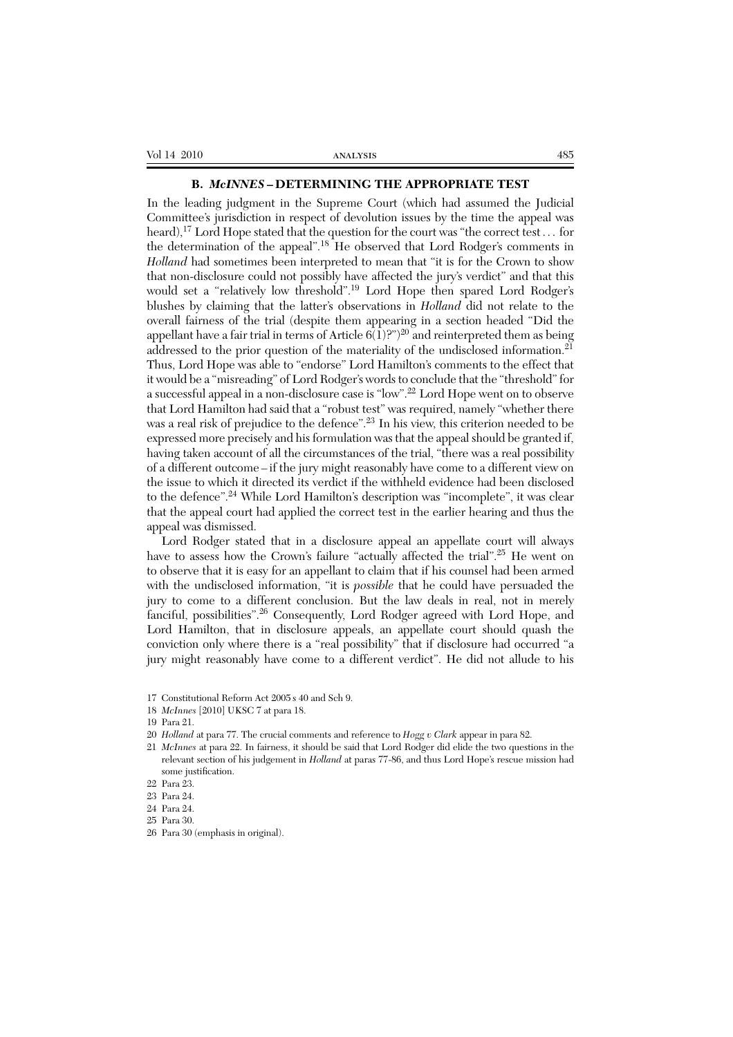### B. *McINNES* – DETERMINING THE APPROPRIATE TEST

In the leading judgment in the Supreme Court (which had assumed the Judicial Committee's jurisdiction in respect of devolution issues by the time the appeal was heard),[17] Lord Hope stated that the question for the court was "the correct test . . . for the determination of the appeal".[18] He observed that Lord Rodger's comments in *Holland* had sometimes been interpreted to mean that "it is for the Crown to show that non-disclosure could not possibly have affected the jury's verdict" and that this would set a "relatively low threshold".[19] Lord Hope then spared Lord Rodger's blushes by claiming that the latter's observations in *Holland* did not relate to the overall fairness of the trial (despite them appearing in a section headed "Did the appellant have a fair trial in terms of Article 6(1)?")[20] and reinterpreted them as being addressed to the prior question of the materiality of the undisclosed information.[21] Thus, Lord Hope was able to "endorse" Lord Hamilton's comments to the effect that it would be a "misreading" of Lord Rodger's words to conclude that the "threshold" for a successful appeal in a non-disclosure case is "low".[22] Lord Hope went on to observe that Lord Hamilton had said that a "robust test" was required, namely "whether there was a real risk of prejudice to the defence".[23] In his view, this criterion needed to be expressed more precisely and his formulation was that the appeal should be granted if, having taken account of all the circumstances of the trial, "there was a real possibility of a different outcome – if the jury might reasonably have come to a different view on the issue to which it directed its verdict if the withheld evidence had been disclosed to the defence".[24] While Lord Hamilton's description was "incomplete", it was clear that the appeal court had applied the correct test in the earlier hearing and thus the appeal was dismissed.

Lord Rodger stated that in a disclosure appeal an appellate court will always have to assess how the Crown's failure "actually affected the trial".[25] He went on to observe that it is easy for an appellant to claim that if his counsel had been armed with the undisclosed information, "it is *possible* that he could have persuaded the jury to come to a different conclusion. But the law deals in real, not in merely fanciful, possibilities".[26] Consequently, Lord Rodger agreed with Lord Hope, and Lord Hamilton, that in disclosure appeals, an appellate court should quash the conviction only where there is a "real possibility" that if disclosure had occurred "a jury might reasonably have come to a different verdict". He did not allude to his

---

17 Constitutional Reform Act 2005 s 40 and Sch 9.

18 *McInnes* [2010] UKSC 7 at para 18.

19 Para 21.

20 *Holland* at para 77. The crucial comments and reference to *Hogg v Clark* appear in para 82.

21 *McInnes* at para 22. In fairness, it should be said that Lord Rodger did elide the two questions in the relevant section of his judgement in *Holland* at paras 77-86, and thus Lord Hope's rescue mission had some justification.

22 Para 23.

23 Para 24.

24 Para 24.

25 Para 30.

26 Para 30 (emphasis in original).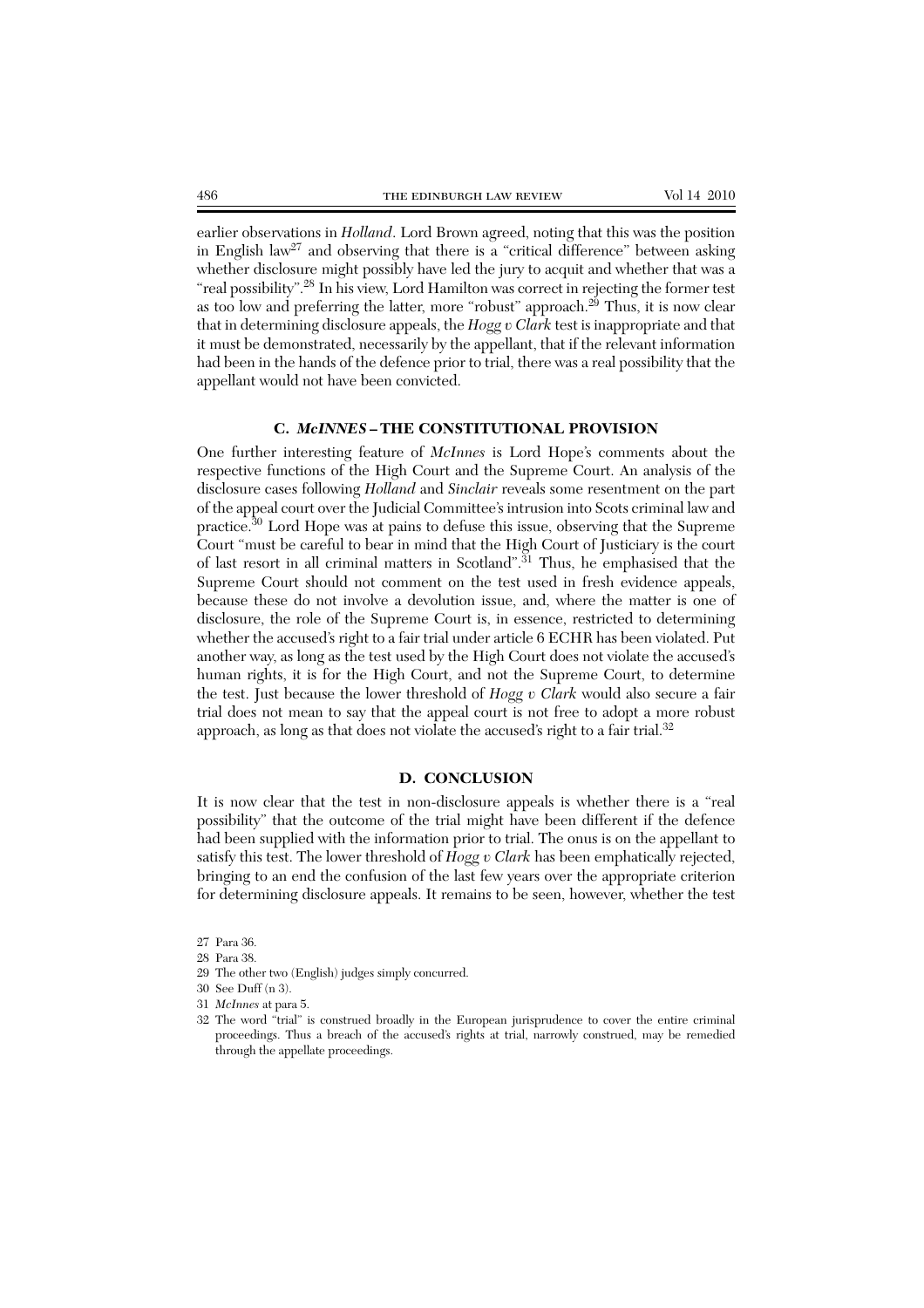earlier observations in *Holland*. Lord Brown agreed, noting that this was the position in English law[27] and observing that there is a "critical difference" between asking whether disclosure might possibly have led the jury to acquit and whether that was a "real possibility".[28] In his view, Lord Hamilton was correct in rejecting the former test as too low and preferring the latter, more "robust" approach.[29] Thus, it is now clear that in determining disclosure appeals, the *Hogg v Clark* test is inappropriate and that it must be demonstrated, necessarily by the appellant, that if the relevant information had been in the hands of the defence prior to trial, there was a real possibility that the appellant would not have been convicted.

### C. *McINNES* – THE CONSTITUTIONAL PROVISION

One further interesting feature of *McInnes* is Lord Hope's comments about the respective functions of the High Court and the Supreme Court. An analysis of the disclosure cases following *Holland* and *Sinclair* reveals some resentment on the part of the appeal court over the Judicial Committee's intrusion into Scots criminal law and practice.[30] Lord Hope was at pains to defuse this issue, observing that the Supreme Court "must be careful to bear in mind that the High Court of Justiciary is the court of last resort in all criminal matters in Scotland".[31] Thus, he emphasised that the Supreme Court should not comment on the test used in fresh evidence appeals, because these do not involve a devolution issue, and, where the matter is one of disclosure, the role of the Supreme Court is, in essence, restricted to determining whether the accused's right to a fair trial under article 6 ECHR has been violated. Put another way, as long as the test used by the High Court does not violate the accused's human rights, it is for the High Court, and not the Supreme Court, to determine the test. Just because the lower threshold of *Hogg v Clark* would also secure a fair trial does not mean to say that the appeal court is not free to adopt a more robust approach, as long as that does not violate the accused's right to a fair trial.[32]

### D. CONCLUSION

It is now clear that the test in non-disclosure appeals is whether there is a "real possibility" that the outcome of the trial might have been different if the defence had been supplied with the information prior to trial. The onus is on the appellant to satisfy this test. The lower threshold of *Hogg v Clark* has been emphatically rejected, bringing to an end the confusion of the last few years over the appropriate criterion for determining disclosure appeals. It remains to be seen, however, whether the test

27 Para 36.

28 Para 38.

29 The other two (English) judges simply concurred.

30 See Duff (n 3).

31 *McInnes* at para 5.

32 The word "trial" is construed broadly in the European jurisprudence to cover the entire criminal proceedings. Thus a breach of the accused's rights at trial, narrowly construed, may be remedied through the appellate proceedings.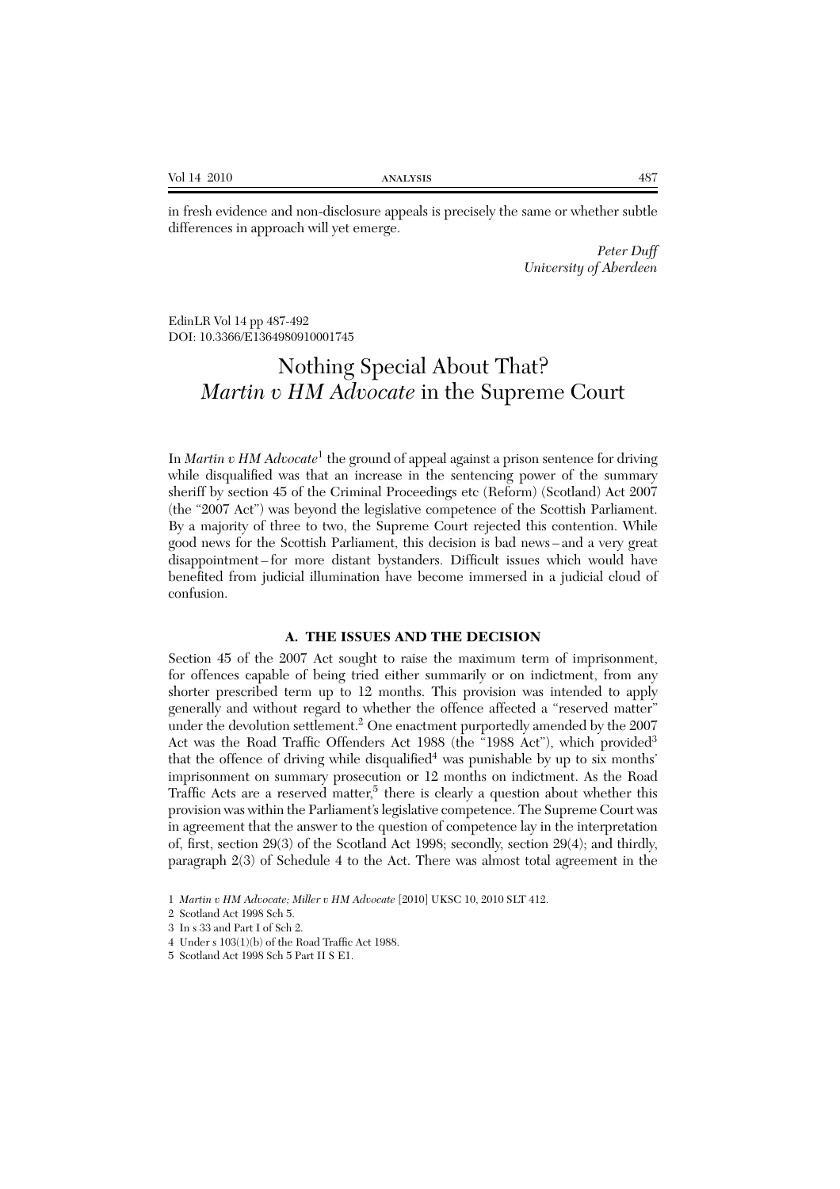in fresh evidence and non-disclosure appeals is precisely the same or whether subtle differences in approach will yet emerge.

*Peter Duff*
*University of Aberdeen*

EdinLR Vol 14 pp 487-492
DOI: 10.3366/E1364980910001745

# Nothing Special About That? *Martin v HM Advocate* in the Supreme Court

In *Martin v HM Advocate*[1] the ground of appeal against a prison sentence for driving while disqualified was that an increase in the sentencing power of the summary sheriff by section 45 of the Criminal Proceedings etc (Reform) (Scotland) Act 2007 (the "2007 Act") was beyond the legislative competence of the Scottish Parliament. By a majority of three to two, the Supreme Court rejected this contention. While good news for the Scottish Parliament, this decision is bad news – and a very great disappointment – for more distant bystanders. Difficult issues which would have benefited from judicial illumination have become immersed in a judicial cloud of confusion.

## A. THE ISSUES AND THE DECISION

Section 45 of the 2007 Act sought to raise the maximum term of imprisonment, for offences capable of being tried either summarily or on indictment, from any shorter prescribed term up to 12 months. This provision was intended to apply generally and without regard to whether the offence affected a "reserved matter" under the devolution settlement.[2] One enactment purportedly amended by the 2007 Act was the Road Traffic Offenders Act 1988 (the "1988 Act"), which provided[3] that the offence of driving while disqualified[4] was punishable by up to six months' imprisonment on summary prosecution or 12 months on indictment. As the Road Traffic Acts are a reserved matter,[5] there is clearly a question about whether this provision was within the Parliament's legislative competence. The Supreme Court was in agreement that the answer to the question of competence lay in the interpretation of, first, section 29(3) of the Scotland Act 1998; secondly, section 29(4); and thirdly, paragraph 2(3) of Schedule 4 to the Act. There was almost total agreement in the

1 *Martin v HM Advocate; Miller v HM Advocate* [2010] UKSC 10, 2010 SLT 412.

2 Scotland Act 1998 Sch 5.

3 In s 33 and Part I of Sch 2.

4 Under s 103(1)(b) of the Road Traffic Act 1988.

5 Scotland Act 1998 Sch 5 Part II S E1.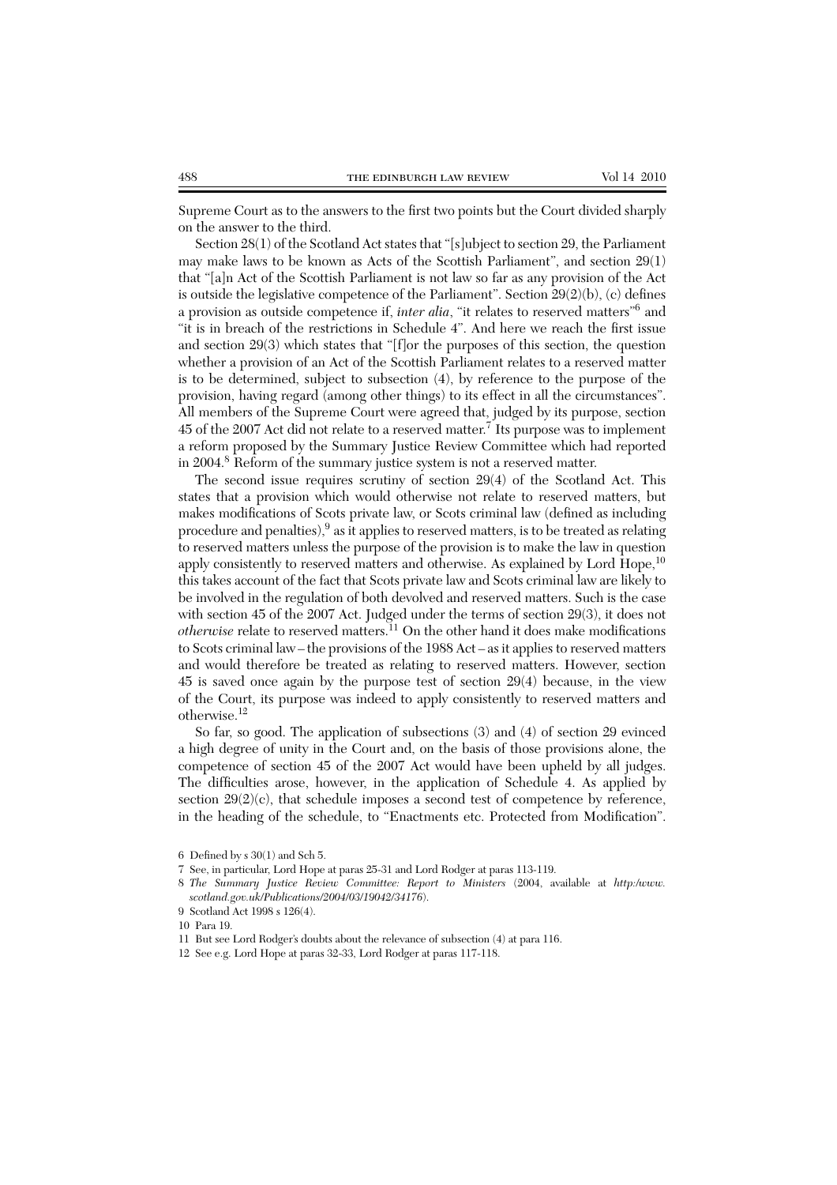Supreme Court as to the answers to the first two points but the Court divided sharply on the answer to the third.

Section 28(1) of the Scotland Act states that "[s]ubject to section 29, the Parliament may make laws to be known as Acts of the Scottish Parliament", and section 29(1) that "[a]n Act of the Scottish Parliament is not law so far as any provision of the Act is outside the legislative competence of the Parliament". Section 29(2)(b), (c) defines a provision as outside competence if, *inter alia*, "it relates to reserved matters"[6] and "it is in breach of the restrictions in Schedule 4". And here we reach the first issue and section 29(3) which states that "[f]or the purposes of this section, the question whether a provision of an Act of the Scottish Parliament relates to a reserved matter is to be determined, subject to subsection (4), by reference to the purpose of the provision, having regard (among other things) to its effect in all the circumstances". All members of the Supreme Court were agreed that, judged by its purpose, section 45 of the 2007 Act did not relate to a reserved matter.[7] Its purpose was to implement a reform proposed by the Summary Justice Review Committee which had reported in 2004.[8] Reform of the summary justice system is not a reserved matter.

The second issue requires scrutiny of section 29(4) of the Scotland Act. This states that a provision which would otherwise not relate to reserved matters, but makes modifications of Scots private law, or Scots criminal law (defined as including procedure and penalties),[9] as it applies to reserved matters, is to be treated as relating to reserved matters unless the purpose of the provision is to make the law in question apply consistently to reserved matters and otherwise. As explained by Lord Hope,[10] this takes account of the fact that Scots private law and Scots criminal law are likely to be involved in the regulation of both devolved and reserved matters. Such is the case with section 45 of the 2007 Act. Judged under the terms of section 29(3), it does not *otherwise* relate to reserved matters.[11] On the other hand it does make modifications to Scots criminal law – the provisions of the 1988 Act – as it applies to reserved matters and would therefore be treated as relating to reserved matters. However, section 45 is saved once again by the purpose test of section 29(4) because, in the view of the Court, its purpose was indeed to apply consistently to reserved matters and otherwise.[12]

So far, so good. The application of subsections (3) and (4) of section 29 evinced a high degree of unity in the Court and, on the basis of those provisions alone, the competence of section 45 of the 2007 Act would have been upheld by all judges. The difficulties arose, however, in the application of Schedule 4. As applied by section 29(2)(c), that schedule imposes a second test of competence by reference, in the heading of the schedule, to "Enactments etc. Protected from Modification".

6 Defined by s 30(1) and Sch 5.

7 See, in particular, Lord Hope at paras 25-31 and Lord Rodger at paras 113-119.

8 *The Summary Justice Review Committee: Report to Ministers* (2004, available at *http:/www.scotland.gov.uk/Publications/2004/03/19042/34176*).

9 Scotland Act 1998 s 126(4).

10 Para 19.

11 But see Lord Rodger's doubts about the relevance of subsection (4) at para 116.

12 See e.g. Lord Hope at paras 32-33, Lord Rodger at paras 117-118.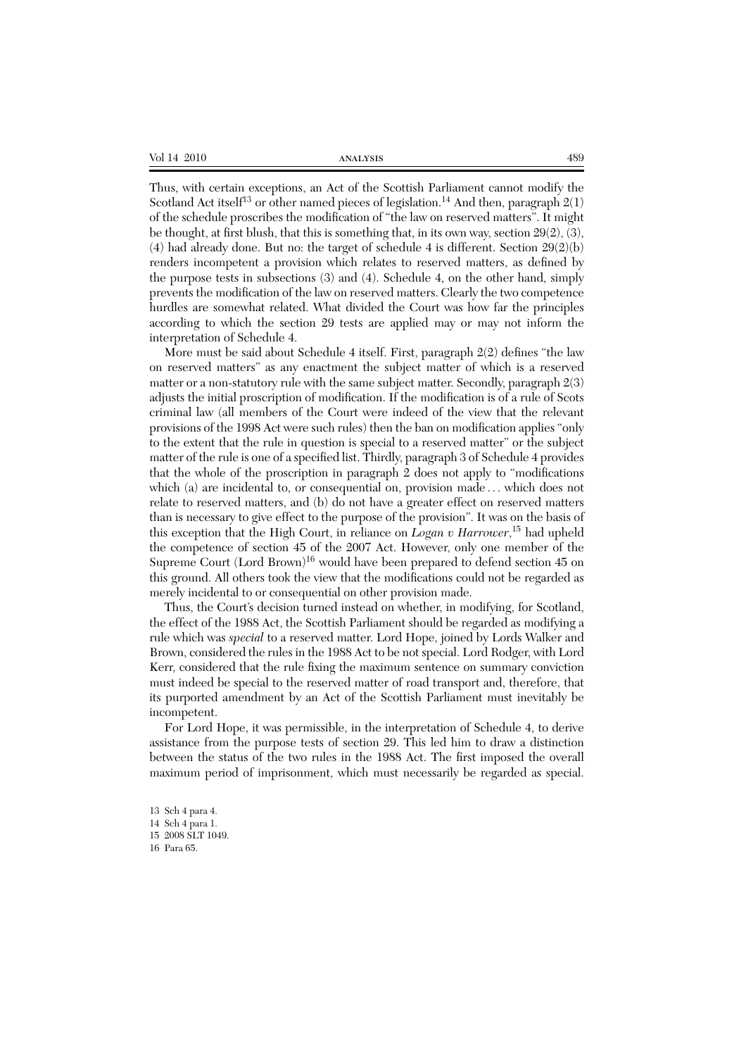Thus, with certain exceptions, an Act of the Scottish Parliament cannot modify the Scotland Act itself[13] or other named pieces of legislation.[14] And then, paragraph 2(1) of the schedule proscribes the modification of "the law on reserved matters". It might be thought, at first blush, that this is something that, in its own way, section 29(2), (3), (4) had already done. But no: the target of schedule 4 is different. Section 29(2)(b) renders incompetent a provision which relates to reserved matters, as defined by the purpose tests in subsections (3) and (4). Schedule 4, on the other hand, simply prevents the modification of the law on reserved matters. Clearly the two competence hurdles are somewhat related. What divided the Court was how far the principles according to which the section 29 tests are applied may or may not inform the interpretation of Schedule 4.

More must be said about Schedule 4 itself. First, paragraph 2(2) defines "the law on reserved matters" as any enactment the subject matter of which is a reserved matter or a non-statutory rule with the same subject matter. Secondly, paragraph 2(3) adjusts the initial proscription of modification. If the modification is of a rule of Scots criminal law (all members of the Court were indeed of the view that the relevant provisions of the 1998 Act were such rules) then the ban on modification applies "only to the extent that the rule in question is special to a reserved matter" or the subject matter of the rule is one of a specified list. Thirdly, paragraph 3 of Schedule 4 provides that the whole of the proscription in paragraph 2 does not apply to "modifications which (a) are incidental to, or consequential on, provision made . . . which does not relate to reserved matters, and (b) do not have a greater effect on reserved matters than is necessary to give effect to the purpose of the provision". It was on the basis of this exception that the High Court, in reliance on *Logan v Harrower*,[15] had upheld the competence of section 45 of the 2007 Act. However, only one member of the Supreme Court (Lord Brown)[16] would have been prepared to defend section 45 on this ground. All others took the view that the modifications could not be regarded as merely incidental to or consequential on other provision made.

Thus, the Court's decision turned instead on whether, in modifying, for Scotland, the effect of the 1988 Act, the Scottish Parliament should be regarded as modifying a rule which was *special* to a reserved matter. Lord Hope, joined by Lords Walker and Brown, considered the rules in the 1988 Act to be not special. Lord Rodger, with Lord Kerr, considered that the rule fixing the maximum sentence on summary conviction must indeed be special to the reserved matter of road transport and, therefore, that its purported amendment by an Act of the Scottish Parliament must inevitably be incompetent.

For Lord Hope, it was permissible, in the interpretation of Schedule 4, to derive assistance from the purpose tests of section 29. This led him to draw a distinction between the status of the two rules in the 1988 Act. The first imposed the overall maximum period of imprisonment, which must necessarily be regarded as special.

13 Sch 4 para 4.

14 Sch 4 para 1.

15 2008 SLT 1049.

16 Para 65.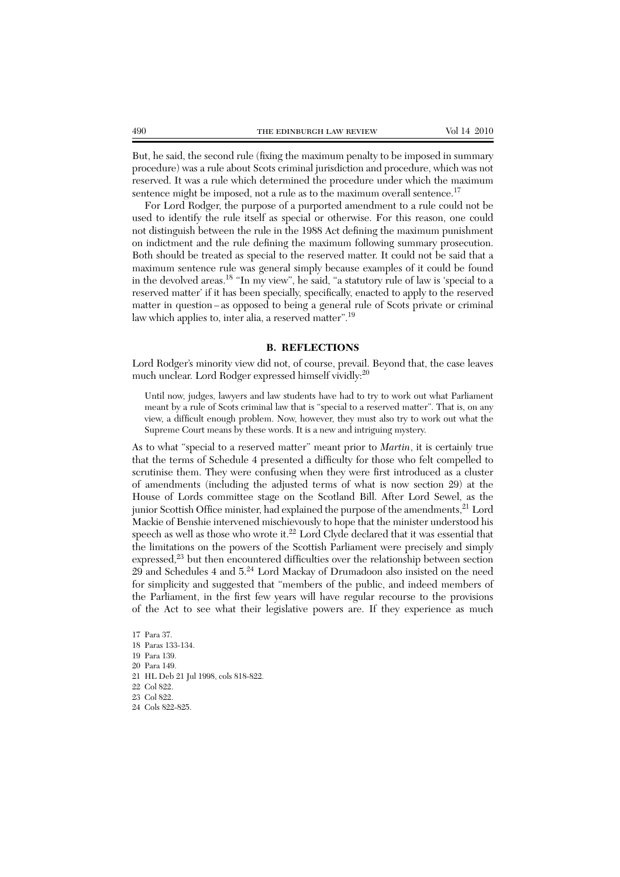But, he said, the second rule (fixing the maximum penalty to be imposed in summary procedure) was a rule about Scots criminal jurisdiction and procedure, which was not reserved. It was a rule which determined the procedure under which the maximum sentence might be imposed, not a rule as to the maximum overall sentence.[17]

For Lord Rodger, the purpose of a purported amendment to a rule could not be used to identify the rule itself as special or otherwise. For this reason, one could not distinguish between the rule in the 1988 Act defining the maximum punishment on indictment and the rule defining the maximum following summary prosecution. Both should be treated as special to the reserved matter. It could not be said that a maximum sentence rule was general simply because examples of it could be found in the devolved areas.[18] "In my view", he said, "a statutory rule of law is 'special to a reserved matter' if it has been specially, specifically, enacted to apply to the reserved matter in question – as opposed to being a general rule of Scots private or criminal law which applies to, inter alia, a reserved matter".[19]

### B. REFLECTIONS

Lord Rodger's minority view did not, of course, prevail. Beyond that, the case leaves much unclear. Lord Rodger expressed himself vividly:[20]

> Until now, judges, lawyers and law students have had to try to work out what Parliament meant by a rule of Scots criminal law that is "special to a reserved matter". That is, on any view, a difficult enough problem. Now, however, they must also try to work out what the Supreme Court means by these words. It is a new and intriguing mystery.

As to what "special to a reserved matter" meant prior to *Martin*, it is certainly true that the terms of Schedule 4 presented a difficulty for those who felt compelled to scrutinise them. They were confusing when they were first introduced as a cluster of amendments (including the adjusted terms of what is now section 29) at the House of Lords committee stage on the Scotland Bill. After Lord Sewel, as the junior Scottish Office minister, had explained the purpose of the amendments,[21] Lord Mackie of Benshie intervened mischievously to hope that the minister understood his speech as well as those who wrote it.[22] Lord Clyde declared that it was essential that the limitations on the powers of the Scottish Parliament were precisely and simply expressed,[23] but then encountered difficulties over the relationship between section 29 and Schedules 4 and 5.[24] Lord Mackay of Drumadoon also insisted on the need for simplicity and suggested that "members of the public, and indeed members of the Parliament, in the first few years will have regular recourse to the provisions of the Act to see what their legislative powers are. If they experience as much

17 Para 37.
18 Paras 133-134.
19 Para 139.
20 Para 149.
21 HL Deb 21 Jul 1998, cols 818-822.
22 Col 822.
23 Col 822.
24 Cols 822-825.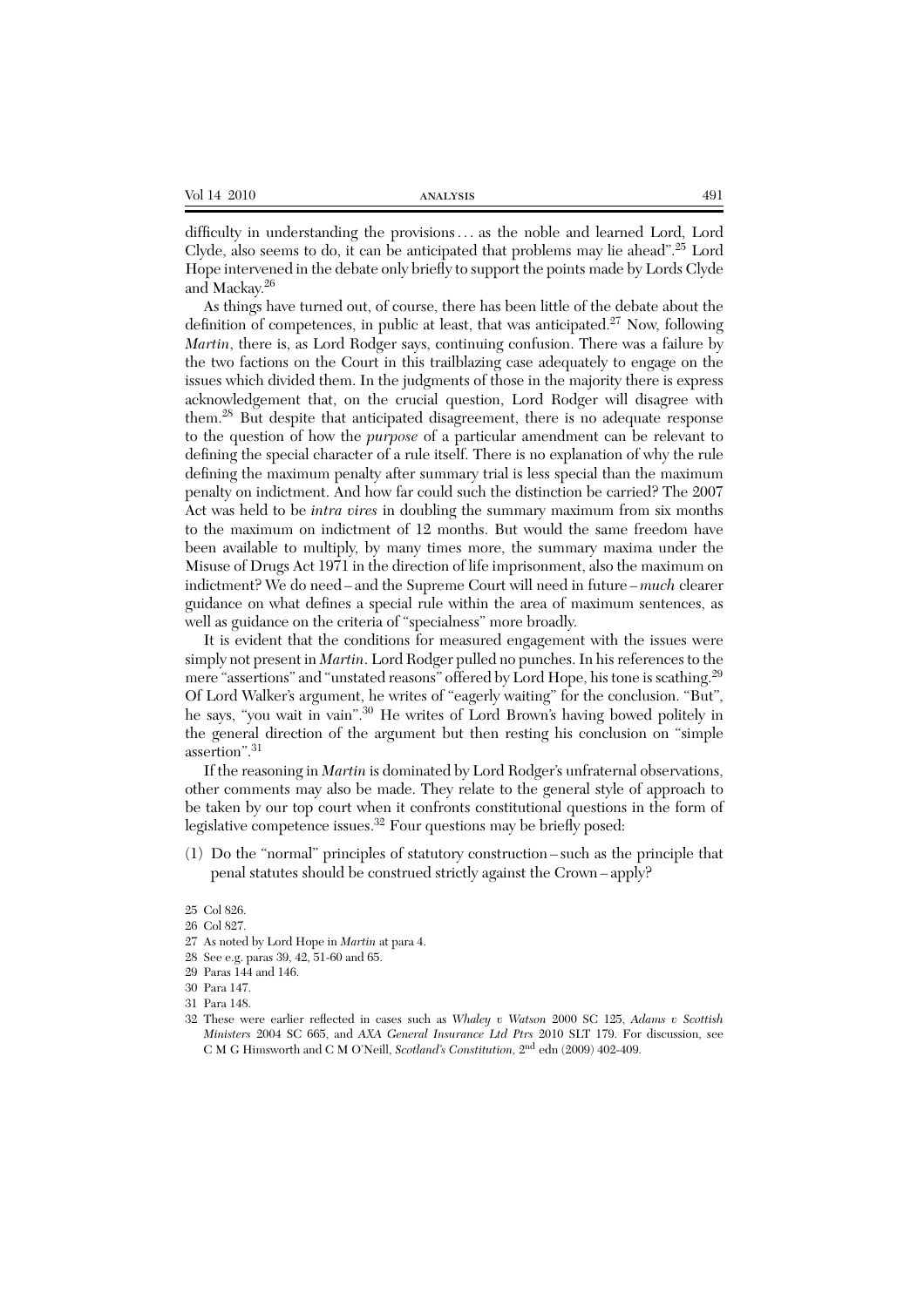difficulty in understanding the provisions . . . as the noble and learned Lord, Lord Clyde, also seems to do, it can be anticipated that problems may lie ahead".[25] Lord Hope intervened in the debate only briefly to support the points made by Lords Clyde and Mackay.[26]

As things have turned out, of course, there has been little of the debate about the definition of competences, in public at least, that was anticipated.[27] Now, following *Martin*, there is, as Lord Rodger says, continuing confusion. There was a failure by the two factions on the Court in this trailblazing case adequately to engage on the issues which divided them. In the judgments of those in the majority there is express acknowledgement that, on the crucial question, Lord Rodger will disagree with them.[28] But despite that anticipated disagreement, there is no adequate response to the question of how the *purpose* of a particular amendment can be relevant to defining the special character of a rule itself. There is no explanation of why the rule defining the maximum penalty after summary trial is less special than the maximum penalty on indictment. And how far could such the distinction be carried? The 2007 Act was held to be *intra vires* in doubling the summary maximum from six months to the maximum on indictment of 12 months. But would the same freedom have been available to multiply, by many times more, the summary maxima under the Misuse of Drugs Act 1971 in the direction of life imprisonment, also the maximum on indictment? We do need – and the Supreme Court will need in future – *much* clearer guidance on what defines a special rule within the area of maximum sentences, as well as guidance on the criteria of "specialness" more broadly.

It is evident that the conditions for measured engagement with the issues were simply not present in *Martin*. Lord Rodger pulled no punches. In his references to the mere "assertions" and "unstated reasons" offered by Lord Hope, his tone is scathing.[29] Of Lord Walker's argument, he writes of "eagerly waiting" for the conclusion. "But", he says, "you wait in vain".[30] He writes of Lord Brown's having bowed politely in the general direction of the argument but then resting his conclusion on "simple assertion".[31]

If the reasoning in *Martin* is dominated by Lord Rodger's unfraternal observations, other comments may also be made. They relate to the general style of approach to be taken by our top court when it confronts constitutional questions in the form of legislative competence issues.[32] Four questions may be briefly posed:

(1) Do the "normal" principles of statutory construction – such as the principle that penal statutes should be construed strictly against the Crown – apply?

25 Col 826.

26 Col 827.

27 As noted by Lord Hope in *Martin* at para 4.

28 See e.g. paras 39, 42, 51-60 and 65.

29 Paras 144 and 146.

30 Para 147.

31 Para 148.

32 These were earlier reflected in cases such as *Whaley v Watson* 2000 SC 125, *Adams v Scottish Ministers* 2004 SC 665, and *AXA General Insurance Ltd Ptrs* 2010 SLT 179. For discussion, see C M G Himsworth and C M O'Neill, *Scotland's Constitution*, 2nd edn (2009) 402-409.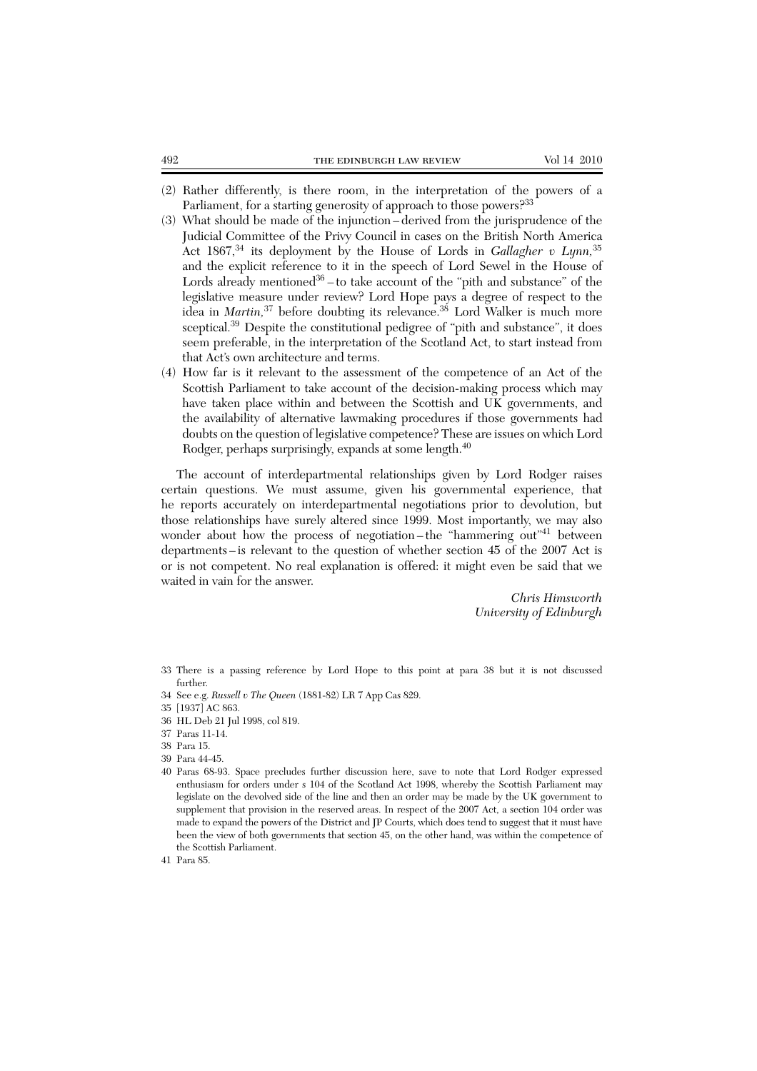(2) Rather differently, is there room, in the interpretation of the powers of a Parliament, for a starting generosity of approach to those powers?[33]

(3) What should be made of the injunction – derived from the jurisprudence of the Judicial Committee of the Privy Council in cases on the British North America Act 1867,[34] its deployment by the House of Lords in *Gallagher v Lynn*,[35] and the explicit reference to it in the speech of Lord Sewel in the House of Lords already mentioned[36] – to take account of the "pith and substance" of the legislative measure under review? Lord Hope pays a degree of respect to the idea in *Martin*,[37] before doubting its relevance.[38] Lord Walker is much more sceptical.[39] Despite the constitutional pedigree of "pith and substance", it does seem preferable, in the interpretation of the Scotland Act, to start instead from that Act's own architecture and terms.

(4) How far is it relevant to the assessment of the competence of an Act of the Scottish Parliament to take account of the decision-making process which may have taken place within and between the Scottish and UK governments, and the availability of alternative lawmaking procedures if those governments had doubts on the question of legislative competence? These are issues on which Lord Rodger, perhaps surprisingly, expands at some length.[40]

The account of interdepartmental relationships given by Lord Rodger raises certain questions. We must assume, given his governmental experience, that he reports accurately on interdepartmental negotiations prior to devolution, but those relationships have surely altered since 1999. Most importantly, we may also wonder about how the process of negotiation – the "hammering out"[41] between departments – is relevant to the question of whether section 45 of the 2007 Act is or is not competent. No real explanation is offered: it might even be said that we waited in vain for the answer.

*Chris Himsworth*
*University of Edinburgh*

---

33 There is a passing reference by Lord Hope to this point at para 38 but it is not discussed further.

34 See e.g. *Russell v The Queen* (1881-82) LR 7 App Cas 829.

35 [1937] AC 863.

36 HL Deb 21 Jul 1998, col 819.

37 Paras 11-14.

38 Para 15.

39 Para 44-45.

40 Paras 68-93. Space precludes further discussion here, save to note that Lord Rodger expressed enthusiasm for orders under s 104 of the Scotland Act 1998, whereby the Scottish Parliament may legislate on the devolved side of the line and then an order may be made by the UK government to supplement that provision in the reserved areas. In respect of the 2007 Act, a section 104 order was made to expand the powers of the District and JP Courts, which does tend to suggest that it must have been the view of both governments that section 45, on the other hand, was within the competence of the Scottish Parliament.

41 Para 85.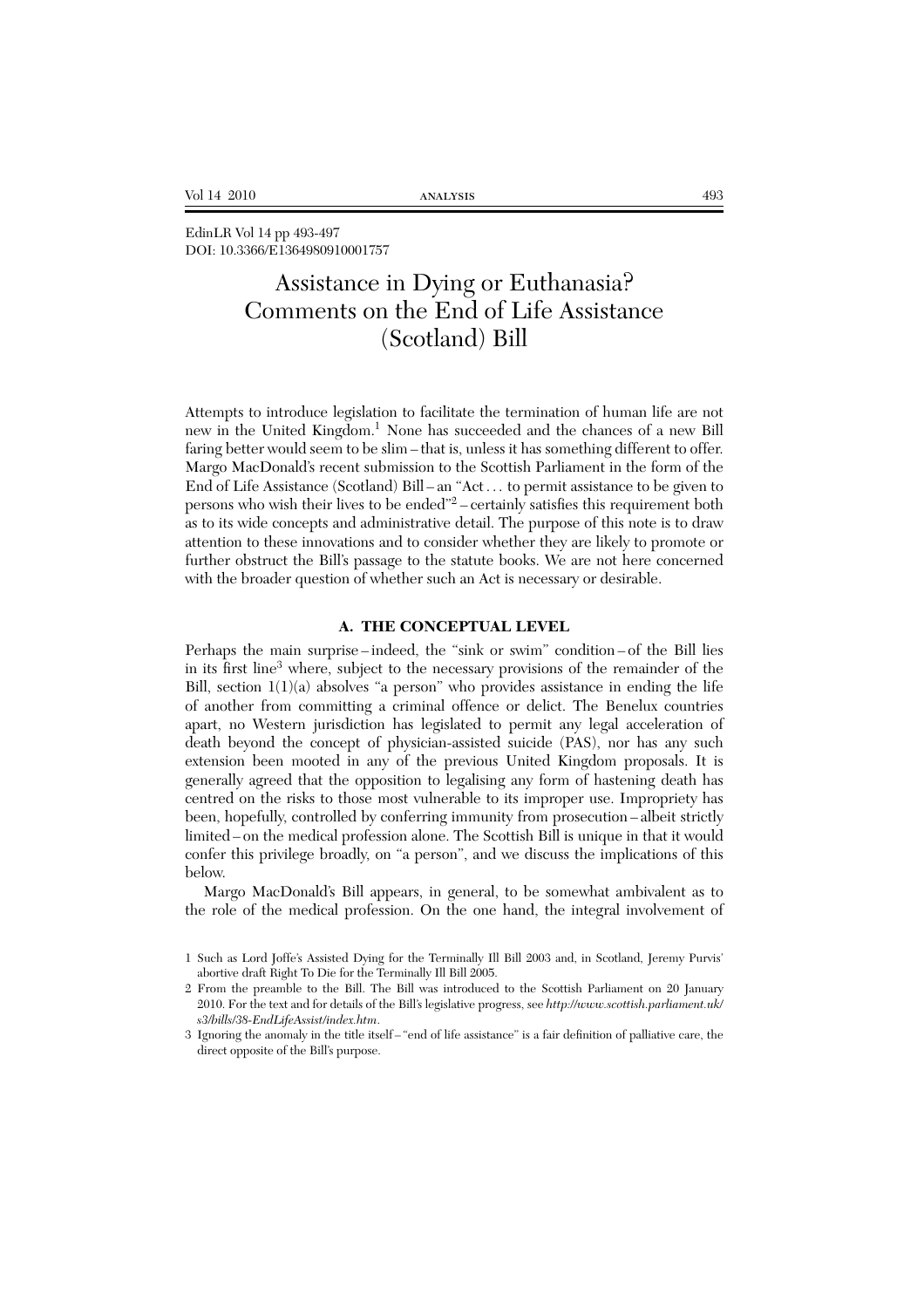EdinLR Vol 14 pp 493-497
DOI: 10.3366/E1364980910001757

# Assistance in Dying or Euthanasia? Comments on the End of Life Assistance (Scotland) Bill

Attempts to introduce legislation to facilitate the termination of human life are not new in the United Kingdom.[1] None has succeeded and the chances of a new Bill faring better would seem to be slim – that is, unless it has something different to offer. Margo MacDonald's recent submission to the Scottish Parliament in the form of the End of Life Assistance (Scotland) Bill – an "Act . . . to permit assistance to be given to persons who wish their lives to be ended"[2] – certainly satisfies this requirement both as to its wide concepts and administrative detail. The purpose of this note is to draw attention to these innovations and to consider whether they are likely to promote or further obstruct the Bill's passage to the statute books. We are not here concerned with the broader question of whether such an Act is necessary or desirable.

## A. THE CONCEPTUAL LEVEL

Perhaps the main surprise – indeed, the "sink or swim" condition – of the Bill lies in its first line[3] where, subject to the necessary provisions of the remainder of the Bill, section 1(1)(a) absolves "a person" who provides assistance in ending the life of another from committing a criminal offence or delict. The Benelux countries apart, no Western jurisdiction has legislated to permit any legal acceleration of death beyond the concept of physician-assisted suicide (PAS), nor has any such extension been mooted in any of the previous United Kingdom proposals. It is generally agreed that the opposition to legalising any form of hastening death has centred on the risks to those most vulnerable to its improper use. Impropriety has been, hopefully, controlled by conferring immunity from prosecution – albeit strictly limited – on the medical profession alone. The Scottish Bill is unique in that it would confer this privilege broadly, on "a person", and we discuss the implications of this below.

Margo MacDonald's Bill appears, in general, to be somewhat ambivalent as to the role of the medical profession. On the one hand, the integral involvement of

---

1 Such as Lord Joffe's Assisted Dying for the Terminally Ill Bill 2003 and, in Scotland, Jeremy Purvis' abortive draft Right To Die for the Terminally Ill Bill 2005.

2 From the preamble to the Bill. The Bill was introduced to the Scottish Parliament on 20 January 2010. For the text and for details of the Bill's legislative progress, see *http://www.scottish.parliament.uk/s3/bills/38-EndLifeAssist/index.htm*.

3 Ignoring the anomaly in the title itself – "end of life assistance" is a fair definition of palliative care, the direct opposite of the Bill's purpose.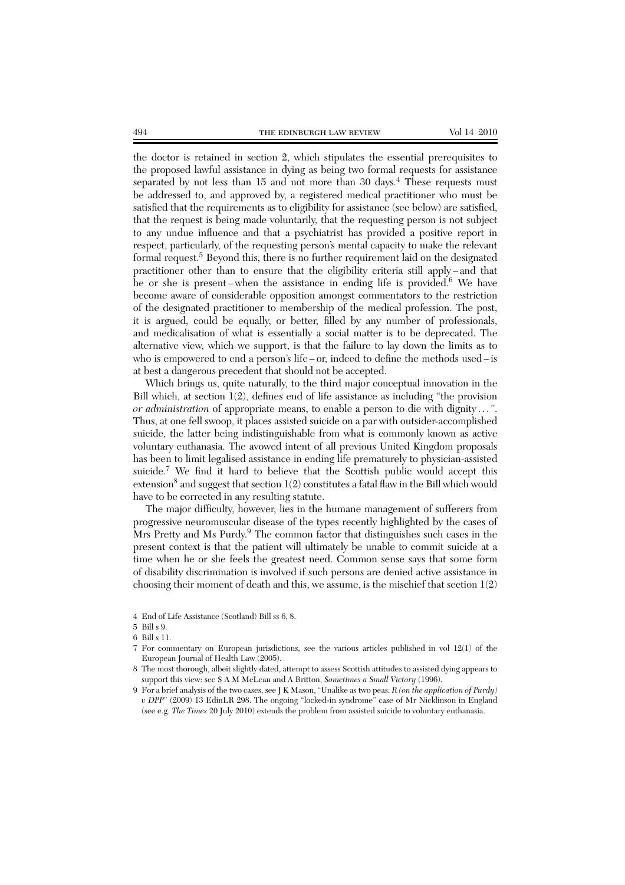the doctor is retained in section 2, which stipulates the essential prerequisites to the proposed lawful assistance in dying as being two formal requests for assistance separated by not less than 15 and not more than 30 days.[4] These requests must be addressed to, and approved by, a registered medical practitioner who must be satisfied that the requirements as to eligibility for assistance (see below) are satisfied, that the request is being made voluntarily, that the requesting person is not subject to any undue influence and that a psychiatrist has provided a positive report in respect, particularly, of the requesting person's mental capacity to make the relevant formal request.[5] Beyond this, there is no further requirement laid on the designated practitioner other than to ensure that the eligibility criteria still apply – and that he or she is present – when the assistance in ending life is provided.[6] We have become aware of considerable opposition amongst commentators to the restriction of the designated practitioner to membership of the medical profession. The post, it is argued, could be equally, or better, filled by any number of professionals, and medicalisation of what is essentially a social matter is to be deprecated. The alternative view, which we support, is that the failure to lay down the limits as to who is empowered to end a person's life – or, indeed to define the methods used – is at best a dangerous precedent that should not be accepted.

Which brings us, quite naturally, to the third major conceptual innovation in the Bill which, at section 1(2), defines end of life assistance as including "the provision *or administration* of appropriate means, to enable a person to die with dignity . . .". Thus, at one fell swoop, it places assisted suicide on a par with outsider-accomplished suicide, the latter being indistinguishable from what is commonly known as active voluntary euthanasia. The avowed intent of all previous United Kingdom proposals has been to limit legalised assistance in ending life prematurely to physician-assisted suicide.[7] We find it hard to believe that the Scottish public would accept this extension[8] and suggest that section 1(2) constitutes a fatal flaw in the Bill which would have to be corrected in any resulting statute.

The major difficulty, however, lies in the humane management of sufferers from progressive neuromuscular disease of the types recently highlighted by the cases of Mrs Pretty and Ms Purdy.[9] The common factor that distinguishes such cases in the present context is that the patient will ultimately be unable to commit suicide at a time when he or she feels the greatest need. Common sense says that some form of disability discrimination is involved if such persons are denied active assistance in choosing their moment of death and this, we assume, is the mischief that section 1(2)

4 End of Life Assistance (Scotland) Bill ss 6, 8.

5 Bill s 9.

6 Bill s 11.

7 For commentary on European jurisdictions, see the various articles published in vol 12(1) of the European Journal of Health Law (2005).

8 The most thorough, albeit slightly dated, attempt to assess Scottish attitudes to assisted dying appears to support this view: see S A M McLean and A Britton, *Sometimes a Small Victory* (1996).

9 For a brief analysis of the two cases, see J K Mason, "Unalike as two peas: *R (on the application of Purdy) v DPP*" (2009) 13 EdinLR 298. The ongoing "locked-in syndrome" case of Mr Nicklinson in England (see e.g. *The Times* 20 July 2010) extends the problem from assisted suicide to voluntary euthanasia.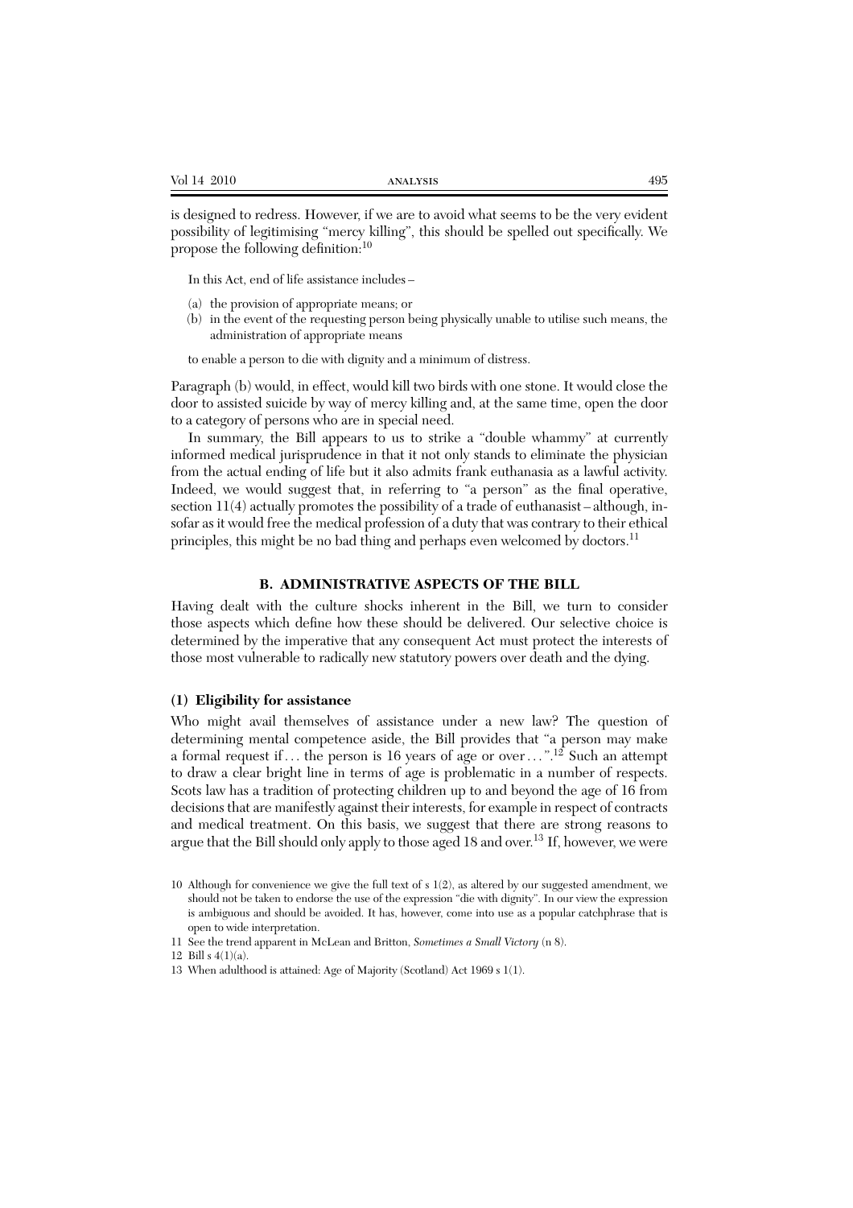is designed to redress. However, if we are to avoid what seems to be the very evident possibility of legitimising "mercy killing", this should be spelled out specifically. We propose the following definition:[10]

> In this Act, end of life assistance includes –
>
> (a) the provision of appropriate means; or
>
> (b) in the event of the requesting person being physically unable to utilise such means, the administration of appropriate means
>
> to enable a person to die with dignity and a minimum of distress.

Paragraph (b) would, in effect, would kill two birds with one stone. It would close the door to assisted suicide by way of mercy killing and, at the same time, open the door to a category of persons who are in special need.

In summary, the Bill appears to us to strike a "double whammy" at currently informed medical jurisprudence in that it not only stands to eliminate the physician from the actual ending of life but it also admits frank euthanasia as a lawful activity. Indeed, we would suggest that, in referring to "a person" as the final operative, section 11(4) actually promotes the possibility of a trade of euthanasist – although, insofar as it would free the medical profession of a duty that was contrary to their ethical principles, this might be no bad thing and perhaps even welcomed by doctors.[11]

## B. ADMINISTRATIVE ASPECTS OF THE BILL

Having dealt with the culture shocks inherent in the Bill, we turn to consider those aspects which define how these should be delivered. Our selective choice is determined by the imperative that any consequent Act must protect the interests of those most vulnerable to radically new statutory powers over death and the dying.

### (1) Eligibility for assistance

Who might avail themselves of assistance under a new law? The question of determining mental competence aside, the Bill provides that "a person may make a formal request if . . . the person is 16 years of age or over . . .".[12] Such an attempt to draw a clear bright line in terms of age is problematic in a number of respects. Scots law has a tradition of protecting children up to and beyond the age of 16 from decisions that are manifestly against their interests, for example in respect of contracts and medical treatment. On this basis, we suggest that there are strong reasons to argue that the Bill should only apply to those aged 18 and over.[13] If, however, we were

10 Although for convenience we give the full text of s 1(2), as altered by our suggested amendment, we should not be taken to endorse the use of the expression "die with dignity". In our view the expression is ambiguous and should be avoided. It has, however, come into use as a popular catchphrase that is open to wide interpretation.

11 See the trend apparent in McLean and Britton, *Sometimes a Small Victory* (n 8).

12 Bill s 4(1)(a).

13 When adulthood is attained: Age of Majority (Scotland) Act 1969 s 1(1).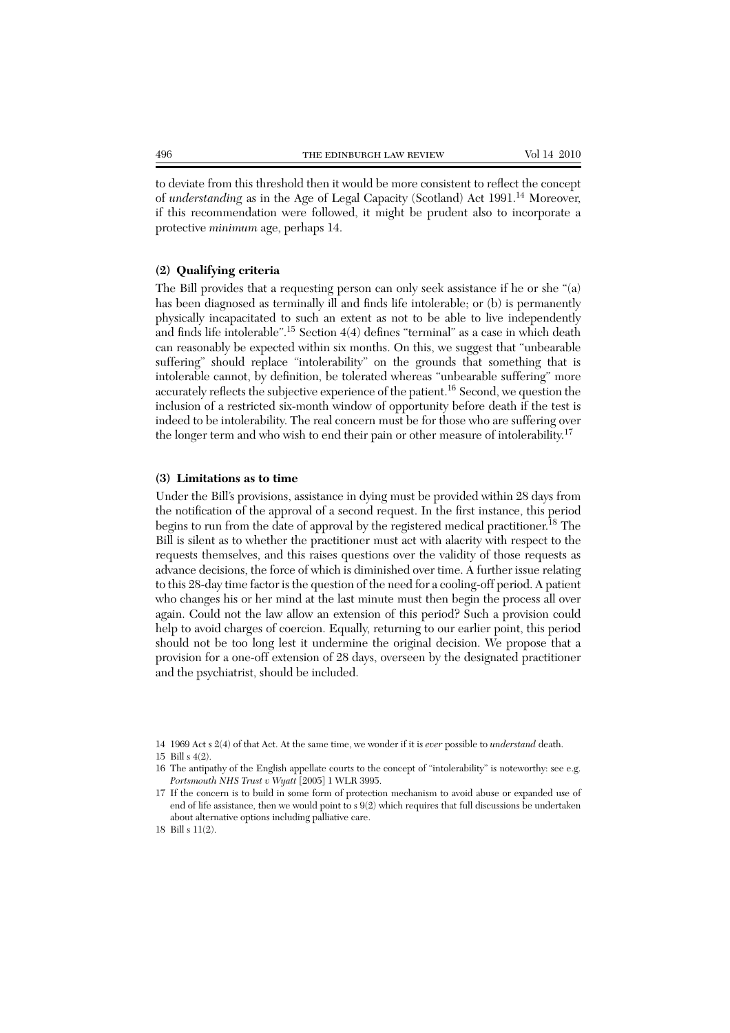to deviate from this threshold then it would be more consistent to reflect the concept of *understanding* as in the Age of Legal Capacity (Scotland) Act 1991.[14] Moreover, if this recommendation were followed, it might be prudent also to incorporate a protective *minimum* age, perhaps 14.

### (2) Qualifying criteria

The Bill provides that a requesting person can only seek assistance if he or she "(a) has been diagnosed as terminally ill and finds life intolerable; or (b) is permanently physically incapacitated to such an extent as not to be able to live independently and finds life intolerable".[15] Section 4(4) defines "terminal" as a case in which death can reasonably be expected within six months. On this, we suggest that "unbearable suffering" should replace "intolerability" on the grounds that something that is intolerable cannot, by definition, be tolerated whereas "unbearable suffering" more accurately reflects the subjective experience of the patient.[16] Second, we question the inclusion of a restricted six-month window of opportunity before death if the test is indeed to be intolerability. The real concern must be for those who are suffering over the longer term and who wish to end their pain or other measure of intolerability.[17]

### (3) Limitations as to time

Under the Bill's provisions, assistance in dying must be provided within 28 days from the notification of the approval of a second request. In the first instance, this period begins to run from the date of approval by the registered medical practitioner.[18] The Bill is silent as to whether the practitioner must act with alacrity with respect to the requests themselves, and this raises questions over the validity of those requests as advance decisions, the force of which is diminished over time. A further issue relating to this 28-day time factor is the question of the need for a cooling-off period. A patient who changes his or her mind at the last minute must then begin the process all over again. Could not the law allow an extension of this period? Such a provision could help to avoid charges of coercion. Equally, returning to our earlier point, this period should not be too long lest it undermine the original decision. We propose that a provision for a one-off extension of 28 days, overseen by the designated practitioner and the psychiatrist, should be included.

---

14 1969 Act s 2(4) of that Act. At the same time, we wonder if it is *ever* possible to *understand* death.

15 Bill s 4(2).

16 The antipathy of the English appellate courts to the concept of "intolerability" is noteworthy: see e.g. *Portsmouth NHS Trust v Wyatt* [2005] 1 WLR 3995.

17 If the concern is to build in some form of protection mechanism to avoid abuse or expanded use of end of life assistance, then we would point to s 9(2) which requires that full discussions be undertaken about alternative options including palliative care.

18 Bill s 11(2).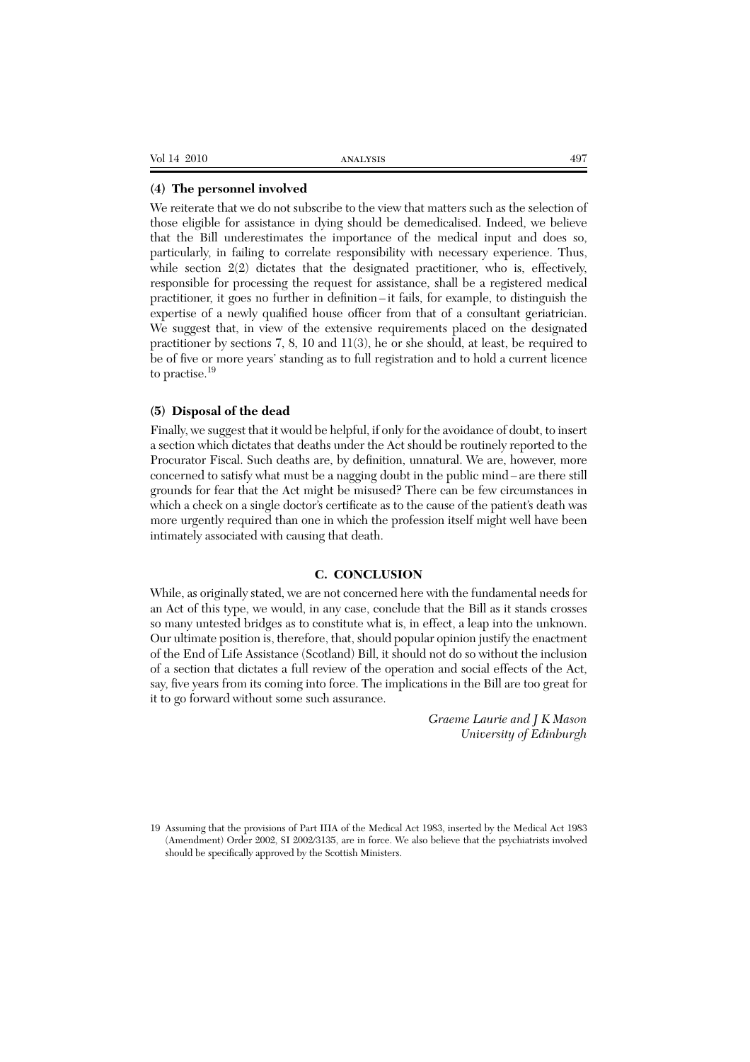### (4) The personnel involved

We reiterate that we do not subscribe to the view that matters such as the selection of those eligible for assistance in dying should be demedicalised. Indeed, we believe that the Bill underestimates the importance of the medical input and does so, particularly, in failing to correlate responsibility with necessary experience. Thus, while section 2(2) dictates that the designated practitioner, who is, effectively, responsible for processing the request for assistance, shall be a registered medical practitioner, it goes no further in definition – it fails, for example, to distinguish the expertise of a newly qualified house officer from that of a consultant geriatrician. We suggest that, in view of the extensive requirements placed on the designated practitioner by sections 7, 8, 10 and 11(3), he or she should, at least, be required to be of five or more years' standing as to full registration and to hold a current licence to practise.[19]

### (5) Disposal of the dead

Finally, we suggest that it would be helpful, if only for the avoidance of doubt, to insert a section which dictates that deaths under the Act should be routinely reported to the Procurator Fiscal. Such deaths are, by definition, unnatural. We are, however, more concerned to satisfy what must be a nagging doubt in the public mind – are there still grounds for fear that the Act might be misused? There can be few circumstances in which a check on a single doctor's certificate as to the cause of the patient's death was more urgently required than one in which the profession itself might well have been intimately associated with causing that death.

## C. CONCLUSION

While, as originally stated, we are not concerned here with the fundamental needs for an Act of this type, we would, in any case, conclude that the Bill as it stands crosses so many untested bridges as to constitute what is, in effect, a leap into the unknown. Our ultimate position is, therefore, that, should popular opinion justify the enactment of the End of Life Assistance (Scotland) Bill, it should not do so without the inclusion of a section that dictates a full review of the operation and social effects of the Act, say, five years from its coming into force. The implications in the Bill are too great for it to go forward without some such assurance.

*Graeme Laurie and J K Mason*
*University of Edinburgh*

19 Assuming that the provisions of Part IIIA of the Medical Act 1983, inserted by the Medical Act 1983 (Amendment) Order 2002, SI 2002/3135, are in force. We also believe that the psychiatrists involved should be specifically approved by the Scottish Ministers.